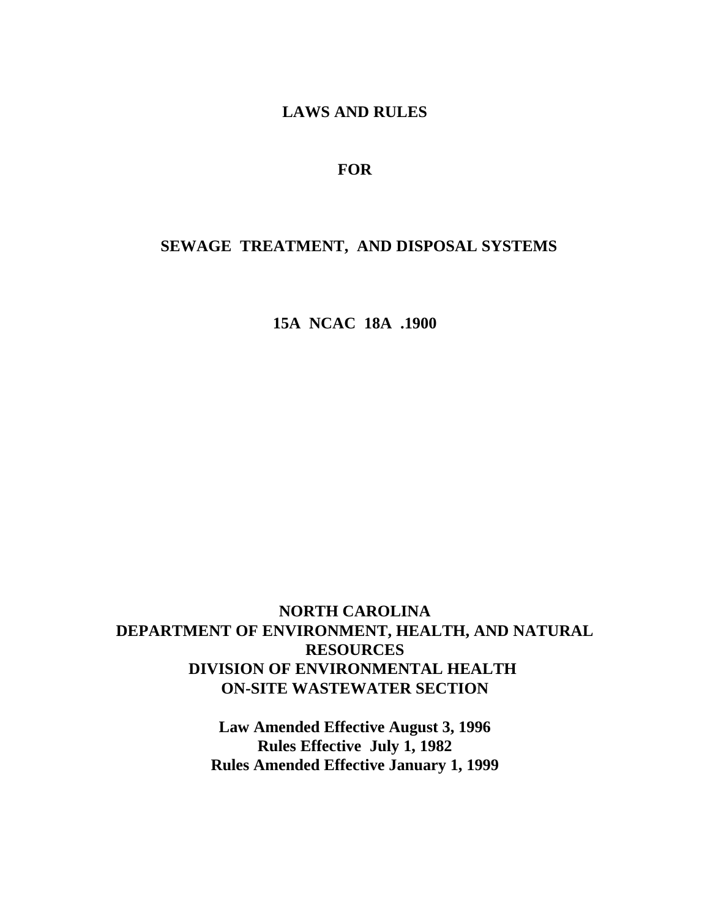# LAWS AND RULES

# FOR

# SEWAGE TREATMENT, AND DISPOSAL SYSTEMS

# 15A NCAC 18A .1900

**NORTH CAROLINA**
**DEPARTMENT OF ENVIRONMENT, HEALTH, AND NATURAL RESOURCES**
**DIVISION OF ENVIRONMENTAL HEALTH**
**ON-SITE WASTEWATER SECTION**

**Law Amended Effective August 3, 1996**
**Rules Effective July 1, 1982**
**Rules Amended Effective January 1, 1999**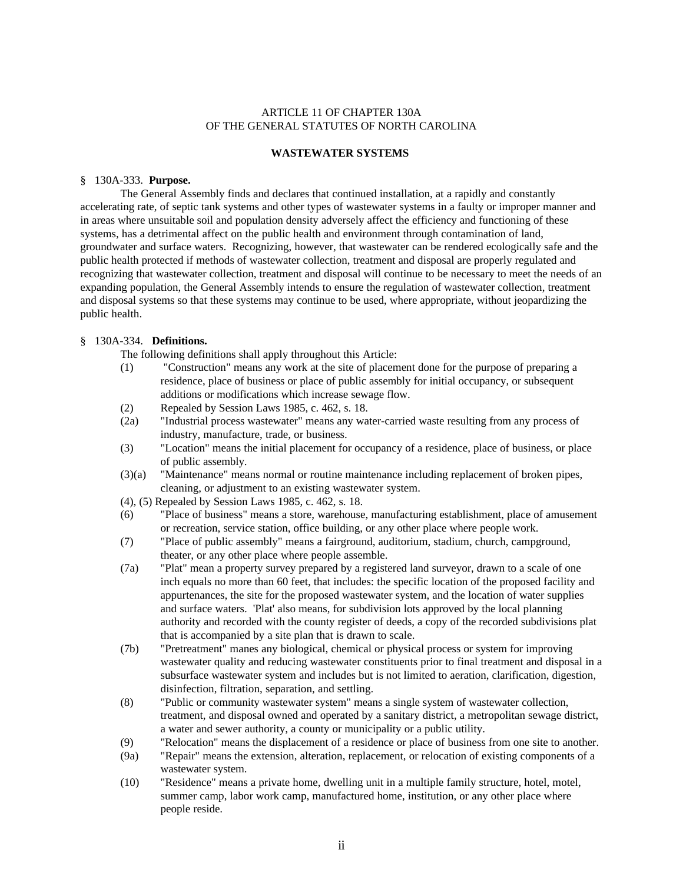ARTICLE 11 OF CHAPTER 130A
OF THE GENERAL STATUTES OF NORTH CAROLINA

**WASTEWATER SYSTEMS**

§ 130A-333. **Purpose.**

The General Assembly finds and declares that continued installation, at a rapidly and constantly accelerating rate, of septic tank systems and other types of wastewater systems in a faulty or improper manner and in areas where unsuitable soil and population density adversely affect the efficiency and functioning of these systems, has a detrimental affect on the public health and environment through contamination of land, groundwater and surface waters. Recognizing, however, that wastewater can be rendered ecologically safe and the public health protected if methods of wastewater collection, treatment and disposal are properly regulated and recognizing that wastewater collection, treatment and disposal will continue to be necessary to meet the needs of an expanding population, the General Assembly intends to ensure the regulation of wastewater collection, treatment and disposal systems so that these systems may continue to be used, where appropriate, without jeopardizing the public health.

§ 130A-334. **Definitions.**

The following definitions shall apply throughout this Article:

(1) "Construction" means any work at the site of placement done for the purpose of preparing a residence, place of business or place of public assembly for initial occupancy, or subsequent additions or modifications which increase sewage flow.

(2) Repealed by Session Laws 1985, c. 462, s. 18.

(2a) "Industrial process wastewater" means any water-carried waste resulting from any process of industry, manufacture, trade, or business.

(3) "Location" means the initial placement for occupancy of a residence, place of business, or place of public assembly.

(3)(a) "Maintenance" means normal or routine maintenance including replacement of broken pipes, cleaning, or adjustment to an existing wastewater system.

(4), (5) Repealed by Session Laws 1985, c. 462, s. 18.

(6) "Place of business" means a store, warehouse, manufacturing establishment, place of amusement or recreation, service station, office building, or any other place where people work.

(7) "Place of public assembly" means a fairground, auditorium, stadium, church, campground, theater, or any other place where people assemble.

(7a) "Plat" mean a property survey prepared by a registered land surveyor, drawn to a scale of one inch equals no more than 60 feet, that includes: the specific location of the proposed facility and appurtenances, the site for the proposed wastewater system, and the location of water supplies and surface waters. 'Plat' also means, for subdivision lots approved by the local planning authority and recorded with the county register of deeds, a copy of the recorded subdivisions plat that is accompanied by a site plan that is drawn to scale.

(7b) "Pretreatment" manes any biological, chemical or physical process or system for improving wastewater quality and reducing wastewater constituents prior to final treatment and disposal in a subsurface wastewater system and includes but is not limited to aeration, clarification, digestion, disinfection, filtration, separation, and settling.

(8) "Public or community wastewater system" means a single system of wastewater collection, treatment, and disposal owned and operated by a sanitary district, a metropolitan sewage district, a water and sewer authority, a county or municipality or a public utility.

(9) "Relocation" means the displacement of a residence or place of business from one site to another.

(9a) "Repair" means the extension, alteration, replacement, or relocation of existing components of a wastewater system.

(10) "Residence" means a private home, dwelling unit in a multiple family structure, hotel, motel, summer camp, labor work camp, manufactured home, institution, or any other place where people reside.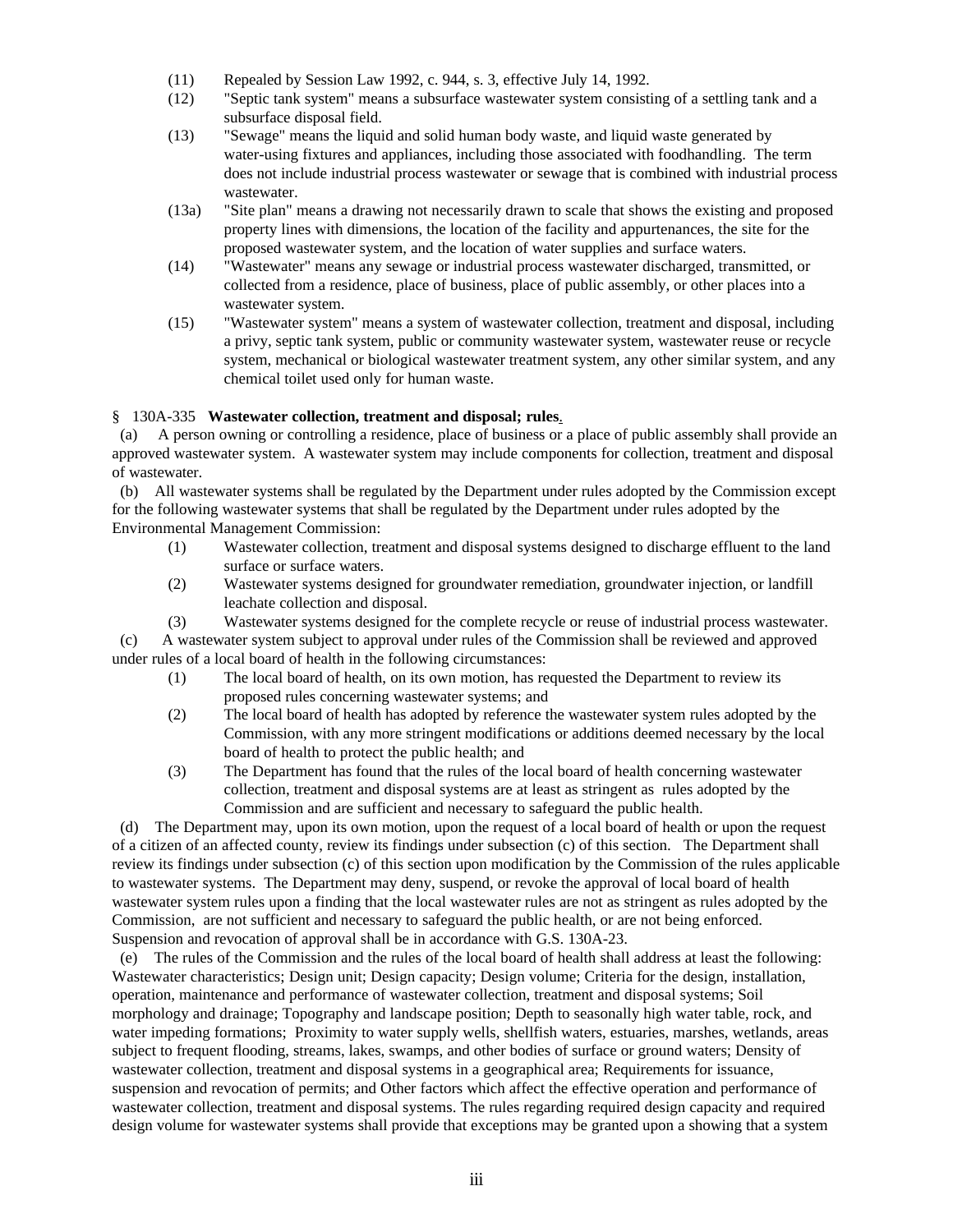(11) Repealed by Session Law 1992, c. 944, s. 3, effective July 14, 1992.

(12) "Septic tank system" means a subsurface wastewater system consisting of a settling tank and a subsurface disposal field.

(13) "Sewage" means the liquid and solid human body waste, and liquid waste generated by water-using fixtures and appliances, including those associated with foodhandling. The term does not include industrial process wastewater or sewage that is combined with industrial process wastewater.

(13a) "Site plan" means a drawing not necessarily drawn to scale that shows the existing and proposed property lines with dimensions, the location of the facility and appurtenances, the site for the proposed wastewater system, and the location of water supplies and surface waters.

(14) "Wastewater" means any sewage or industrial process wastewater discharged, transmitted, or collected from a residence, place of business, place of public assembly, or other places into a wastewater system.

(15) "Wastewater system" means a system of wastewater collection, treatment and disposal, including a privy, septic tank system, public or community wastewater system, wastewater reuse or recycle system, mechanical or biological wastewater treatment system, any other similar system, and any chemical toilet used only for human waste.

§ 130A-335 **Wastewater collection, treatment and disposal; rules**.

(a) A person owning or controlling a residence, place of business or a place of public assembly shall provide an approved wastewater system. A wastewater system may include components for collection, treatment and disposal of wastewater.

(b) All wastewater systems shall be regulated by the Department under rules adopted by the Commission except for the following wastewater systems that shall be regulated by the Department under rules adopted by the Environmental Management Commission:

(1) Wastewater collection, treatment and disposal systems designed to discharge effluent to the land surface or surface waters.

(2) Wastewater systems designed for groundwater remediation, groundwater injection, or landfill leachate collection and disposal.

(3) Wastewater systems designed for the complete recycle or reuse of industrial process wastewater.

(c) A wastewater system subject to approval under rules of the Commission shall be reviewed and approved under rules of a local board of health in the following circumstances:

(1) The local board of health, on its own motion, has requested the Department to review its proposed rules concerning wastewater systems; and

(2) The local board of health has adopted by reference the wastewater system rules adopted by the Commission, with any more stringent modifications or additions deemed necessary by the local board of health to protect the public health; and

(3) The Department has found that the rules of the local board of health concerning wastewater collection, treatment and disposal systems are at least as stringent as rules adopted by the Commission and are sufficient and necessary to safeguard the public health.

(d) The Department may, upon its own motion, upon the request of a local board of health or upon the request of a citizen of an affected county, review its findings under subsection (c) of this section. The Department shall review its findings under subsection (c) of this section upon modification by the Commission of the rules applicable to wastewater systems. The Department may deny, suspend, or revoke the approval of local board of health wastewater system rules upon a finding that the local wastewater rules are not as stringent as rules adopted by the Commission, are not sufficient and necessary to safeguard the public health, or are not being enforced. Suspension and revocation of approval shall be in accordance with G.S. 130A-23.

(e) The rules of the Commission and the rules of the local board of health shall address at least the following: Wastewater characteristics; Design unit; Design capacity; Design volume; Criteria for the design, installation, operation, maintenance and performance of wastewater collection, treatment and disposal systems; Soil morphology and drainage; Topography and landscape position; Depth to seasonally high water table, rock, and water impeding formations; Proximity to water supply wells, shellfish waters, estuaries, marshes, wetlands, areas subject to frequent flooding, streams, lakes, swamps, and other bodies of surface or ground waters; Density of wastewater collection, treatment and disposal systems in a geographical area; Requirements for issuance, suspension and revocation of permits; and Other factors which affect the effective operation and performance of wastewater collection, treatment and disposal systems. The rules regarding required design capacity and required design volume for wastewater systems shall provide that exceptions may be granted upon a showing that a system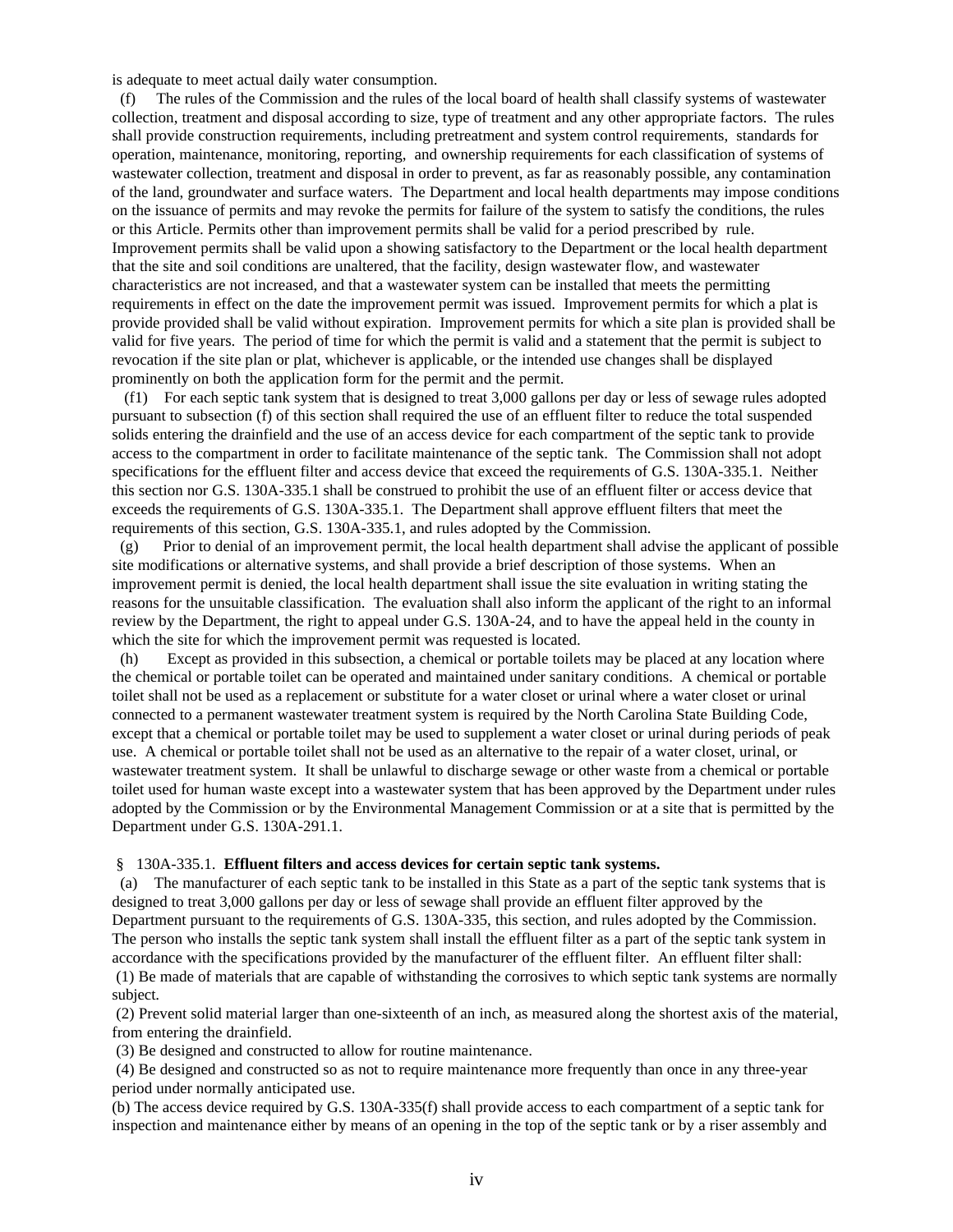is adequate to meet actual daily water consumption.

(f) The rules of the Commission and the rules of the local board of health shall classify systems of wastewater collection, treatment and disposal according to size, type of treatment and any other appropriate factors. The rules shall provide construction requirements, including pretreatment and system control requirements, standards for operation, maintenance, monitoring, reporting, and ownership requirements for each classification of systems of wastewater collection, treatment and disposal in order to prevent, as far as reasonably possible, any contamination of the land, groundwater and surface waters. The Department and local health departments may impose conditions on the issuance of permits and may revoke the permits for failure of the system to satisfy the conditions, the rules or this Article. Permits other than improvement permits shall be valid for a period prescribed by rule. Improvement permits shall be valid upon a showing satisfactory to the Department or the local health department that the site and soil conditions are unaltered, that the facility, design wastewater flow, and wastewater characteristics are not increased, and that a wastewater system can be installed that meets the permitting requirements in effect on the date the improvement permit was issued. Improvement permits for which a plat is provide provided shall be valid without expiration. Improvement permits for which a site plan is provided shall be valid for five years. The period of time for which the permit is valid and a statement that the permit is subject to revocation if the site plan or plat, whichever is applicable, or the intended use changes shall be displayed prominently on both the application form for the permit and the permit.

(f1) For each septic tank system that is designed to treat 3,000 gallons per day or less of sewage rules adopted pursuant to subsection (f) of this section shall required the use of an effluent filter to reduce the total suspended solids entering the drainfield and the use of an access device for each compartment of the septic tank to provide access to the compartment in order to facilitate maintenance of the septic tank. The Commission shall not adopt specifications for the effluent filter and access device that exceed the requirements of G.S. 130A-335.1. Neither this section nor G.S. 130A-335.1 shall be construed to prohibit the use of an effluent filter or access device that exceeds the requirements of G.S. 130A-335.1. The Department shall approve effluent filters that meet the requirements of this section, G.S. 130A-335.1, and rules adopted by the Commission.

(g) Prior to denial of an improvement permit, the local health department shall advise the applicant of possible site modifications or alternative systems, and shall provide a brief description of those systems. When an improvement permit is denied, the local health department shall issue the site evaluation in writing stating the reasons for the unsuitable classification. The evaluation shall also inform the applicant of the right to an informal review by the Department, the right to appeal under G.S. 130A-24, and to have the appeal held in the county in which the site for which the improvement permit was requested is located.

(h) Except as provided in this subsection, a chemical or portable toilets may be placed at any location where the chemical or portable toilet can be operated and maintained under sanitary conditions. A chemical or portable toilet shall not be used as a replacement or substitute for a water closet or urinal where a water closet or urinal connected to a permanent wastewater treatment system is required by the North Carolina State Building Code, except that a chemical or portable toilet may be used to supplement a water closet or urinal during periods of peak use. A chemical or portable toilet shall not be used as an alternative to the repair of a water closet, urinal, or wastewater treatment system. It shall be unlawful to discharge sewage or other waste from a chemical or portable toilet used for human waste except into a wastewater system that has been approved by the Department under rules adopted by the Commission or by the Environmental Management Commission or at a site that is permitted by the Department under G.S. 130A-291.1.

§ 130A-335.1. **Effluent filters and access devices for certain septic tank systems.**

(a) The manufacturer of each septic tank to be installed in this State as a part of the septic tank systems that is designed to treat 3,000 gallons per day or less of sewage shall provide an effluent filter approved by the Department pursuant to the requirements of G.S. 130A-335, this section, and rules adopted by the Commission. The person who installs the septic tank system shall install the effluent filter as a part of the septic tank system in accordance with the specifications provided by the manufacturer of the effluent filter. An effluent filter shall:

(1) Be made of materials that are capable of withstanding the corrosives to which septic tank systems are normally subject.

(2) Prevent solid material larger than one-sixteenth of an inch, as measured along the shortest axis of the material, from entering the drainfield.

(3) Be designed and constructed to allow for routine maintenance.

(4) Be designed and constructed so as not to require maintenance more frequently than once in any three-year period under normally anticipated use.

(b) The access device required by G.S. 130A-335(f) shall provide access to each compartment of a septic tank for inspection and maintenance either by means of an opening in the top of the septic tank or by a riser assembly and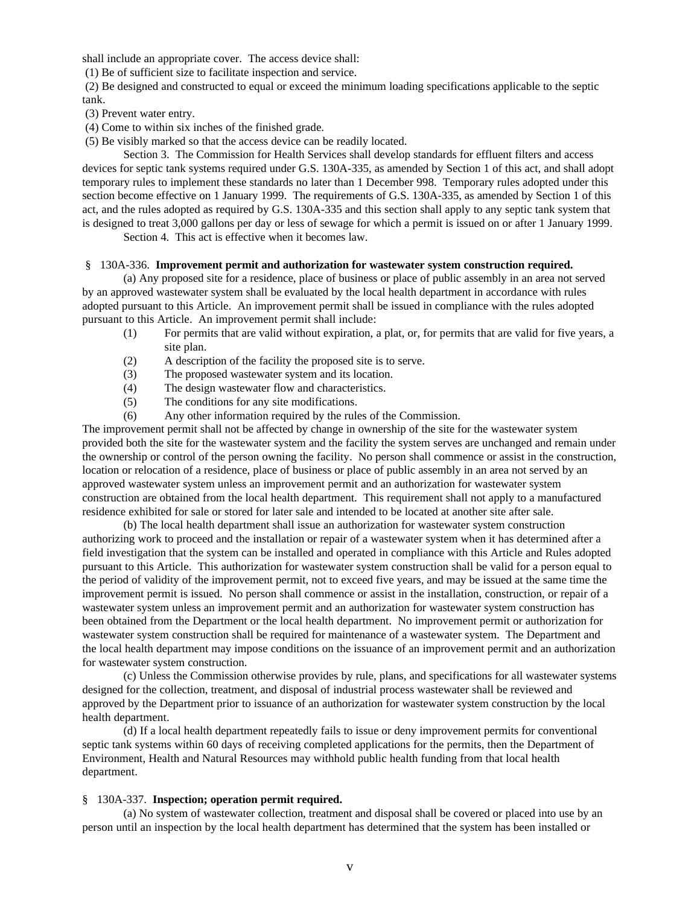shall include an appropriate cover. The access device shall:

(1) Be of sufficient size to facilitate inspection and service.

(2) Be designed and constructed to equal or exceed the minimum loading specifications applicable to the septic tank.

(3) Prevent water entry.

(4) Come to within six inches of the finished grade.

(5) Be visibly marked so that the access device can be readily located.

Section 3. The Commission for Health Services shall develop standards for effluent filters and access devices for septic tank systems required under G.S. 130A-335, as amended by Section 1 of this act, and shall adopt temporary rules to implement these standards no later than 1 December 998. Temporary rules adopted under this section become effective on 1 January 1999. The requirements of G.S. 130A-335, as amended by Section 1 of this act, and the rules adopted as required by G.S. 130A-335 and this section shall apply to any septic tank system that is designed to treat 3,000 gallons per day or less of sewage for which a permit is issued on or after 1 January 1999.

Section 4. This act is effective when it becomes law.

§ 130A-336. **Improvement permit and authorization for wastewater system construction required.**

(a) Any proposed site for a residence, place of business or place of public assembly in an area not served by an approved wastewater system shall be evaluated by the local health department in accordance with rules adopted pursuant to this Article. An improvement permit shall be issued in compliance with the rules adopted pursuant to this Article. An improvement permit shall include:

(1) For permits that are valid without expiration, a plat, or, for permits that are valid for five years, a site plan.

(2) A description of the facility the proposed site is to serve.

(3) The proposed wastewater system and its location.

(4) The design wastewater flow and characteristics.

(5) The conditions for any site modifications.

(6) Any other information required by the rules of the Commission.

The improvement permit shall not be affected by change in ownership of the site for the wastewater system provided both the site for the wastewater system and the facility the system serves are unchanged and remain under the ownership or control of the person owning the facility. No person shall commence or assist in the construction, location or relocation of a residence, place of business or place of public assembly in an area not served by an approved wastewater system unless an improvement permit and an authorization for wastewater system construction are obtained from the local health department. This requirement shall not apply to a manufactured residence exhibited for sale or stored for later sale and intended to be located at another site after sale.

(b) The local health department shall issue an authorization for wastewater system construction authorizing work to proceed and the installation or repair of a wastewater system when it has determined after a field investigation that the system can be installed and operated in compliance with this Article and Rules adopted pursuant to this Article. This authorization for wastewater system construction shall be valid for a person equal to the period of validity of the improvement permit, not to exceed five years, and may be issued at the same time the improvement permit is issued. No person shall commence or assist in the installation, construction, or repair of a wastewater system unless an improvement permit and an authorization for wastewater system construction has been obtained from the Department or the local health department. No improvement permit or authorization for wastewater system construction shall be required for maintenance of a wastewater system. The Department and the local health department may impose conditions on the issuance of an improvement permit and an authorization for wastewater system construction.

(c) Unless the Commission otherwise provides by rule, plans, and specifications for all wastewater systems designed for the collection, treatment, and disposal of industrial process wastewater shall be reviewed and approved by the Department prior to issuance of an authorization for wastewater system construction by the local health department.

(d) If a local health department repeatedly fails to issue or deny improvement permits for conventional septic tank systems within 60 days of receiving completed applications for the permits, then the Department of Environment, Health and Natural Resources may withhold public health funding from that local health department.

§ 130A-337. **Inspection; operation permit required.**

(a) No system of wastewater collection, treatment and disposal shall be covered or placed into use by an person until an inspection by the local health department has determined that the system has been installed or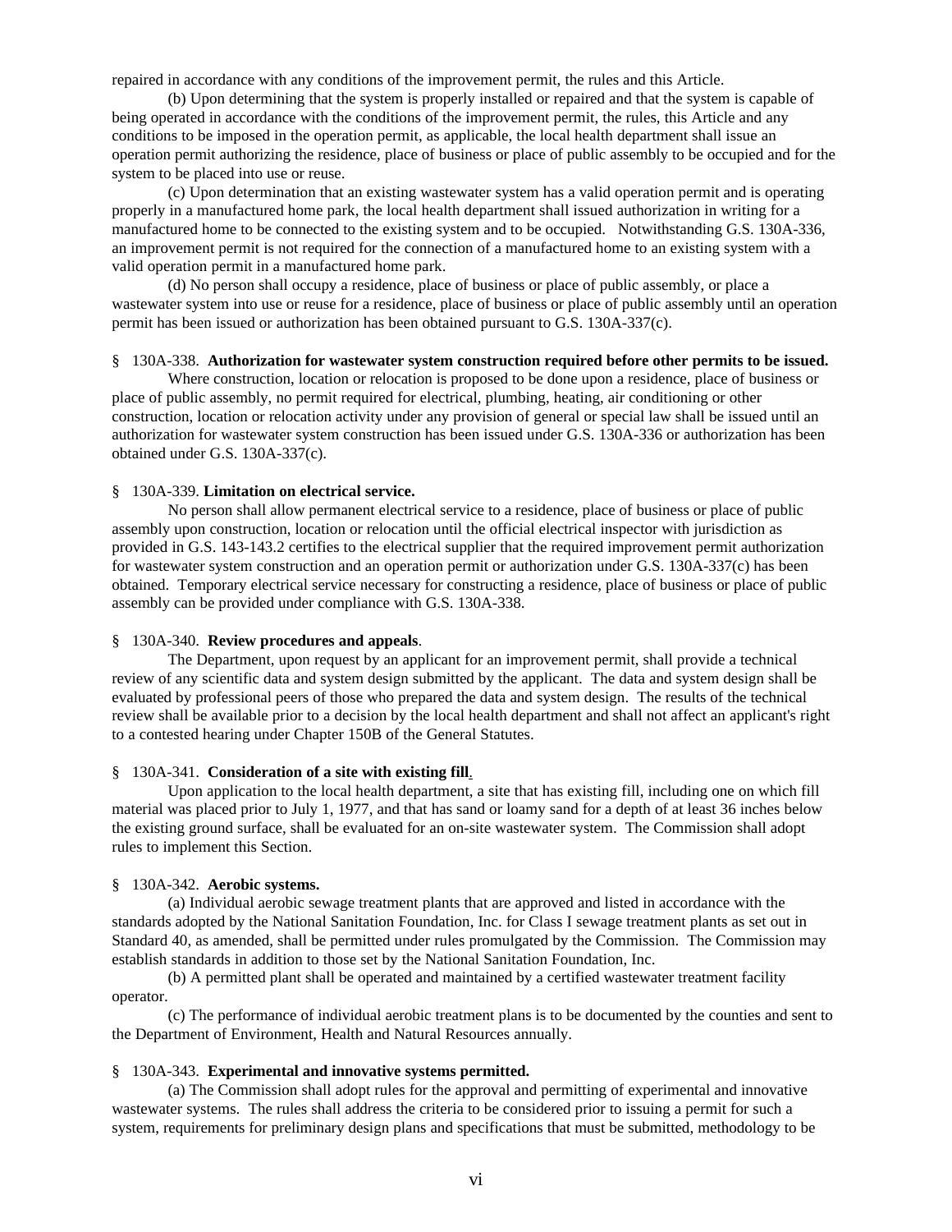repaired in accordance with any conditions of the improvement permit, the rules and this Article.

(b) Upon determining that the system is properly installed or repaired and that the system is capable of being operated in accordance with the conditions of the improvement permit, the rules, this Article and any conditions to be imposed in the operation permit, as applicable, the local health department shall issue an operation permit authorizing the residence, place of business or place of public assembly to be occupied and for the system to be placed into use or reuse.

(c) Upon determination that an existing wastewater system has a valid operation permit and is operating properly in a manufactured home park, the local health department shall issued authorization in writing for a manufactured home to be connected to the existing system and to be occupied. Notwithstanding G.S. 130A-336, an improvement permit is not required for the connection of a manufactured home to an existing system with a valid operation permit in a manufactured home park.

(d) No person shall occupy a residence, place of business or place of public assembly, or place a wastewater system into use or reuse for a residence, place of business or place of public assembly until an operation permit has been issued or authorization has been obtained pursuant to G.S. 130A-337(c).

§ 130A-338. **Authorization for wastewater system construction required before other permits to be issued.**

Where construction, location or relocation is proposed to be done upon a residence, place of business or place of public assembly, no permit required for electrical, plumbing, heating, air conditioning or other construction, location or relocation activity under any provision of general or special law shall be issued until an authorization for wastewater system construction has been issued under G.S. 130A-336 or authorization has been obtained under G.S. 130A-337(c).

§ 130A-339. **Limitation on electrical service.**

No person shall allow permanent electrical service to a residence, place of business or place of public assembly upon construction, location or relocation until the official electrical inspector with jurisdiction as provided in G.S. 143-143.2 certifies to the electrical supplier that the required improvement permit authorization for wastewater system construction and an operation permit or authorization under G.S. 130A-337(c) has been obtained. Temporary electrical service necessary for constructing a residence, place of business or place of public assembly can be provided under compliance with G.S. 130A-338.

§ 130A-340. **Review procedures and appeals**.

The Department, upon request by an applicant for an improvement permit, shall provide a technical review of any scientific data and system design submitted by the applicant. The data and system design shall be evaluated by professional peers of those who prepared the data and system design. The results of the technical review shall be available prior to a decision by the local health department and shall not affect an applicant's right to a contested hearing under Chapter 150B of the General Statutes.

§ 130A-341. **Consideration of a site with existing fill.**

Upon application to the local health department, a site that has existing fill, including one on which fill material was placed prior to July 1, 1977, and that has sand or loamy sand for a depth of at least 36 inches below the existing ground surface, shall be evaluated for an on-site wastewater system. The Commission shall adopt rules to implement this Section.

§ 130A-342. **Aerobic systems.**

(a) Individual aerobic sewage treatment plants that are approved and listed in accordance with the standards adopted by the National Sanitation Foundation, Inc. for Class I sewage treatment plants as set out in Standard 40, as amended, shall be permitted under rules promulgated by the Commission. The Commission may establish standards in addition to those set by the National Sanitation Foundation, Inc.

(b) A permitted plant shall be operated and maintained by a certified wastewater treatment facility operator.

(c) The performance of individual aerobic treatment plans is to be documented by the counties and sent to the Department of Environment, Health and Natural Resources annually.

§ 130A-343. **Experimental and innovative systems permitted.**

(a) The Commission shall adopt rules for the approval and permitting of experimental and innovative wastewater systems. The rules shall address the criteria to be considered prior to issuing a permit for such a system, requirements for preliminary design plans and specifications that must be submitted, methodology to be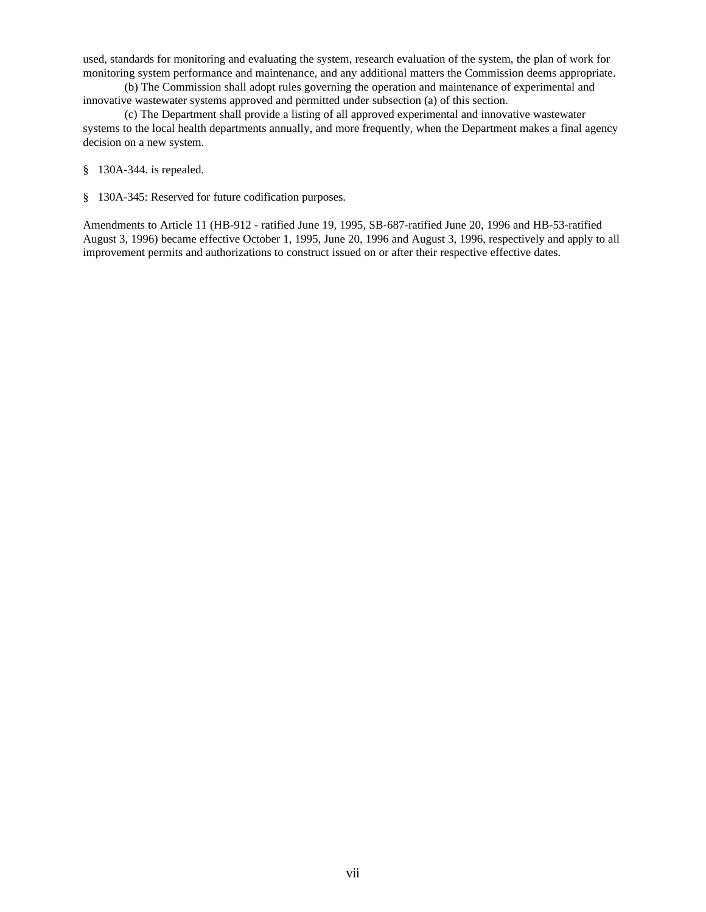used, standards for monitoring and evaluating the system, research evaluation of the system, the plan of work for monitoring system performance and maintenance, and any additional matters the Commission deems appropriate.

(b) The Commission shall adopt rules governing the operation and maintenance of experimental and innovative wastewater systems approved and permitted under subsection (a) of this section.

(c) The Department shall provide a listing of all approved experimental and innovative wastewater systems to the local health departments annually, and more frequently, when the Department makes a final agency decision on a new system.

§ 130A-344. is repealed.

§ 130A-345: Reserved for future codification purposes.

Amendments to Article 11 (HB-912 - ratified June 19, 1995, SB-687-ratified June 20, 1996 and HB-53-ratified August 3, 1996) became effective October 1, 1995, June 20, 1996 and August 3, 1996, respectively and apply to all improvement permits and authorizations to construct issued on or after their respective effective dates.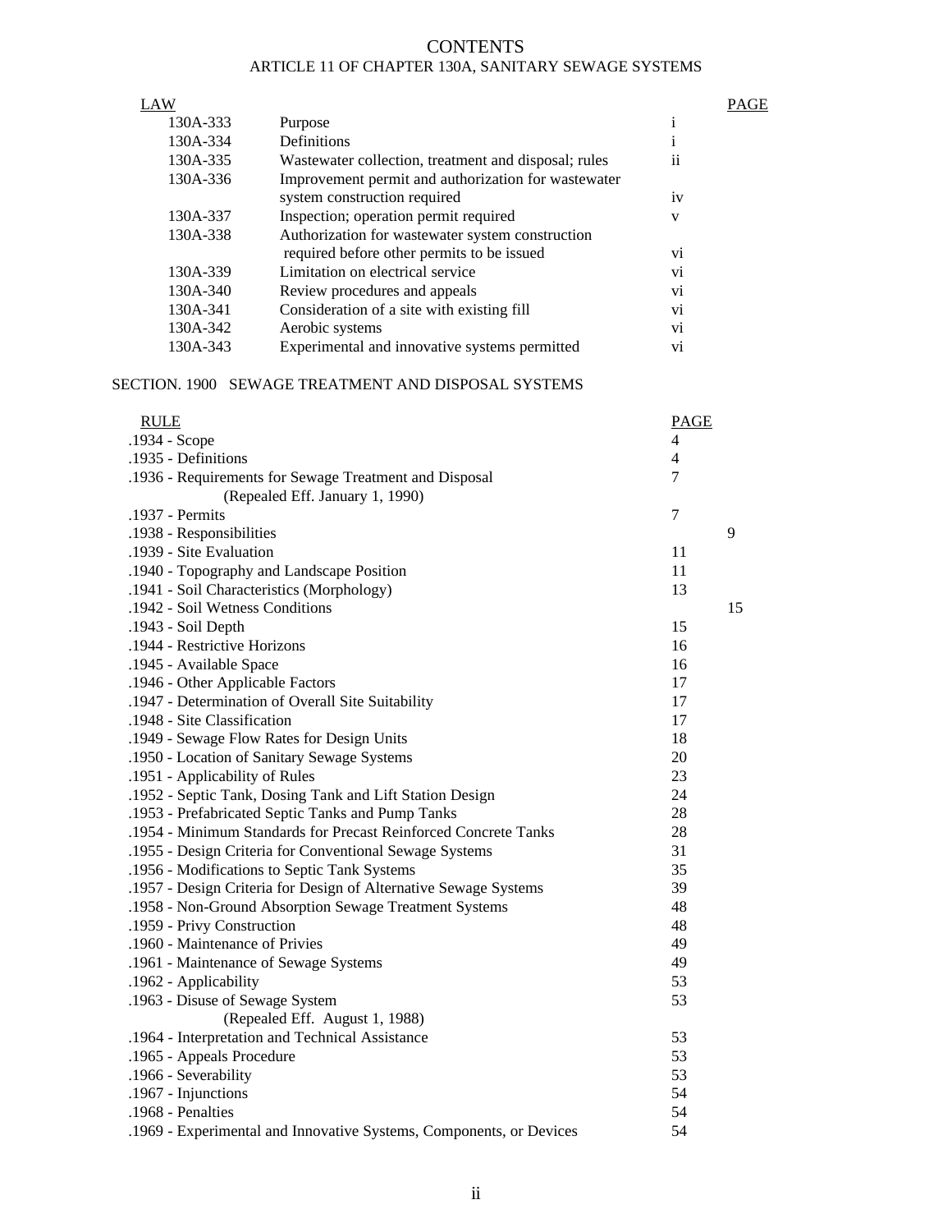# CONTENTS

## ARTICLE 11 OF CHAPTER 130A, SANITARY SEWAGE SYSTEMS

| LAW | | PAGE |
|---|---|---|
| 130A-333 | Purpose | i |
| 130A-334 | Definitions | i |
| 130A-335 | Wastewater collection, treatment and disposal; rules | ii |
| 130A-336 | Improvement permit and authorization for wastewater system construction required | iv |
| 130A-337 | Inspection; operation permit required | v |
| 130A-338 | Authorization for wastewater system construction required before other permits to be issued | vi |
| 130A-339 | Limitation on electrical service | vi |
| 130A-340 | Review procedures and appeals | vi |
| 130A-341 | Consideration of a site with existing fill | vi |
| 130A-342 | Aerobic systems | vi |
| 130A-343 | Experimental and innovative systems permitted | vi |

## SECTION. 1900 SEWAGE TREATMENT AND DISPOSAL SYSTEMS

| RULE | PAGE |
|---|---|
| .1934 - Scope | 4 |
| .1935 - Definitions | 4 |
| .1936 - Requirements for Sewage Treatment and Disposal (Repealed Eff. January 1, 1990) | 7 |
| .1937 - Permits | 7 |
| .1938 - Responsibilities | 9 |
| .1939 - Site Evaluation | 11 |
| .1940 - Topography and Landscape Position | 11 |
| .1941 - Soil Characteristics (Morphology) | 13 |
| .1942 - Soil Wetness Conditions | 15 |
| .1943 - Soil Depth | 15 |
| .1944 - Restrictive Horizons | 16 |
| .1945 - Available Space | 16 |
| .1946 - Other Applicable Factors | 17 |
| .1947 - Determination of Overall Site Suitability | 17 |
| .1948 - Site Classification | 17 |
| .1949 - Sewage Flow Rates for Design Units | 18 |
| .1950 - Location of Sanitary Sewage Systems | 20 |
| .1951 - Applicability of Rules | 23 |
| .1952 - Septic Tank, Dosing Tank and Lift Station Design | 24 |
| .1953 - Prefabricated Septic Tanks and Pump Tanks | 28 |
| .1954 - Minimum Standards for Precast Reinforced Concrete Tanks | 28 |
| .1955 - Design Criteria for Conventional Sewage Systems | 31 |
| .1956 - Modifications to Septic Tank Systems | 35 |
| .1957 - Design Criteria for Design of Alternative Sewage Systems | 39 |
| .1958 - Non-Ground Absorption Sewage Treatment Systems | 48 |
| .1959 - Privy Construction | 48 |
| .1960 - Maintenance of Privies | 49 |
| .1961 - Maintenance of Sewage Systems | 49 |
| .1962 - Applicability | 53 |
| .1963 - Disuse of Sewage System (Repealed Eff. August 1, 1988) | 53 |
| .1964 - Interpretation and Technical Assistance | 53 |
| .1965 - Appeals Procedure | 53 |
| .1966 - Severability | 53 |
| .1967 - Injunctions | 54 |
| .1968 - Penalties | 54 |
| .1969 - Experimental and Innovative Systems, Components, or Devices | 54 |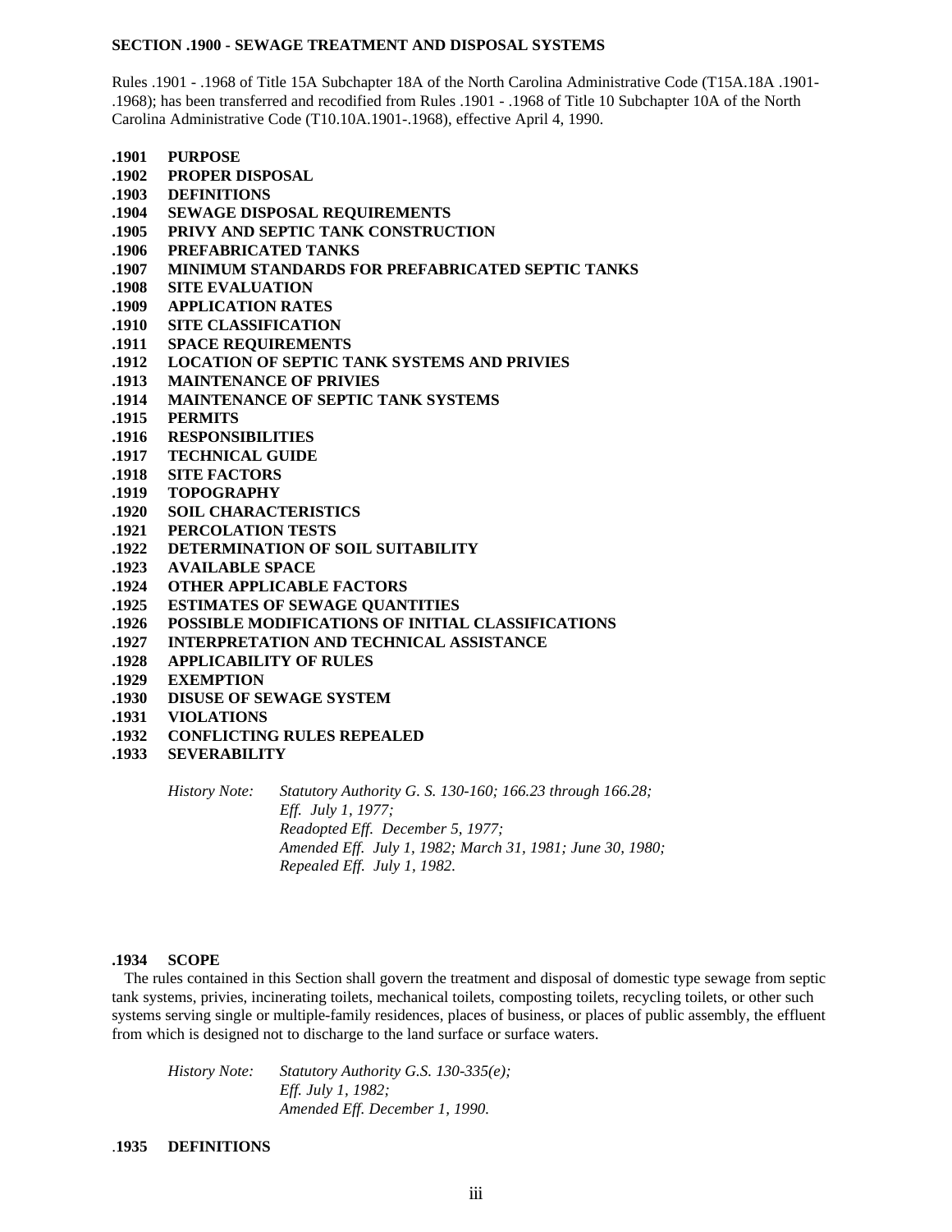**SECTION .1900 - SEWAGE TREATMENT AND DISPOSAL SYSTEMS**

Rules .1901 - .1968 of Title 15A Subchapter 18A of the North Carolina Administrative Code (T15A.18A .1901-.1968); has been transferred and recodified from Rules .1901 - .1968 of Title 10 Subchapter 10A of the North Carolina Administrative Code (T10.10A.1901-.1968), effective April 4, 1990.

**.1901 PURPOSE**
**.1902 PROPER DISPOSAL**
**.1903 DEFINITIONS**
**.1904 SEWAGE DISPOSAL REQUIREMENTS**
**.1905 PRIVY AND SEPTIC TANK CONSTRUCTION**
**.1906 PREFABRICATED TANKS**
**.1907 MINIMUM STANDARDS FOR PREFABRICATED SEPTIC TANKS**
**.1908 SITE EVALUATION**
**.1909 APPLICATION RATES**
**.1910 SITE CLASSIFICATION**
**.1911 SPACE REQUIREMENTS**
**.1912 LOCATION OF SEPTIC TANK SYSTEMS AND PRIVIES**
**.1913 MAINTENANCE OF PRIVIES**
**.1914 MAINTENANCE OF SEPTIC TANK SYSTEMS**
**.1915 PERMITS**
**.1916 RESPONSIBILITIES**
**.1917 TECHNICAL GUIDE**
**.1918 SITE FACTORS**
**.1919 TOPOGRAPHY**
**.1920 SOIL CHARACTERISTICS**
**.1921 PERCOLATION TESTS**
**.1922 DETERMINATION OF SOIL SUITABILITY**
**.1923 AVAILABLE SPACE**
**.1924 OTHER APPLICABLE FACTORS**
**.1925 ESTIMATES OF SEWAGE QUANTITIES**
**.1926 POSSIBLE MODIFICATIONS OF INITIAL CLASSIFICATIONS**
**.1927 INTERPRETATION AND TECHNICAL ASSISTANCE**
**.1928 APPLICABILITY OF RULES**
**.1929 EXEMPTION**
**.1930 DISUSE OF SEWAGE SYSTEM**
**.1931 VIOLATIONS**
**.1932 CONFLICTING RULES REPEALED**
**.1933 SEVERABILITY**

*History Note: Statutory Authority G. S. 130-160; 166.23 through 166.28;*
*Eff. July 1, 1977;*
*Readopted Eff. December 5, 1977;*
*Amended Eff. July 1, 1982; March 31, 1981; June 30, 1980;*
*Repealed Eff. July 1, 1982.*

**.1934 SCOPE**

The rules contained in this Section shall govern the treatment and disposal of domestic type sewage from septic tank systems, privies, incinerating toilets, mechanical toilets, composting toilets, recycling toilets, or other such systems serving single or multiple-family residences, places of business, or places of public assembly, the effluent from which is designed not to discharge to the land surface or surface waters.

*History Note: Statutory Authority G.S. 130-335(e);*
*Eff. July 1, 1982;*
*Amended Eff. December 1, 1990.*

**.1935 DEFINITIONS**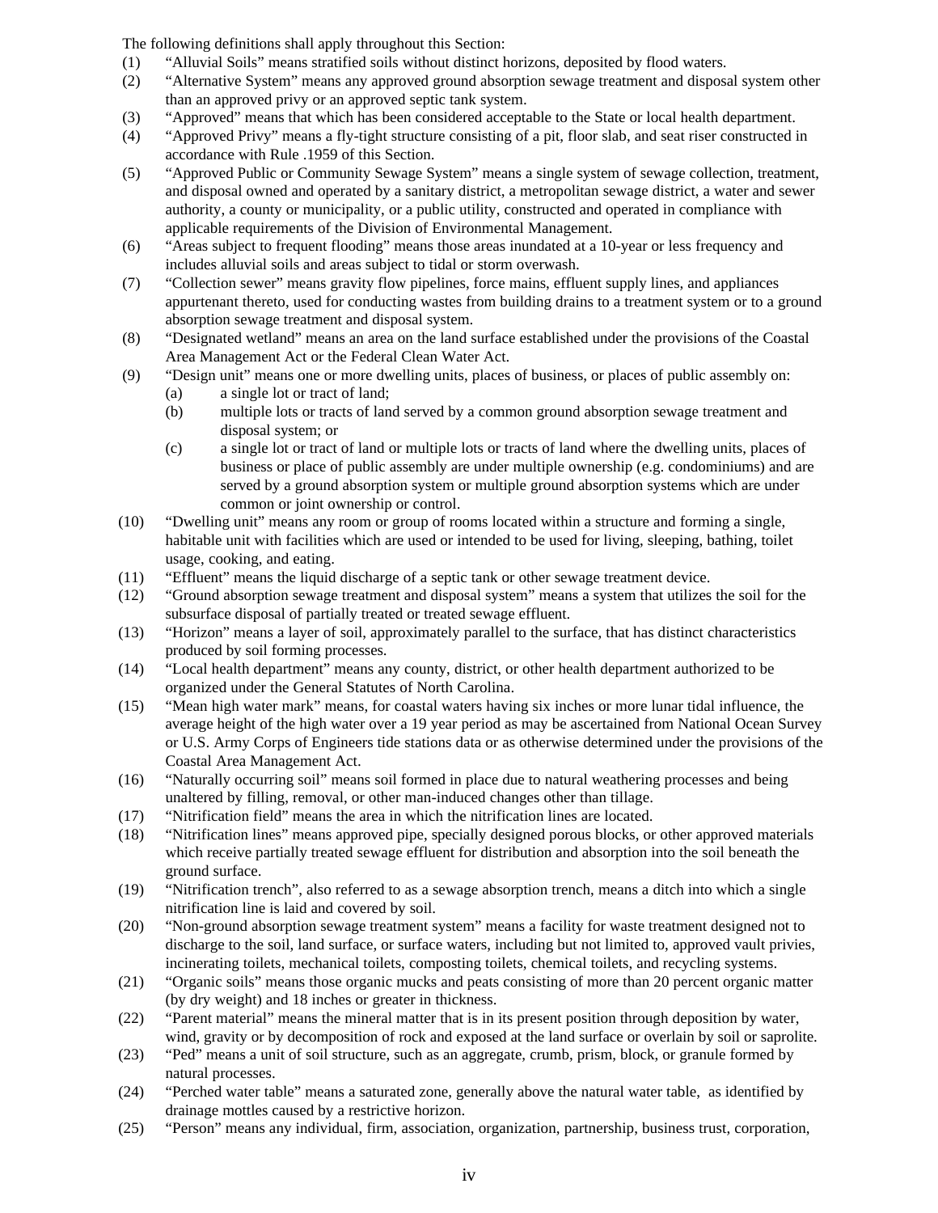The following definitions shall apply throughout this Section:

(1) "Alluvial Soils" means stratified soils without distinct horizons, deposited by flood waters.

(2) "Alternative System" means any approved ground absorption sewage treatment and disposal system other than an approved privy or an approved septic tank system.

(3) "Approved" means that which has been considered acceptable to the State or local health department.

(4) "Approved Privy" means a fly-tight structure consisting of a pit, floor slab, and seat riser constructed in accordance with Rule .1959 of this Section.

(5) "Approved Public or Community Sewage System" means a single system of sewage collection, treatment, and disposal owned and operated by a sanitary district, a metropolitan sewage district, a water and sewer authority, a county or municipality, or a public utility, constructed and operated in compliance with applicable requirements of the Division of Environmental Management.

(6) "Areas subject to frequent flooding" means those areas inundated at a 10-year or less frequency and includes alluvial soils and areas subject to tidal or storm overwash.

(7) "Collection sewer" means gravity flow pipelines, force mains, effluent supply lines, and appliances appurtenant thereto, used for conducting wastes from building drains to a treatment system or to a ground absorption sewage treatment and disposal system.

(8) "Designated wetland" means an area on the land surface established under the provisions of the Coastal Area Management Act or the Federal Clean Water Act.

(9) "Design unit" means one or more dwelling units, places of business, or places of public assembly on:
   (a) a single lot or tract of land;
   (b) multiple lots or tracts of land served by a common ground absorption sewage treatment and disposal system; or
   (c) a single lot or tract of land or multiple lots or tracts of land where the dwelling units, places of business or place of public assembly are under multiple ownership (e.g. condominiums) and are served by a ground absorption system or multiple ground absorption systems which are under common or joint ownership or control.

(10) "Dwelling unit" means any room or group of rooms located within a structure and forming a single, habitable unit with facilities which are used or intended to be used for living, sleeping, bathing, toilet usage, cooking, and eating.

(11) "Effluent" means the liquid discharge of a septic tank or other sewage treatment device.

(12) "Ground absorption sewage treatment and disposal system" means a system that utilizes the soil for the subsurface disposal of partially treated or treated sewage effluent.

(13) "Horizon" means a layer of soil, approximately parallel to the surface, that has distinct characteristics produced by soil forming processes.

(14) "Local health department" means any county, district, or other health department authorized to be organized under the General Statutes of North Carolina.

(15) "Mean high water mark" means, for coastal waters having six inches or more lunar tidal influence, the average height of the high water over a 19 year period as may be ascertained from National Ocean Survey or U.S. Army Corps of Engineers tide stations data or as otherwise determined under the provisions of the Coastal Area Management Act.

(16) "Naturally occurring soil" means soil formed in place due to natural weathering processes and being unaltered by filling, removal, or other man-induced changes other than tillage.

(17) "Nitrification field" means the area in which the nitrification lines are located.

(18) "Nitrification lines" means approved pipe, specially designed porous blocks, or other approved materials which receive partially treated sewage effluent for distribution and absorption into the soil beneath the ground surface.

(19) "Nitrification trench", also referred to as a sewage absorption trench, means a ditch into which a single nitrification line is laid and covered by soil.

(20) "Non-ground absorption sewage treatment system" means a facility for waste treatment designed not to discharge to the soil, land surface, or surface waters, including but not limited to, approved vault privies, incinerating toilets, mechanical toilets, composting toilets, chemical toilets, and recycling systems.

(21) "Organic soils" means those organic mucks and peats consisting of more than 20 percent organic matter (by dry weight) and 18 inches or greater in thickness.

(22) "Parent material" means the mineral matter that is in its present position through deposition by water, wind, gravity or by decomposition of rock and exposed at the land surface or overlain by soil or saprolite.

(23) "Ped" means a unit of soil structure, such as an aggregate, crumb, prism, block, or granule formed by natural processes.

(24) "Perched water table" means a saturated zone, generally above the natural water table, as identified by drainage mottles caused by a restrictive horizon.

(25) "Person" means any individual, firm, association, organization, partnership, business trust, corporation,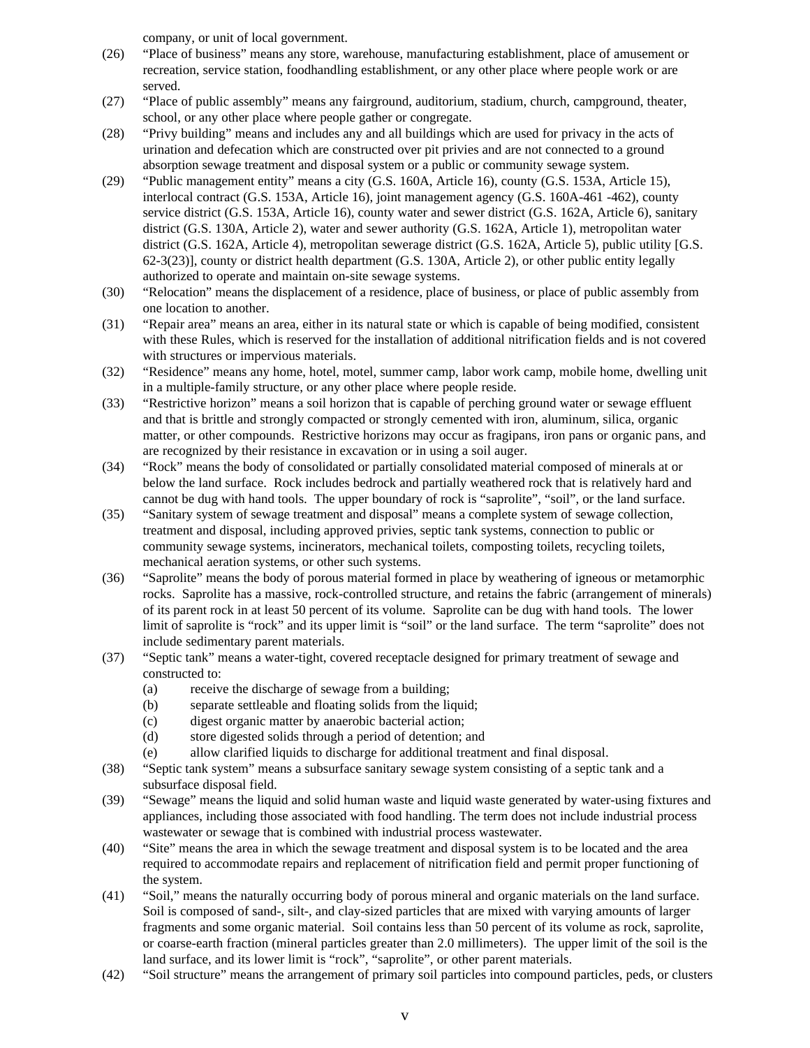company, or unit of local government.

(26) "Place of business" means any store, warehouse, manufacturing establishment, place of amusement or recreation, service station, foodhandling establishment, or any other place where people work or are served.

(27) "Place of public assembly" means any fairground, auditorium, stadium, church, campground, theater, school, or any other place where people gather or congregate.

(28) "Privy building" means and includes any and all buildings which are used for privacy in the acts of urination and defecation which are constructed over pit privies and are not connected to a ground absorption sewage treatment and disposal system or a public or community sewage system.

(29) "Public management entity" means a city (G.S. 160A, Article 16), county (G.S. 153A, Article 15), interlocal contract (G.S. 153A, Article 16), joint management agency (G.S. 160A-461 -462), county service district (G.S. 153A, Article 16), county water and sewer district (G.S. 162A, Article 6), sanitary district (G.S. 130A, Article 2), water and sewer authority (G.S. 162A, Article 1), metropolitan water district (G.S. 162A, Article 4), metropolitan sewerage district (G.S. 162A, Article 5), public utility [G.S. 62-3(23)], county or district health department (G.S. 130A, Article 2), or other public entity legally authorized to operate and maintain on-site sewage systems.

(30) "Relocation" means the displacement of a residence, place of business, or place of public assembly from one location to another.

(31) "Repair area" means an area, either in its natural state or which is capable of being modified, consistent with these Rules, which is reserved for the installation of additional nitrification fields and is not covered with structures or impervious materials.

(32) "Residence" means any home, hotel, motel, summer camp, labor work camp, mobile home, dwelling unit in a multiple-family structure, or any other place where people reside.

(33) "Restrictive horizon" means a soil horizon that is capable of perching ground water or sewage effluent and that is brittle and strongly compacted or strongly cemented with iron, aluminum, silica, organic matter, or other compounds. Restrictive horizons may occur as fragipans, iron pans or organic pans, and are recognized by their resistance in excavation or in using a soil auger.

(34) "Rock" means the body of consolidated or partially consolidated material composed of minerals at or below the land surface. Rock includes bedrock and partially weathered rock that is relatively hard and cannot be dug with hand tools. The upper boundary of rock is "saprolite", "soil", or the land surface.

(35) "Sanitary system of sewage treatment and disposal" means a complete system of sewage collection, treatment and disposal, including approved privies, septic tank systems, connection to public or community sewage systems, incinerators, mechanical toilets, composting toilets, recycling toilets, mechanical aeration systems, or other such systems.

(36) "Saprolite" means the body of porous material formed in place by weathering of igneous or metamorphic rocks. Saprolite has a massive, rock-controlled structure, and retains the fabric (arrangement of minerals) of its parent rock in at least 50 percent of its volume. Saprolite can be dug with hand tools. The lower limit of saprolite is "rock" and its upper limit is "soil" or the land surface. The term "saprolite" does not include sedimentary parent materials.

(37) "Septic tank" means a water-tight, covered receptacle designed for primary treatment of sewage and constructed to:
   (a) receive the discharge of sewage from a building;
   (b) separate settleable and floating solids from the liquid;
   (c) digest organic matter by anaerobic bacterial action;
   (d) store digested solids through a period of detention; and
   (e) allow clarified liquids to discharge for additional treatment and final disposal.

(38) "Septic tank system" means a subsurface sanitary sewage system consisting of a septic tank and a subsurface disposal field.

(39) "Sewage" means the liquid and solid human waste and liquid waste generated by water-using fixtures and appliances, including those associated with food handling. The term does not include industrial process wastewater or sewage that is combined with industrial process wastewater.

(40) "Site" means the area in which the sewage treatment and disposal system is to be located and the area required to accommodate repairs and replacement of nitrification field and permit proper functioning of the system.

(41) "Soil," means the naturally occurring body of porous mineral and organic materials on the land surface. Soil is composed of sand-, silt-, and clay-sized particles that are mixed with varying amounts of larger fragments and some organic material. Soil contains less than 50 percent of its volume as rock, saprolite, or coarse-earth fraction (mineral particles greater than 2.0 millimeters). The upper limit of the soil is the land surface, and its lower limit is "rock", "saprolite", or other parent materials.

(42) "Soil structure" means the arrangement of primary soil particles into compound particles, peds, or clusters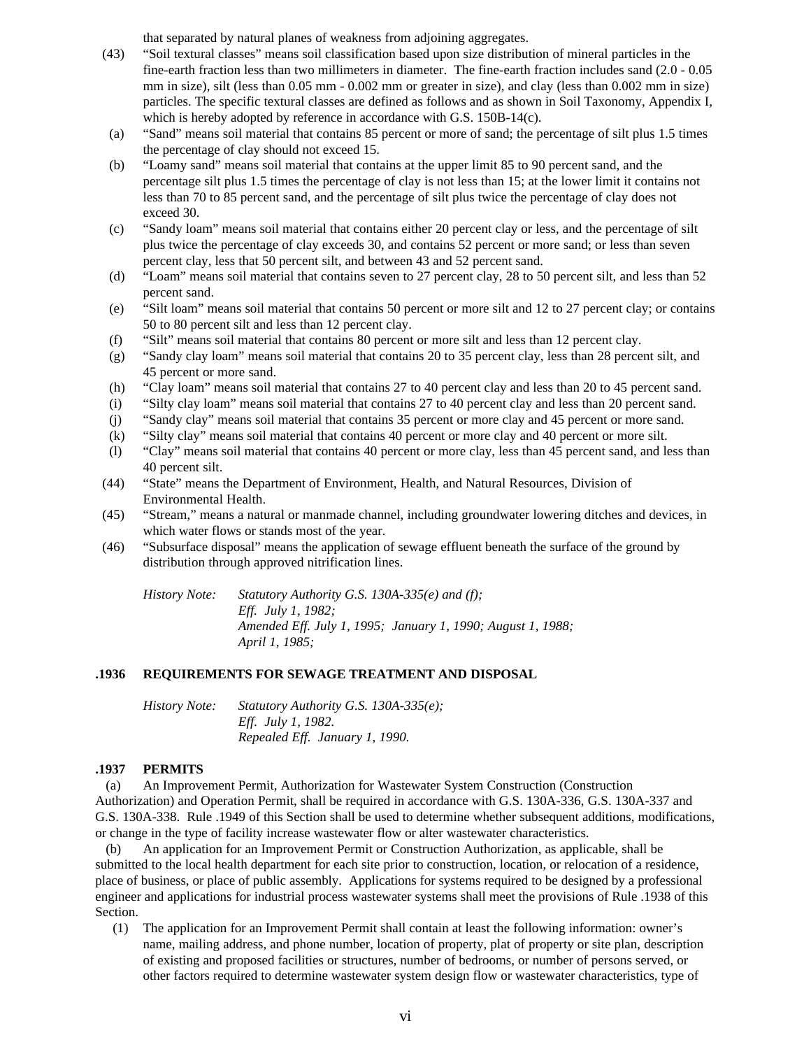that separated by natural planes of weakness from adjoining aggregates.

(43) "Soil textural classes" means soil classification based upon size distribution of mineral particles in the fine-earth fraction less than two millimeters in diameter. The fine-earth fraction includes sand (2.0 - 0.05 mm in size), silt (less than 0.05 mm - 0.002 mm or greater in size), and clay (less than 0.002 mm in size) particles. The specific textural classes are defined as follows and as shown in Soil Taxonomy, Appendix I, which is hereby adopted by reference in accordance with G.S. 150B-14(c).

(a) "Sand" means soil material that contains 85 percent or more of sand; the percentage of silt plus 1.5 times the percentage of clay should not exceed 15.

(b) "Loamy sand" means soil material that contains at the upper limit 85 to 90 percent sand, and the percentage silt plus 1.5 times the percentage of clay is not less than 15; at the lower limit it contains not less than 70 to 85 percent sand, and the percentage of silt plus twice the percentage of clay does not exceed 30.

(c) "Sandy loam" means soil material that contains either 20 percent clay or less, and the percentage of silt plus twice the percentage of clay exceeds 30, and contains 52 percent or more sand; or less than seven percent clay, less that 50 percent silt, and between 43 and 52 percent sand.

(d) "Loam" means soil material that contains seven to 27 percent clay, 28 to 50 percent silt, and less than 52 percent sand.

(e) "Silt loam" means soil material that contains 50 percent or more silt and 12 to 27 percent clay; or contains 50 to 80 percent silt and less than 12 percent clay.

(f) "Silt" means soil material that contains 80 percent or more silt and less than 12 percent clay.

(g) "Sandy clay loam" means soil material that contains 20 to 35 percent clay, less than 28 percent silt, and 45 percent or more sand.

(h) "Clay loam" means soil material that contains 27 to 40 percent clay and less than 20 to 45 percent sand.

(i) "Silty clay loam" means soil material that contains 27 to 40 percent clay and less than 20 percent sand.

(j) "Sandy clay" means soil material that contains 35 percent or more clay and 45 percent or more sand.

(k) "Silty clay" means soil material that contains 40 percent or more clay and 40 percent or more silt.

(l) "Clay" means soil material that contains 40 percent or more clay, less than 45 percent sand, and less than 40 percent silt.

(44) "State" means the Department of Environment, Health, and Natural Resources, Division of Environmental Health.

(45) "Stream," means a natural or manmade channel, including groundwater lowering ditches and devices, in which water flows or stands most of the year.

(46) "Subsurface disposal" means the application of sewage effluent beneath the surface of the ground by distribution through approved nitrification lines.

*History Note: Statutory Authority G.S. 130A-335(e) and (f);*
*Eff. July 1, 1982;*
*Amended Eff. July 1, 1995; January 1, 1990; August 1, 1988; April 1, 1985;*

### .1936 REQUIREMENTS FOR SEWAGE TREATMENT AND DISPOSAL

*History Note: Statutory Authority G.S. 130A-335(e);*
*Eff. July 1, 1982.*
*Repealed Eff. January 1, 1990.*

### .1937 PERMITS

(a) An Improvement Permit, Authorization for Wastewater System Construction (Construction Authorization) and Operation Permit, shall be required in accordance with G.S. 130A-336, G.S. 130A-337 and G.S. 130A-338. Rule .1949 of this Section shall be used to determine whether subsequent additions, modifications, or change in the type of facility increase wastewater flow or alter wastewater characteristics.

(b) An application for an Improvement Permit or Construction Authorization, as applicable, shall be submitted to the local health department for each site prior to construction, location, or relocation of a residence, place of business, or place of public assembly. Applications for systems required to be designed by a professional engineer and applications for industrial process wastewater systems shall meet the provisions of Rule .1938 of this Section.

(1) The application for an Improvement Permit shall contain at least the following information: owner's name, mailing address, and phone number, location of property, plat of property or site plan, description of existing and proposed facilities or structures, number of bedrooms, or number of persons served, or other factors required to determine wastewater system design flow or wastewater characteristics, type of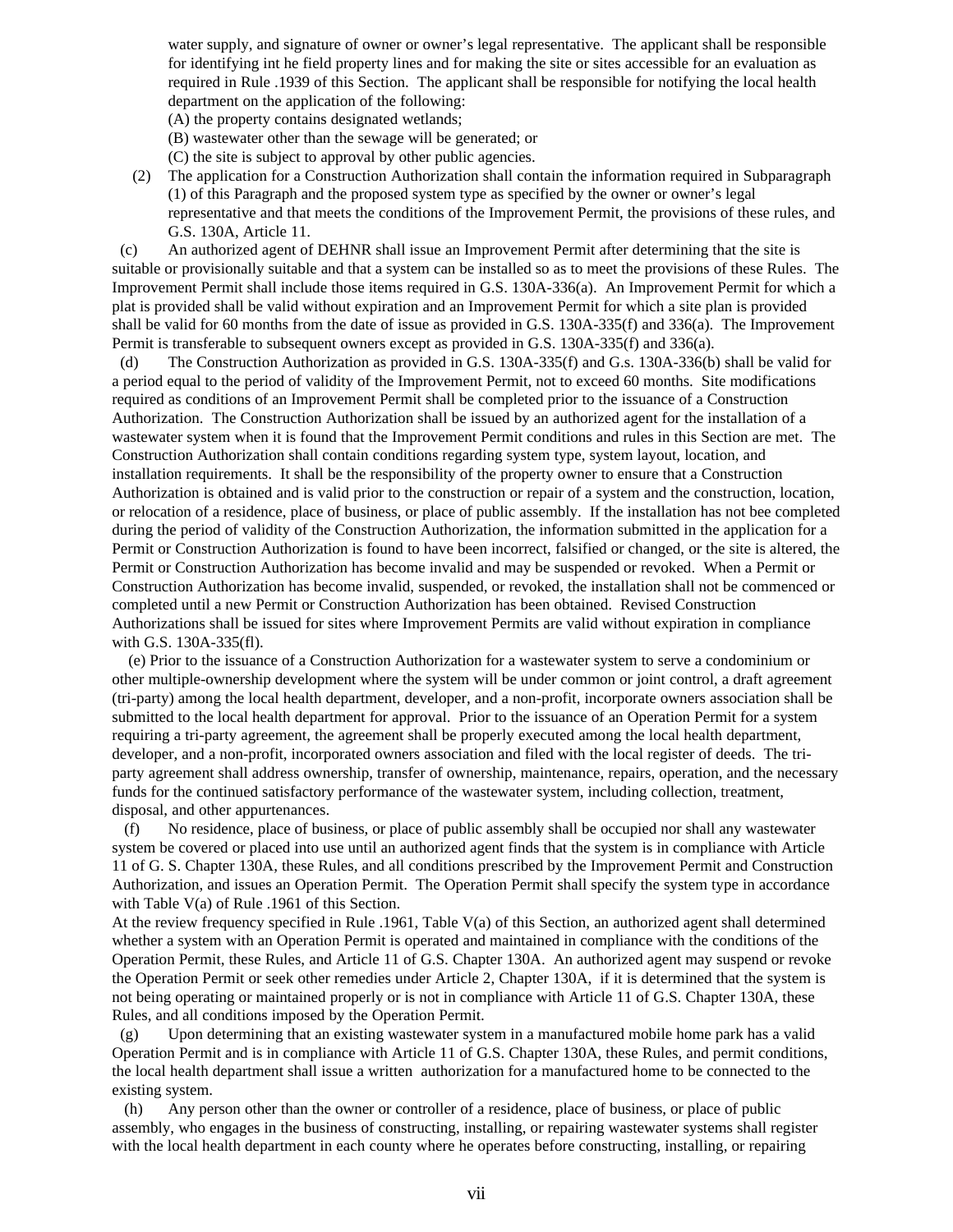water supply, and signature of owner or owner's legal representative. The applicant shall be responsible for identifying int he field property lines and for making the site or sites accessible for an evaluation as required in Rule .1939 of this Section. The applicant shall be responsible for notifying the local health department on the application of the following:

(A) the property contains designated wetlands;

(B) wastewater other than the sewage will be generated; or

(C) the site is subject to approval by other public agencies.

(2) The application for a Construction Authorization shall contain the information required in Subparagraph (1) of this Paragraph and the proposed system type as specified by the owner or owner's legal representative and that meets the conditions of the Improvement Permit, the provisions of these rules, and G.S. 130A, Article 11.

(c) An authorized agent of DEHNR shall issue an Improvement Permit after determining that the site is suitable or provisionally suitable and that a system can be installed so as to meet the provisions of these Rules. The Improvement Permit shall include those items required in G.S. 130A-336(a). An Improvement Permit for which a plat is provided shall be valid without expiration and an Improvement Permit for which a site plan is provided shall be valid for 60 months from the date of issue as provided in G.S. 130A-335(f) and 336(a). The Improvement Permit is transferable to subsequent owners except as provided in G.S. 130A-335(f) and 336(a).

(d) The Construction Authorization as provided in G.S. 130A-335(f) and G.s. 130A-336(b) shall be valid for a period equal to the period of validity of the Improvement Permit, not to exceed 60 months. Site modifications required as conditions of an Improvement Permit shall be completed prior to the issuance of a Construction Authorization. The Construction Authorization shall be issued by an authorized agent for the installation of a wastewater system when it is found that the Improvement Permit conditions and rules in this Section are met. The Construction Authorization shall contain conditions regarding system type, system layout, location, and installation requirements. It shall be the responsibility of the property owner to ensure that a Construction Authorization is obtained and is valid prior to the construction or repair of a system and the construction, location, or relocation of a residence, place of business, or place of public assembly. If the installation has not bee completed during the period of validity of the Construction Authorization, the information submitted in the application for a Permit or Construction Authorization is found to have been incorrect, falsified or changed, or the site is altered, the Permit or Construction Authorization has become invalid and may be suspended or revoked. When a Permit or Construction Authorization has become invalid, suspended, or revoked, the installation shall not be commenced or completed until a new Permit or Construction Authorization has been obtained. Revised Construction Authorizations shall be issued for sites where Improvement Permits are valid without expiration in compliance with G.S. 130A-335(fl).

(e) Prior to the issuance of a Construction Authorization for a wastewater system to serve a condominium or other multiple-ownership development where the system will be under common or joint control, a draft agreement (tri-party) among the local health department, developer, and a non-profit, incorporate owners association shall be submitted to the local health department for approval. Prior to the issuance of an Operation Permit for a system requiring a tri-party agreement, the agreement shall be properly executed among the local health department, developer, and a non-profit, incorporated owners association and filed with the local register of deeds. The tri-party agreement shall address ownership, transfer of ownership, maintenance, repairs, operation, and the necessary funds for the continued satisfactory performance of the wastewater system, including collection, treatment, disposal, and other appurtenances.

(f) No residence, place of business, or place of public assembly shall be occupied nor shall any wastewater system be covered or placed into use until an authorized agent finds that the system is in compliance with Article 11 of G. S. Chapter 130A, these Rules, and all conditions prescribed by the Improvement Permit and Construction Authorization, and issues an Operation Permit. The Operation Permit shall specify the system type in accordance with Table V(a) of Rule .1961 of this Section.

At the review frequency specified in Rule .1961, Table V(a) of this Section, an authorized agent shall determined whether a system with an Operation Permit is operated and maintained in compliance with the conditions of the Operation Permit, these Rules, and Article 11 of G.S. Chapter 130A. An authorized agent may suspend or revoke the Operation Permit or seek other remedies under Article 2, Chapter 130A, if it is determined that the system is not being operating or maintained properly or is not in compliance with Article 11 of G.S. Chapter 130A, these Rules, and all conditions imposed by the Operation Permit.

(g) Upon determining that an existing wastewater system in a manufactured mobile home park has a valid Operation Permit and is in compliance with Article 11 of G.S. Chapter 130A, these Rules, and permit conditions, the local health department shall issue a written authorization for a manufactured home to be connected to the existing system.

(h) Any person other than the owner or controller of a residence, place of business, or place of public assembly, who engages in the business of constructing, installing, or repairing wastewater systems shall register with the local health department in each county where he operates before constructing, installing, or repairing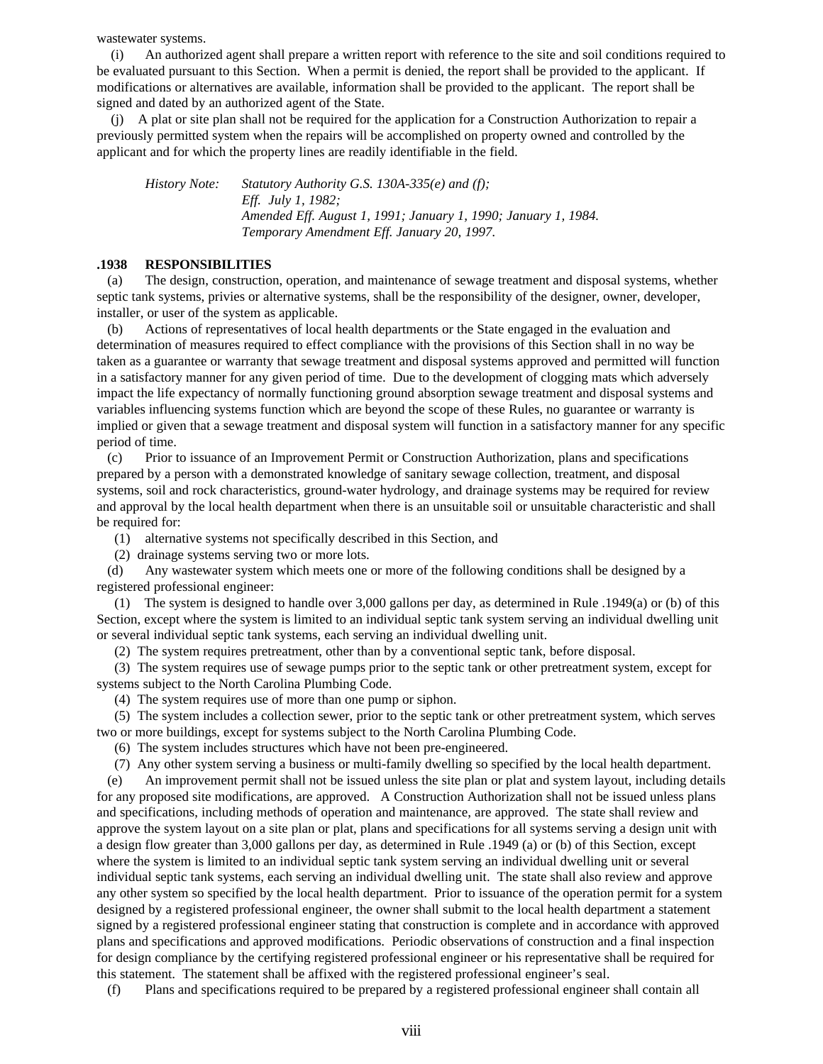wastewater systems.

(i) An authorized agent shall prepare a written report with reference to the site and soil conditions required to be evaluated pursuant to this Section. When a permit is denied, the report shall be provided to the applicant. If modifications or alternatives are available, information shall be provided to the applicant. The report shall be signed and dated by an authorized agent of the State.

(j) A plat or site plan shall not be required for the application for a Construction Authorization to repair a previously permitted system when the repairs will be accomplished on property owned and controlled by the applicant and for which the property lines are readily identifiable in the field.

*History Note: Statutory Authority G.S. 130A-335(e) and (f);*
*Eff. July 1, 1982;*
*Amended Eff. August 1, 1991; January 1, 1990; January 1, 1984.*
*Temporary Amendment Eff. January 20, 1997.*

**.1938 RESPONSIBILITIES**

(a) The design, construction, operation, and maintenance of sewage treatment and disposal systems, whether septic tank systems, privies or alternative systems, shall be the responsibility of the designer, owner, developer, installer, or user of the system as applicable.

(b) Actions of representatives of local health departments or the State engaged in the evaluation and determination of measures required to effect compliance with the provisions of this Section shall in no way be taken as a guarantee or warranty that sewage treatment and disposal systems approved and permitted will function in a satisfactory manner for any given period of time. Due to the development of clogging mats which adversely impact the life expectancy of normally functioning ground absorption sewage treatment and disposal systems and variables influencing systems function which are beyond the scope of these Rules, no guarantee or warranty is implied or given that a sewage treatment and disposal system will function in a satisfactory manner for any specific period of time.

(c) Prior to issuance of an Improvement Permit or Construction Authorization, plans and specifications prepared by a person with a demonstrated knowledge of sanitary sewage collection, treatment, and disposal systems, soil and rock characteristics, ground-water hydrology, and drainage systems may be required for review and approval by the local health department when there is an unsuitable soil or unsuitable characteristic and shall be required for:

(1) alternative systems not specifically described in this Section, and

(2) drainage systems serving two or more lots.

(d) Any wastewater system which meets one or more of the following conditions shall be designed by a registered professional engineer:

(1) The system is designed to handle over 3,000 gallons per day, as determined in Rule .1949(a) or (b) of this Section, except where the system is limited to an individual septic tank system serving an individual dwelling unit or several individual septic tank systems, each serving an individual dwelling unit.

(2) The system requires pretreatment, other than by a conventional septic tank, before disposal.

(3) The system requires use of sewage pumps prior to the septic tank or other pretreatment system, except for systems subject to the North Carolina Plumbing Code.

(4) The system requires use of more than one pump or siphon.

(5) The system includes a collection sewer, prior to the septic tank or other pretreatment system, which serves two or more buildings, except for systems subject to the North Carolina Plumbing Code.

(6) The system includes structures which have not been pre-engineered.

(7) Any other system serving a business or multi-family dwelling so specified by the local health department.

(e) An improvement permit shall not be issued unless the site plan or plat and system layout, including details for any proposed site modifications, are approved. A Construction Authorization shall not be issued unless plans and specifications, including methods of operation and maintenance, are approved. The state shall review and approve the system layout on a site plan or plat, plans and specifications for all systems serving a design unit with a design flow greater than 3,000 gallons per day, as determined in Rule .1949 (a) or (b) of this Section, except where the system is limited to an individual septic tank system serving an individual dwelling unit or several individual septic tank systems, each serving an individual dwelling unit. The state shall also review and approve any other system so specified by the local health department. Prior to issuance of the operation permit for a system designed by a registered professional engineer, the owner shall submit to the local health department a statement signed by a registered professional engineer stating that construction is complete and in accordance with approved plans and specifications and approved modifications. Periodic observations of construction and a final inspection for design compliance by the certifying registered professional engineer or his representative shall be required for this statement. The statement shall be affixed with the registered professional engineer's seal.

(f) Plans and specifications required to be prepared by a registered professional engineer shall contain all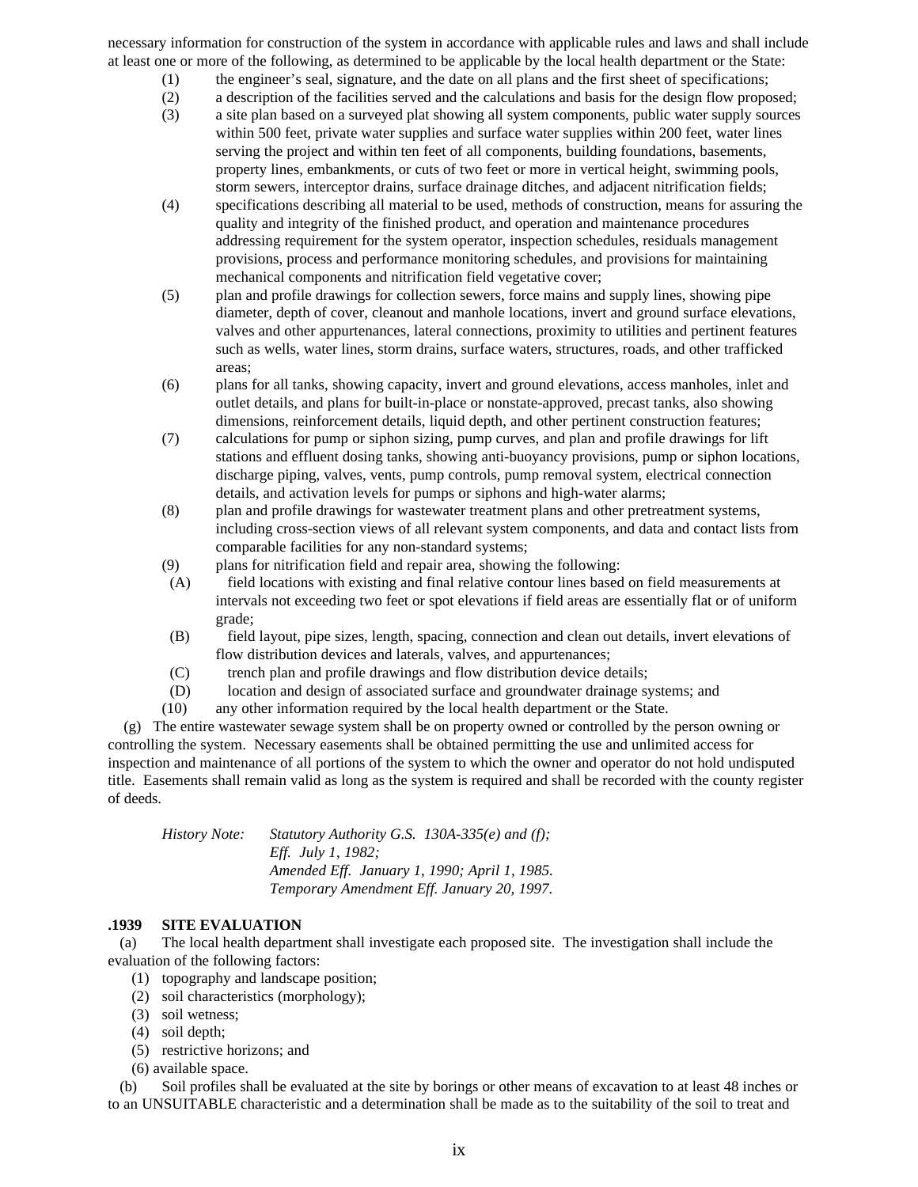necessary information for construction of the system in accordance with applicable rules and laws and shall include at least one or more of the following, as determined to be applicable by the local health department or the State:

(1) the engineer's seal, signature, and the date on all plans and the first sheet of specifications;

(2) a description of the facilities served and the calculations and basis for the design flow proposed;

(3) a site plan based on a surveyed plat showing all system components, public water supply sources within 500 feet, private water supplies and surface water supplies within 200 feet, water lines serving the project and within ten feet of all components, building foundations, basements, property lines, embankments, or cuts of two feet or more in vertical height, swimming pools, storm sewers, interceptor drains, surface drainage ditches, and adjacent nitrification fields;

(4) specifications describing all material to be used, methods of construction, means for assuring the quality and integrity of the finished product, and operation and maintenance procedures addressing requirement for the system operator, inspection schedules, residuals management provisions, process and performance monitoring schedules, and provisions for maintaining mechanical components and nitrification field vegetative cover;

(5) plan and profile drawings for collection sewers, force mains and supply lines, showing pipe diameter, depth of cover, cleanout and manhole locations, invert and ground surface elevations, valves and other appurtenances, lateral connections, proximity to utilities and pertinent features such as wells, water lines, storm drains, surface waters, structures, roads, and other trafficked areas;

(6) plans for all tanks, showing capacity, invert and ground elevations, access manholes, inlet and outlet details, and plans for built-in-place or nonstate-approved, precast tanks, also showing dimensions, reinforcement details, liquid depth, and other pertinent construction features;

(7) calculations for pump or siphon sizing, pump curves, and plan and profile drawings for lift stations and effluent dosing tanks, showing anti-buoyancy provisions, pump or siphon locations, discharge piping, valves, vents, pump controls, pump removal system, electrical connection details, and activation levels for pumps or siphons and high-water alarms;

(8) plan and profile drawings for wastewater treatment plans and other pretreatment systems, including cross-section views of all relevant system components, and data and contact lists from comparable facilities for any non-standard systems;

(9) plans for nitrification field and repair area, showing the following:

(A) field locations with existing and final relative contour lines based on field measurements at intervals not exceeding two feet or spot elevations if field areas are essentially flat or of uniform grade;

(B) field layout, pipe sizes, length, spacing, connection and clean out details, invert elevations of flow distribution devices and laterals, valves, and appurtenances;

(C) trench plan and profile drawings and flow distribution device details;

(D) location and design of associated surface and groundwater drainage systems; and

(10) any other information required by the local health department or the State.

(g) The entire wastewater sewage system shall be on property owned or controlled by the person owning or controlling the system. Necessary easements shall be obtained permitting the use and unlimited access for inspection and maintenance of all portions of the system to which the owner and operator do not hold undisputed title. Easements shall remain valid as long as the system is required and shall be recorded with the county register of deeds.

*History Note: Statutory Authority G.S. 130A-335(e) and (f);*
*Eff. July 1, 1982;*
*Amended Eff. January 1, 1990; April 1, 1985.*
*Temporary Amendment Eff. January 20, 1997.*

**.1939 SITE EVALUATION**

(a) The local health department shall investigate each proposed site. The investigation shall include the evaluation of the following factors:

(1) topography and landscape position;
(2) soil characteristics (morphology);
(3) soil wetness;
(4) soil depth;
(5) restrictive horizons; and
(6) available space.

(b) Soil profiles shall be evaluated at the site by borings or other means of excavation to at least 48 inches or to an UNSUITABLE characteristic and a determination shall be made as to the suitability of the soil to treat and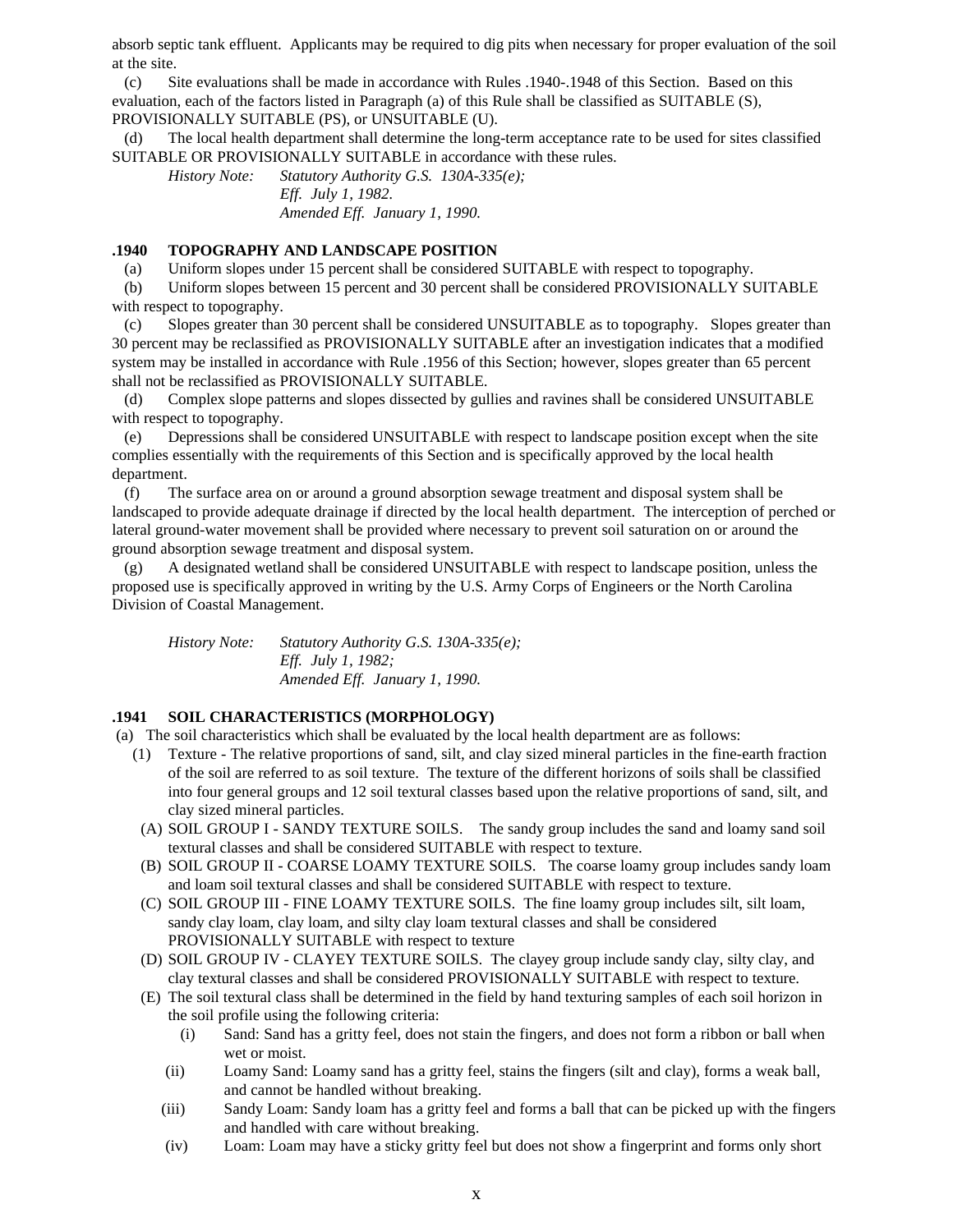absorb septic tank effluent. Applicants may be required to dig pits when necessary for proper evaluation of the soil at the site.

(c) Site evaluations shall be made in accordance with Rules .1940-.1948 of this Section. Based on this evaluation, each of the factors listed in Paragraph (a) of this Rule shall be classified as SUITABLE (S), PROVISIONALLY SUITABLE (PS), or UNSUITABLE (U).

(d) The local health department shall determine the long-term acceptance rate to be used for sites classified SUITABLE OR PROVISIONALLY SUITABLE in accordance with these rules.

*History Note: Statutory Authority G.S. 130A-335(e);*
*Eff. July 1, 1982.*
*Amended Eff. January 1, 1990.*

### .1940 TOPOGRAPHY AND LANDSCAPE POSITION

(a) Uniform slopes under 15 percent shall be considered SUITABLE with respect to topography.

(b) Uniform slopes between 15 percent and 30 percent shall be considered PROVISIONALLY SUITABLE with respect to topography.

(c) Slopes greater than 30 percent shall be considered UNSUITABLE as to topography. Slopes greater than 30 percent may be reclassified as PROVISIONALLY SUITABLE after an investigation indicates that a modified system may be installed in accordance with Rule .1956 of this Section; however, slopes greater than 65 percent shall not be reclassified as PROVISIONALLY SUITABLE.

(d) Complex slope patterns and slopes dissected by gullies and ravines shall be considered UNSUITABLE with respect to topography.

(e) Depressions shall be considered UNSUITABLE with respect to landscape position except when the site complies essentially with the requirements of this Section and is specifically approved by the local health department.

(f) The surface area on or around a ground absorption sewage treatment and disposal system shall be landscaped to provide adequate drainage if directed by the local health department. The interception of perched or lateral ground-water movement shall be provided where necessary to prevent soil saturation on or around the ground absorption sewage treatment and disposal system.

(g) A designated wetland shall be considered UNSUITABLE with respect to landscape position, unless the proposed use is specifically approved in writing by the U.S. Army Corps of Engineers or the North Carolina Division of Coastal Management.

*History Note: Statutory Authority G.S. 130A-335(e);*
*Eff. July 1, 1982;*
*Amended Eff. January 1, 1990.*

### .1941 SOIL CHARACTERISTICS (MORPHOLOGY)

(a) The soil characteristics which shall be evaluated by the local health department are as follows:

(1) Texture - The relative proportions of sand, silt, and clay sized mineral particles in the fine-earth fraction of the soil are referred to as soil texture. The texture of the different horizons of soils shall be classified into four general groups and 12 soil textural classes based upon the relative proportions of sand, silt, and clay sized mineral particles.

(A) SOIL GROUP I - SANDY TEXTURE SOILS. The sandy group includes the sand and loamy sand soil textural classes and shall be considered SUITABLE with respect to texture.

(B) SOIL GROUP II - COARSE LOAMY TEXTURE SOILS. The coarse loamy group includes sandy loam and loam soil textural classes and shall be considered SUITABLE with respect to texture.

(C) SOIL GROUP III - FINE LOAMY TEXTURE SOILS. The fine loamy group includes silt, silt loam, sandy clay loam, clay loam, and silty clay loam textural classes and shall be considered PROVISIONALLY SUITABLE with respect to texture

(D) SOIL GROUP IV - CLAYEY TEXTURE SOILS. The clayey group include sandy clay, silty clay, and clay textural classes and shall be considered PROVISIONALLY SUITABLE with respect to texture.

(E) The soil textural class shall be determined in the field by hand texturing samples of each soil horizon in the soil profile using the following criteria:

(i) Sand: Sand has a gritty feel, does not stain the fingers, and does not form a ribbon or ball when wet or moist.

(ii) Loamy Sand: Loamy sand has a gritty feel, stains the fingers (silt and clay), forms a weak ball, and cannot be handled without breaking.

(iii) Sandy Loam: Sandy loam has a gritty feel and forms a ball that can be picked up with the fingers and handled with care without breaking.

(iv) Loam: Loam may have a sticky gritty feel but does not show a fingerprint and forms only short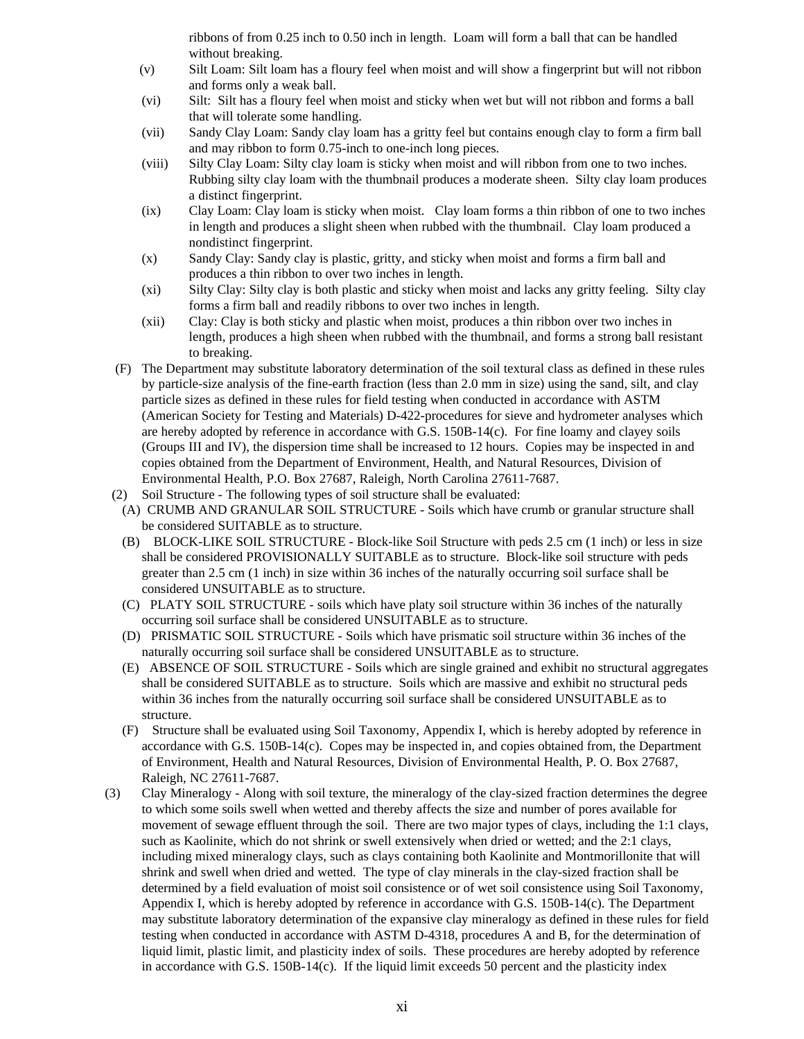ribbons of from 0.25 inch to 0.50 inch in length. Loam will form a ball that can be handled without breaking.

(v) Silt Loam: Silt loam has a floury feel when moist and will show a fingerprint but will not ribbon and forms only a weak ball.

(vi) Silt: Silt has a floury feel when moist and sticky when wet but will not ribbon and forms a ball that will tolerate some handling.

(vii) Sandy Clay Loam: Sandy clay loam has a gritty feel but contains enough clay to form a firm ball and may ribbon to form 0.75-inch to one-inch long pieces.

(viii) Silty Clay Loam: Silty clay loam is sticky when moist and will ribbon from one to two inches. Rubbing silty clay loam with the thumbnail produces a moderate sheen. Silty clay loam produces a distinct fingerprint.

(ix) Clay Loam: Clay loam is sticky when moist. Clay loam forms a thin ribbon of one to two inches in length and produces a slight sheen when rubbed with the thumbnail. Clay loam produced a nondistinct fingerprint.

(x) Sandy Clay: Sandy clay is plastic, gritty, and sticky when moist and forms a firm ball and produces a thin ribbon to over two inches in length.

(xi) Silty Clay: Silty clay is both plastic and sticky when moist and lacks any gritty feeling. Silty clay forms a firm ball and readily ribbons to over two inches in length.

(xii) Clay: Clay is both sticky and plastic when moist, produces a thin ribbon over two inches in length, produces a high sheen when rubbed with the thumbnail, and forms a strong ball resistant to breaking.

(F) The Department may substitute laboratory determination of the soil textural class as defined in these rules by particle-size analysis of the fine-earth fraction (less than 2.0 mm in size) using the sand, silt, and clay particle sizes as defined in these rules for field testing when conducted in accordance with ASTM (American Society for Testing and Materials) D-422-procedures for sieve and hydrometer analyses which are hereby adopted by reference in accordance with G.S. 150B-14(c). For fine loamy and clayey soils (Groups III and IV), the dispersion time shall be increased to 12 hours. Copies may be inspected in and copies obtained from the Department of Environment, Health, and Natural Resources, Division of Environmental Health, P.O. Box 27687, Raleigh, North Carolina 27611-7687.

(2) Soil Structure - The following types of soil structure shall be evaluated:

(A) CRUMB AND GRANULAR SOIL STRUCTURE - Soils which have crumb or granular structure shall be considered SUITABLE as to structure.

(B) BLOCK-LIKE SOIL STRUCTURE - Block-like Soil Structure with peds 2.5 cm (1 inch) or less in size shall be considered PROVISIONALLY SUITABLE as to structure. Block-like soil structure with peds greater than 2.5 cm (1 inch) in size within 36 inches of the naturally occurring soil surface shall be considered UNSUITABLE as to structure.

(C) PLATY SOIL STRUCTURE - soils which have platy soil structure within 36 inches of the naturally occurring soil surface shall be considered UNSUITABLE as to structure.

(D) PRISMATIC SOIL STRUCTURE - Soils which have prismatic soil structure within 36 inches of the naturally occurring soil surface shall be considered UNSUITABLE as to structure.

(E) ABSENCE OF SOIL STRUCTURE - Soils which are single grained and exhibit no structural aggregates shall be considered SUITABLE as to structure. Soils which are massive and exhibit no structural peds within 36 inches from the naturally occurring soil surface shall be considered UNSUITABLE as to structure.

(F) Structure shall be evaluated using Soil Taxonomy, Appendix I, which is hereby adopted by reference in accordance with G.S. 150B-14(c). Copes may be inspected in, and copies obtained from, the Department of Environment, Health and Natural Resources, Division of Environmental Health, P. O. Box 27687, Raleigh, NC 27611-7687.

(3) Clay Mineralogy - Along with soil texture, the mineralogy of the clay-sized fraction determines the degree to which some soils swell when wetted and thereby affects the size and number of pores available for movement of sewage effluent through the soil. There are two major types of clays, including the 1:1 clays, such as Kaolinite, which do not shrink or swell extensively when dried or wetted; and the 2:1 clays, including mixed mineralogy clays, such as clays containing both Kaolinite and Montmorillonite that will shrink and swell when dried and wetted. The type of clay minerals in the clay-sized fraction shall be determined by a field evaluation of moist soil consistence or of wet soil consistence using Soil Taxonomy, Appendix I, which is hereby adopted by reference in accordance with G.S. 150B-14(c). The Department may substitute laboratory determination of the expansive clay mineralogy as defined in these rules for field testing when conducted in accordance with ASTM D-4318, procedures A and B, for the determination of liquid limit, plastic limit, and plasticity index of soils. These procedures are hereby adopted by reference in accordance with G.S. 150B-14(c). If the liquid limit exceeds 50 percent and the plasticity index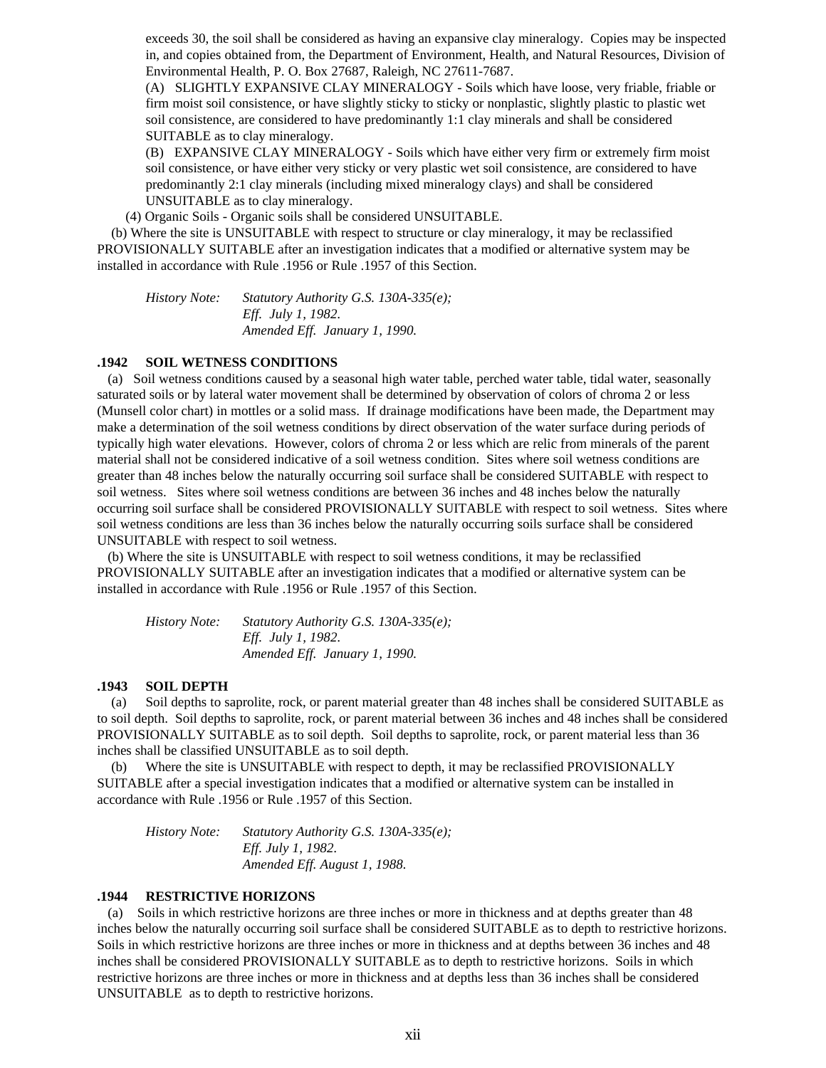exceeds 30, the soil shall be considered as having an expansive clay mineralogy. Copies may be inspected in, and copies obtained from, the Department of Environment, Health, and Natural Resources, Division of Environmental Health, P. O. Box 27687, Raleigh, NC 27611-7687.

(A) SLIGHTLY EXPANSIVE CLAY MINERALOGY - Soils which have loose, very friable, friable or firm moist soil consistence, or have slightly sticky to sticky or nonplastic, slightly plastic to plastic wet soil consistence, are considered to have predominantly 1:1 clay minerals and shall be considered SUITABLE as to clay mineralogy.

(B) EXPANSIVE CLAY MINERALOGY - Soils which have either very firm or extremely firm moist soil consistence, or have either very sticky or very plastic wet soil consistence, are considered to have predominantly 2:1 clay minerals (including mixed mineralogy clays) and shall be considered UNSUITABLE as to clay mineralogy.

(4) Organic Soils - Organic soils shall be considered UNSUITABLE.

(b) Where the site is UNSUITABLE with respect to structure or clay mineralogy, it may be reclassified PROVISIONALLY SUITABLE after an investigation indicates that a modified or alternative system may be installed in accordance with Rule .1956 or Rule .1957 of this Section.

*History Note: Statutory Authority G.S. 130A-335(e);*
*Eff. July 1, 1982.*
*Amended Eff. January 1, 1990.*

**.1942 SOIL WETNESS CONDITIONS**

(a) Soil wetness conditions caused by a seasonal high water table, perched water table, tidal water, seasonally saturated soils or by lateral water movement shall be determined by observation of colors of chroma 2 or less (Munsell color chart) in mottles or a solid mass. If drainage modifications have been made, the Department may make a determination of the soil wetness conditions by direct observation of the water surface during periods of typically high water elevations. However, colors of chroma 2 or less which are relic from minerals of the parent material shall not be considered indicative of a soil wetness condition. Sites where soil wetness conditions are greater than 48 inches below the naturally occurring soil surface shall be considered SUITABLE with respect to soil wetness. Sites where soil wetness conditions are between 36 inches and 48 inches below the naturally occurring soil surface shall be considered PROVISIONALLY SUITABLE with respect to soil wetness. Sites where soil wetness conditions are less than 36 inches below the naturally occurring soils surface shall be considered UNSUITABLE with respect to soil wetness.

(b) Where the site is UNSUITABLE with respect to soil wetness conditions, it may be reclassified PROVISIONALLY SUITABLE after an investigation indicates that a modified or alternative system can be installed in accordance with Rule .1956 or Rule .1957 of this Section.

*History Note: Statutory Authority G.S. 130A-335(e);*
*Eff. July 1, 1982.*
*Amended Eff. January 1, 1990.*

**.1943 SOIL DEPTH**

(a) Soil depths to saprolite, rock, or parent material greater than 48 inches shall be considered SUITABLE as to soil depth. Soil depths to saprolite, rock, or parent material between 36 inches and 48 inches shall be considered PROVISIONALLY SUITABLE as to soil depth. Soil depths to saprolite, rock, or parent material less than 36 inches shall be classified UNSUITABLE as to soil depth.

(b) Where the site is UNSUITABLE with respect to depth, it may be reclassified PROVISIONALLY SUITABLE after a special investigation indicates that a modified or alternative system can be installed in accordance with Rule .1956 or Rule .1957 of this Section.

*History Note: Statutory Authority G.S. 130A-335(e);*
*Eff. July 1, 1982.*
*Amended Eff. August 1, 1988.*

**.1944 RESTRICTIVE HORIZONS**

(a) Soils in which restrictive horizons are three inches or more in thickness and at depths greater than 48 inches below the naturally occurring soil surface shall be considered SUITABLE as to depth to restrictive horizons. Soils in which restrictive horizons are three inches or more in thickness and at depths between 36 inches and 48 inches shall be considered PROVISIONALLY SUITABLE as to depth to restrictive horizons. Soils in which restrictive horizons are three inches or more in thickness and at depths less than 36 inches shall be considered UNSUITABLE as to depth to restrictive horizons.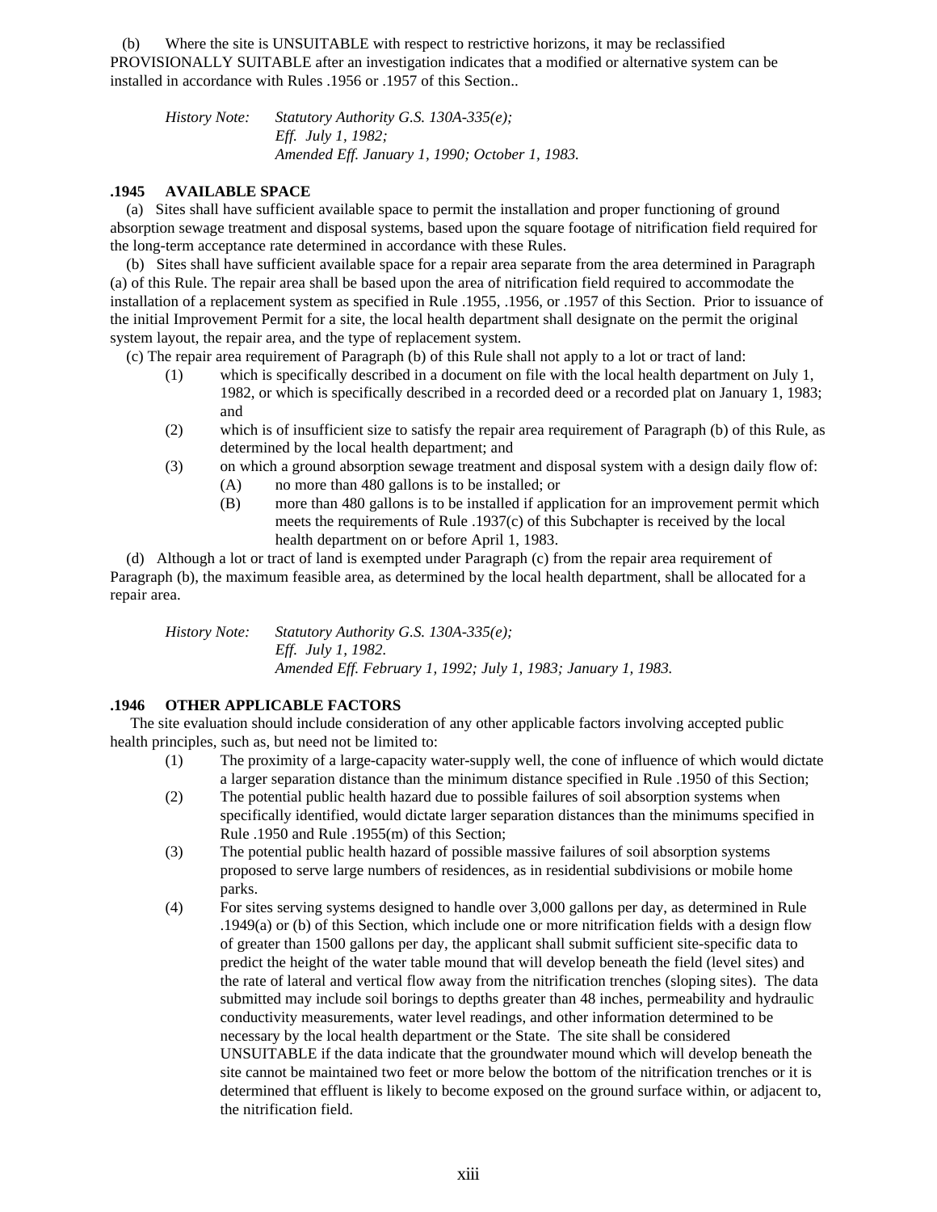(b) Where the site is UNSUITABLE with respect to restrictive horizons, it may be reclassified PROVISIONALLY SUITABLE after an investigation indicates that a modified or alternative system can be installed in accordance with Rules .1956 or .1957 of this Section..

*History Note: Statutory Authority G.S. 130A-335(e);*
*Eff. July 1, 1982;*
*Amended Eff. January 1, 1990; October 1, 1983.*

**.1945 AVAILABLE SPACE**

(a) Sites shall have sufficient available space to permit the installation and proper functioning of ground absorption sewage treatment and disposal systems, based upon the square footage of nitrification field required for the long-term acceptance rate determined in accordance with these Rules.

(b) Sites shall have sufficient available space for a repair area separate from the area determined in Paragraph (a) of this Rule. The repair area shall be based upon the area of nitrification field required to accommodate the installation of a replacement system as specified in Rule .1955, .1956, or .1957 of this Section. Prior to issuance of the initial Improvement Permit for a site, the local health department shall designate on the permit the original system layout, the repair area, and the type of replacement system.

(c) The repair area requirement of Paragraph (b) of this Rule shall not apply to a lot or tract of land:

- (1) which is specifically described in a document on file with the local health department on July 1, 1982, or which is specifically described in a recorded deed or a recorded plat on January 1, 1983; and
- (2) which is of insufficient size to satisfy the repair area requirement of Paragraph (b) of this Rule, as determined by the local health department; and
- (3) on which a ground absorption sewage treatment and disposal system with a design daily flow of:
  - (A) no more than 480 gallons is to be installed; or
  - (B) more than 480 gallons is to be installed if application for an improvement permit which meets the requirements of Rule .1937(c) of this Subchapter is received by the local health department on or before April 1, 1983.

(d) Although a lot or tract of land is exempted under Paragraph (c) from the repair area requirement of Paragraph (b), the maximum feasible area, as determined by the local health department, shall be allocated for a repair area.

*History Note: Statutory Authority G.S. 130A-335(e);*
*Eff. July 1, 1982.*
*Amended Eff. February 1, 1992; July 1, 1983; January 1, 1983.*

**.1946 OTHER APPLICABLE FACTORS**

The site evaluation should include consideration of any other applicable factors involving accepted public health principles, such as, but need not be limited to:

- (1) The proximity of a large-capacity water-supply well, the cone of influence of which would dictate a larger separation distance than the minimum distance specified in Rule .1950 of this Section;
- (2) The potential public health hazard due to possible failures of soil absorption systems when specifically identified, would dictate larger separation distances than the minimums specified in Rule .1950 and Rule .1955(m) of this Section;
- (3) The potential public health hazard of possible massive failures of soil absorption systems proposed to serve large numbers of residences, as in residential subdivisions or mobile home parks.
- (4) For sites serving systems designed to handle over 3,000 gallons per day, as determined in Rule .1949(a) or (b) of this Section, which include one or more nitrification fields with a design flow of greater than 1500 gallons per day, the applicant shall submit sufficient site-specific data to predict the height of the water table mound that will develop beneath the field (level sites) and the rate of lateral and vertical flow away from the nitrification trenches (sloping sites). The data submitted may include soil borings to depths greater than 48 inches, permeability and hydraulic conductivity measurements, water level readings, and other information determined to be necessary by the local health department or the State. The site shall be considered UNSUITABLE if the data indicate that the groundwater mound which will develop beneath the site cannot be maintained two feet or more below the bottom of the nitrification trenches or it is determined that effluent is likely to become exposed on the ground surface within, or adjacent to, the nitrification field.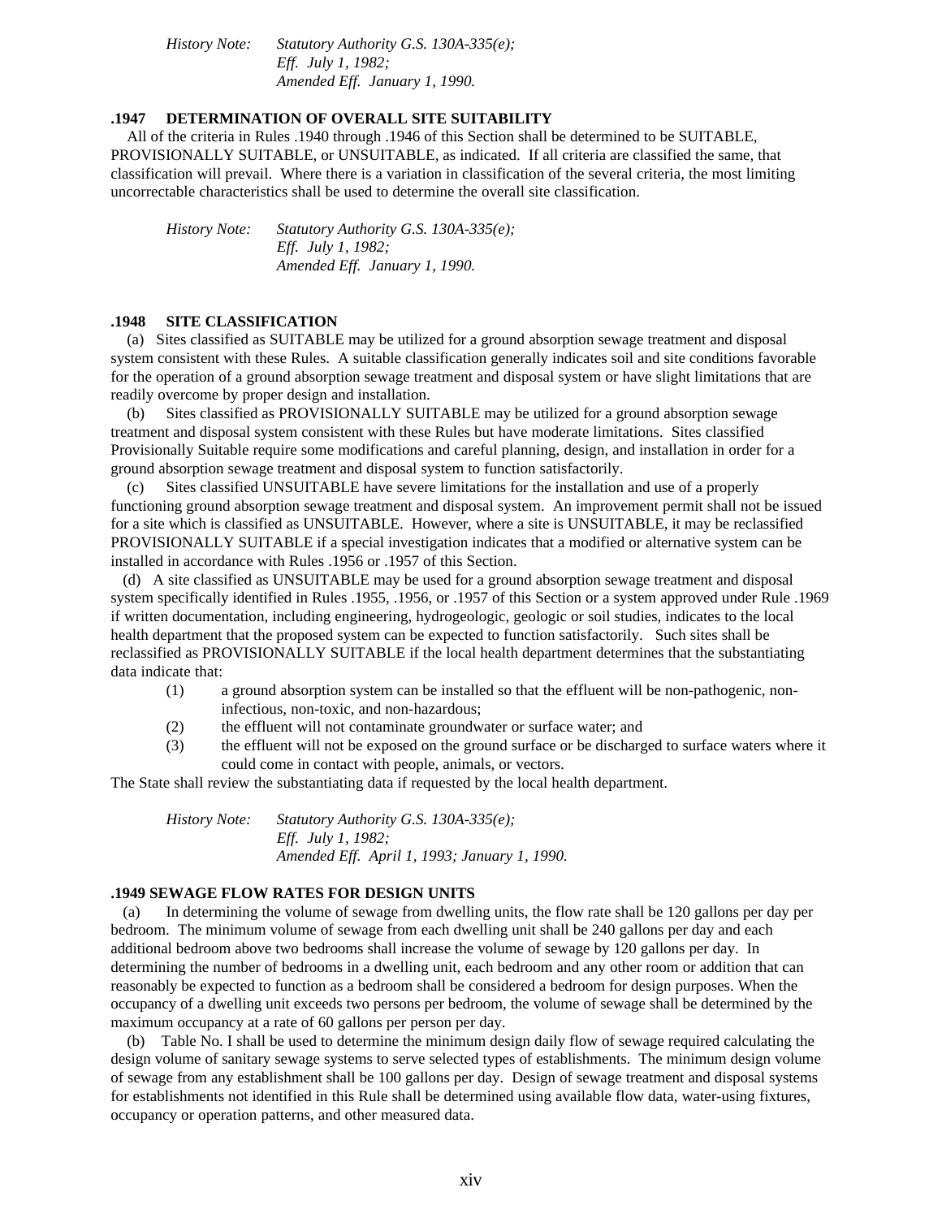*History Note: Statutory Authority G.S. 130A-335(e);*
*Eff. July 1, 1982;*
*Amended Eff. January 1, 1990.*

**.1947 DETERMINATION OF OVERALL SITE SUITABILITY**

All of the criteria in Rules .1940 through .1946 of this Section shall be determined to be SUITABLE, PROVISIONALLY SUITABLE, or UNSUITABLE, as indicated. If all criteria are classified the same, that classification will prevail. Where there is a variation in classification of the several criteria, the most limiting uncorrectable characteristics shall be used to determine the overall site classification.

*History Note: Statutory Authority G.S. 130A-335(e);*
*Eff. July 1, 1982;*
*Amended Eff. January 1, 1990.*

**.1948 SITE CLASSIFICATION**

(a) Sites classified as SUITABLE may be utilized for a ground absorption sewage treatment and disposal system consistent with these Rules. A suitable classification generally indicates soil and site conditions favorable for the operation of a ground absorption sewage treatment and disposal system or have slight limitations that are readily overcome by proper design and installation.

(b) Sites classified as PROVISIONALLY SUITABLE may be utilized for a ground absorption sewage treatment and disposal system consistent with these Rules but have moderate limitations. Sites classified Provisionally Suitable require some modifications and careful planning, design, and installation in order for a ground absorption sewage treatment and disposal system to function satisfactorily.

(c) Sites classified UNSUITABLE have severe limitations for the installation and use of a properly functioning ground absorption sewage treatment and disposal system. An improvement permit shall not be issued for a site which is classified as UNSUITABLE. However, where a site is UNSUITABLE, it may be reclassified PROVISIONALLY SUITABLE if a special investigation indicates that a modified or alternative system can be installed in accordance with Rules .1956 or .1957 of this Section.

(d) A site classified as UNSUITABLE may be used for a ground absorption sewage treatment and disposal system specifically identified in Rules .1955, .1956, or .1957 of this Section or a system approved under Rule .1969 if written documentation, including engineering, hydrogeologic, geologic or soil studies, indicates to the local health department that the proposed system can be expected to function satisfactorily. Such sites shall be reclassified as PROVISIONALLY SUITABLE if the local health department determines that the substantiating data indicate that:

(1) a ground absorption system can be installed so that the effluent will be non-pathogenic, non-infectious, non-toxic, and non-hazardous;
(2) the effluent will not contaminate groundwater or surface water; and
(3) the effluent will not be exposed on the ground surface or be discharged to surface waters where it could come in contact with people, animals, or vectors.

The State shall review the substantiating data if requested by the local health department.

*History Note: Statutory Authority G.S. 130A-335(e);*
*Eff. July 1, 1982;*
*Amended Eff. April 1, 1993; January 1, 1990.*

**.1949 SEWAGE FLOW RATES FOR DESIGN UNITS**

(a) In determining the volume of sewage from dwelling units, the flow rate shall be 120 gallons per day per bedroom. The minimum volume of sewage from each dwelling unit shall be 240 gallons per day and each additional bedroom above two bedrooms shall increase the volume of sewage by 120 gallons per day. In determining the number of bedrooms in a dwelling unit, each bedroom and any other room or addition that can reasonably be expected to function as a bedroom shall be considered a bedroom for design purposes. When the occupancy of a dwelling unit exceeds two persons per bedroom, the volume of sewage shall be determined by the maximum occupancy at a rate of 60 gallons per person per day.

(b) Table No. I shall be used to determine the minimum design daily flow of sewage required calculating the design volume of sanitary sewage systems to serve selected types of establishments. The minimum design volume of sewage from any establishment shall be 100 gallons per day. Design of sewage treatment and disposal systems for establishments not identified in this Rule shall be determined using available flow data, water-using fixtures, occupancy or operation patterns, and other measured data.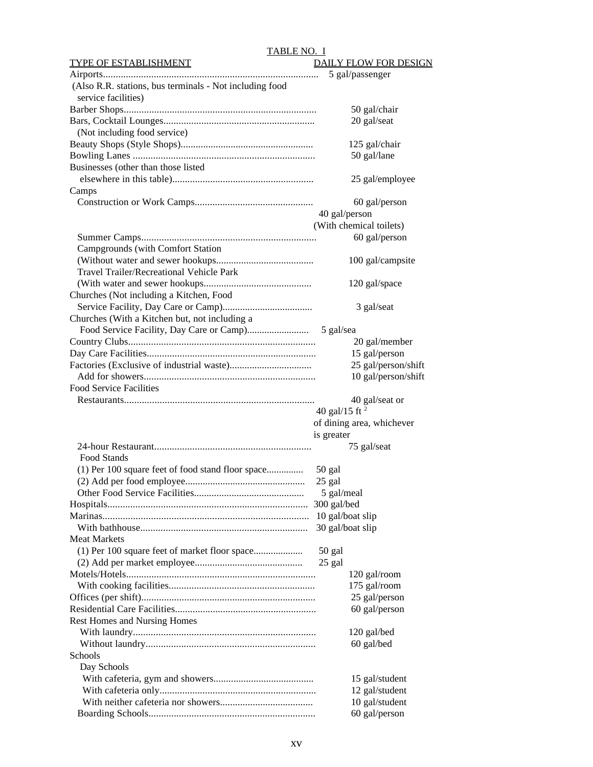TABLE NO. I

| TYPE OF ESTABLISHMENT | DAILY FLOW FOR DESIGN |
|---|---|
| Airports (Also R.R. stations, bus terminals - Not including food service facilities) | 5 gal/passenger |
| Barber Shops | 50 gal/chair |
| Bars, Cocktail Lounges (Not including food service) | 20 gal/seat |
| Beauty Shops (Style Shops) | 125 gal/chair |
| Bowling Lanes | 50 gal/lane |
| Businesses (other than those listed elsewhere in this table) | 25 gal/employee |
| Camps | |
| Construction or Work Camps | 60 gal/person<br>40 gal/person (With chemical toilets) |
| Summer Camps | 60 gal/person |
| Campgrounds (with Comfort Station (Without water and sewer hookups | 100 gal/campsite |
| Travel Trailer/Recreational Vehicle Park (With water and sewer hookups | 120 gal/space |
| Churches (Not including a Kitchen, Food Service Facility, Day Care or Camp) | 3 gal/seat |
| Churches (With a Kitchen but, not including a Food Service Facility, Day Care or Camp) | 5 gal/sea |
| Country Clubs | 20 gal/member |
| Day Care Facilities | 15 gal/person |
| Factories (Exclusive of industrial waste) | 25 gal/person/shift |
| Add for showers | 10 gal/person/shift |
| Food Service Facilities | |
| Restaurants | 40 gal/seat or 40 gal/15 ft $^2$ of dining area, whichever is greater |
| 24-hour Restaurant | 75 gal/seat |
| Food Stands | |
| (1) Per 100 square feet of food stand floor space | 50 gal |
| (2) Add per food employee | 25 gal |
| Other Food Service Facilities | 5 gal/meal |
| Hospitals | 300 gal/bed |
| Marinas | 10 gal/boat slip |
| With bathhouse | 30 gal/boat slip |
| Meat Markets | |
| (1) Per 100 square feet of market floor space | 50 gal |
| (2) Add per market employee | 25 gal |
| Motels/Hotels | 120 gal/room |
| With cooking facilities | 175 gal/room |
| Offices (per shift) | 25 gal/person |
| Residential Care Facilities | 60 gal/person |
| Rest Homes and Nursing Homes | |
| With laundry | 120 gal/bed |
| Without laundry | 60 gal/bed |
| Schools | |
| Day Schools | |
| With cafeteria, gym and showers | 15 gal/student |
| With cafeteria only | 12 gal/student |
| With neither cafeteria nor showers | 10 gal/student |
| Boarding Schools | 60 gal/person |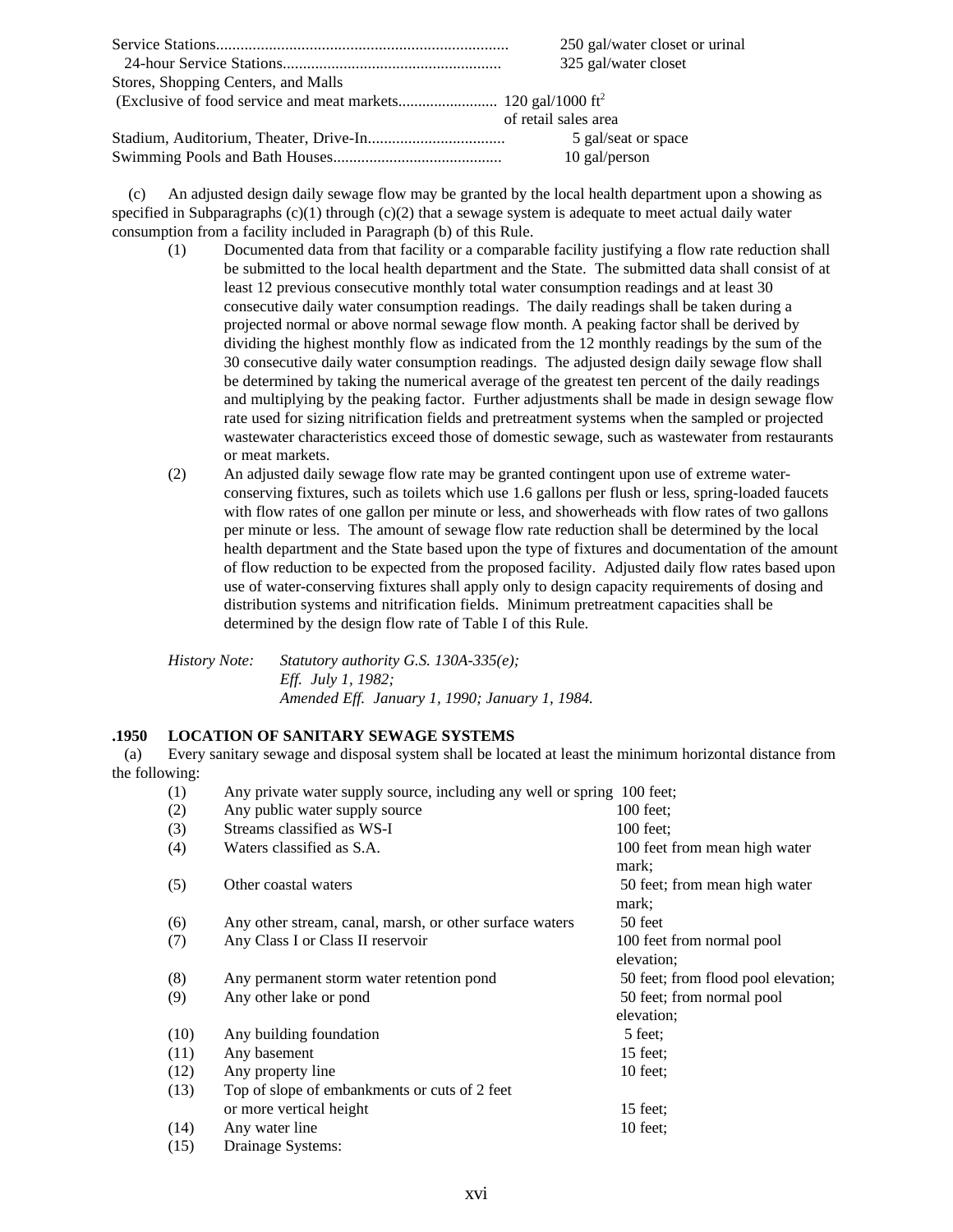| | |
|---|---|
| Service Stations | 250 gal/water closet or urinal |
| 24-hour Service Stations | 325 gal/water closet |
| Stores, Shopping Centers, and Malls (Exclusive of food service and meat markets | 120 gal/1000 $ft^2$ of retail sales area |
| Stadium, Auditorium, Theater, Drive-In | 5 gal/seat or space |
| Swimming Pools and Bath Houses | 10 gal/person |

(c) An adjusted design daily sewage flow may be granted by the local health department upon a showing as specified in Subparagraphs (c)(1) through (c)(2) that a sewage system is adequate to meet actual daily water consumption from a facility included in Paragraph (b) of this Rule.

(1) Documented data from that facility or a comparable facility justifying a flow rate reduction shall be submitted to the local health department and the State. The submitted data shall consist of at least 12 previous consecutive monthly total water consumption readings and at least 30 consecutive daily water consumption readings. The daily readings shall be taken during a projected normal or above normal sewage flow month. A peaking factor shall be derived by dividing the highest monthly flow as indicated from the 12 monthly readings by the sum of the 30 consecutive daily water consumption readings. The adjusted design daily sewage flow shall be determined by taking the numerical average of the greatest ten percent of the daily readings and multiplying by the peaking factor. Further adjustments shall be made in design sewage flow rate used for sizing nitrification fields and pretreatment systems when the sampled or projected wastewater characteristics exceed those of domestic sewage, such as wastewater from restaurants or meat markets.

(2) An adjusted daily sewage flow rate may be granted contingent upon use of extreme water-conserving fixtures, such as toilets which use 1.6 gallons per flush or less, spring-loaded faucets with flow rates of one gallon per minute or less, and showerheads with flow rates of two gallons per minute or less. The amount of sewage flow rate reduction shall be determined by the local health department and the State based upon the type of fixtures and documentation of the amount of flow reduction to be expected from the proposed facility. Adjusted daily flow rates based upon use of water-conserving fixtures shall apply only to design capacity requirements of dosing and distribution systems and nitrification fields. Minimum pretreatment capacities shall be determined by the design flow rate of Table I of this Rule.

*History Note:* *Statutory authority G.S. 130A-335(e);*
*Eff. July 1, 1982;*
*Amended Eff. January 1, 1990; January 1, 1984.*

**.1950 LOCATION OF SANITARY SEWAGE SYSTEMS**

(a) Every sanitary sewage and disposal system shall be located at least the minimum horizontal distance from the following:

| | | |
|---|---|---|
| (1) | Any private water supply source, including any well or spring | 100 feet; |
| (2) | Any public water supply source | 100 feet; |
| (3) | Streams classified as WS-I | 100 feet; |
| (4) | Waters classified as S.A. | 100 feet from mean high water mark; |
| (5) | Other coastal waters | 50 feet; from mean high water mark; |
| (6) | Any other stream, canal, marsh, or other surface waters | 50 feet |
| (7) | Any Class I or Class II reservoir | 100 feet from normal pool elevation; |
| (8) | Any permanent storm water retention pond | 50 feet; from flood pool elevation; |
| (9) | Any other lake or pond | 50 feet; from normal pool elevation; |
| (10) | Any building foundation | 5 feet; |
| (11) | Any basement | 15 feet; |
| (12) | Any property line | 10 feet; |
| (13) | Top of slope of embankments or cuts of 2 feet or more vertical height | 15 feet; |
| (14) | Any water line | 10 feet; |
| (15) | Drainage Systems: | |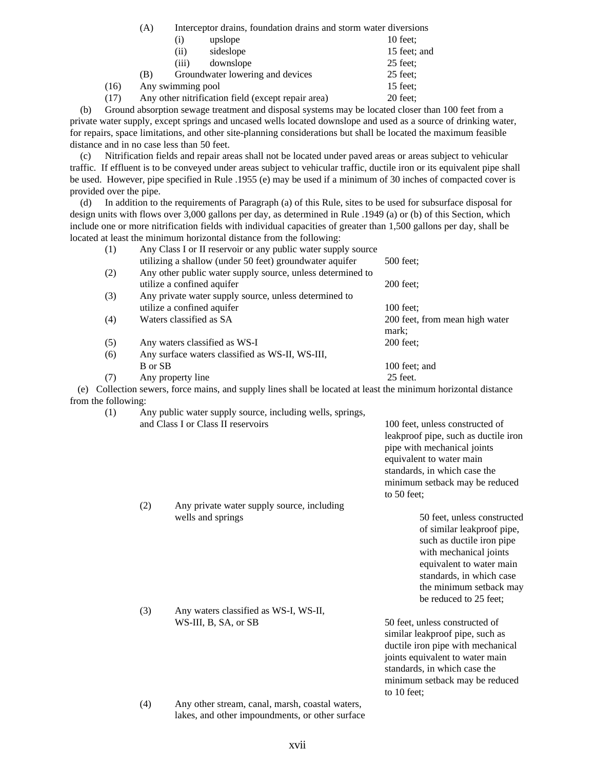(A) Interceptor drains, foundation drains and storm water diversions

(i) upslope 10 feet;

(ii) sideslope 15 feet; and

(iii) downslope 25 feet;

(B) Groundwater lowering and devices 25 feet;

(16) Any swimming pool 15 feet;

(17) Any other nitrification field (except repair area) 20 feet;

(b) Ground absorption sewage treatment and disposal systems may be located closer than 100 feet from a private water supply, except springs and uncased wells located downslope and used as a source of drinking water, for repairs, space limitations, and other site-planning considerations but shall be located the maximum feasible distance and in no case less than 50 feet.

(c) Nitrification fields and repair areas shall not be located under paved areas or areas subject to vehicular traffic. If effluent is to be conveyed under areas subject to vehicular traffic, ductile iron or its equivalent pipe shall be used. However, pipe specified in Rule .1955 (e) may be used if a minimum of 30 inches of compacted cover is provided over the pipe.

(d) In addition to the requirements of Paragraph (a) of this Rule, sites to be used for subsurface disposal for design units with flows over 3,000 gallons per day, as determined in Rule .1949 (a) or (b) of this Section, which include one or more nitrification fields with individual capacities of greater than 1,500 gallons per day, shall be located at least the minimum horizontal distance from the following:

(1) Any Class I or II reservoir or any public water supply source utilizing a shallow (under 50 feet) groundwater aquifer 500 feet;

(2) Any other public water supply source, unless determined to utilize a confined aquifer 200 feet;

(3) Any private water supply source, unless determined to utilize a confined aquifer 100 feet;

(4) Waters classified as SA 200 feet, from mean high water mark;

(5) Any waters classified as WS-I 200 feet;

(6) Any surface waters classified as WS-II, WS-III, B or SB 100 feet; and

(7) Any property line 25 feet.

(e) Collection sewers, force mains, and supply lines shall be located at least the minimum horizontal distance from the following:

(1) Any public water supply source, including wells, springs, and Class I or Class II reservoirs 100 feet, unless constructed of leakproof pipe, such as ductile iron pipe with mechanical joints equivalent to water main standards, in which case the minimum setback may be reduced to 50 feet;

(2) Any private water supply source, including wells and springs 50 feet, unless constructed of similar leakproof pipe, such as ductile iron pipe with mechanical joints equivalent to water main standards, in which case the minimum setback may be reduced to 25 feet;

(3) Any waters classified as WS-I, WS-II, WS-III, B, SA, or SB 50 feet, unless constructed of similar leakproof pipe, such as ductile iron pipe with mechanical joints equivalent to water main standards, in which case the minimum setback may be reduced to 10 feet;

(4) Any other stream, canal, marsh, coastal waters, lakes, and other impoundments, or other surface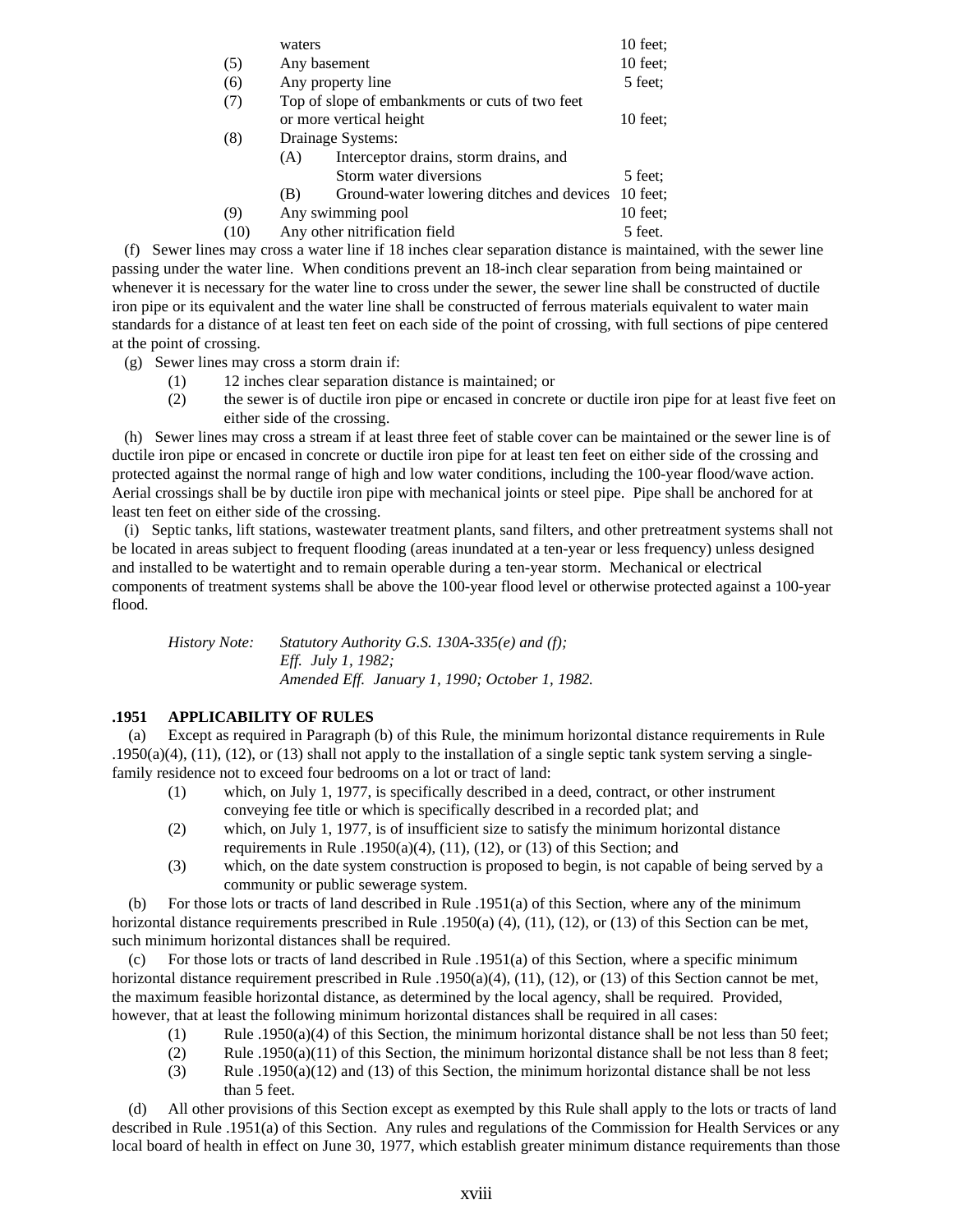| | | |
|---|---|---|
| | waters | 10 feet; |
| (5) | Any basement | 10 feet; |
| (6) | Any property line | 5 feet; |
| (7) | Top of slope of embankments or cuts of two feet or more vertical height | 10 feet; |
| (8) | Drainage Systems: | |
| | (A) Interceptor drains, storm drains, and Storm water diversions | 5 feet; |
| | (B) Ground-water lowering ditches and devices | 10 feet; |
| (9) | Any swimming pool | 10 feet; |
| (10) | Any other nitrification field | 5 feet. |

(f) Sewer lines may cross a water line if 18 inches clear separation distance is maintained, with the sewer line passing under the water line. When conditions prevent an 18-inch clear separation from being maintained or whenever it is necessary for the water line to cross under the sewer, the sewer line shall be constructed of ductile iron pipe or its equivalent and the water line shall be constructed of ferrous materials equivalent to water main standards for a distance of at least ten feet on each side of the point of crossing, with full sections of pipe centered at the point of crossing.

(g) Sewer lines may cross a storm drain if:

(1) 12 inches clear separation distance is maintained; or

(2) the sewer is of ductile iron pipe or encased in concrete or ductile iron pipe for at least five feet on either side of the crossing.

(h) Sewer lines may cross a stream if at least three feet of stable cover can be maintained or the sewer line is of ductile iron pipe or encased in concrete or ductile iron pipe for at least ten feet on either side of the crossing and protected against the normal range of high and low water conditions, including the 100-year flood/wave action. Aerial crossings shall be by ductile iron pipe with mechanical joints or steel pipe. Pipe shall be anchored for at least ten feet on either side of the crossing.

(i) Septic tanks, lift stations, wastewater treatment plants, sand filters, and other pretreatment systems shall not be located in areas subject to frequent flooding (areas inundated at a ten-year or less frequency) unless designed and installed to be watertight and to remain operable during a ten-year storm. Mechanical or electrical components of treatment systems shall be above the 100-year flood level or otherwise protected against a 100-year flood.

*History Note: Statutory Authority G.S. 130A-335(e) and (f);*
*Eff. July 1, 1982;*
*Amended Eff. January 1, 1990; October 1, 1982.*

**.1951 APPLICABILITY OF RULES**

(a) Except as required in Paragraph (b) of this Rule, the minimum horizontal distance requirements in Rule .1950(a)(4), (11), (12), or (13) shall not apply to the installation of a single septic tank system serving a single-family residence not to exceed four bedrooms on a lot or tract of land:

(1) which, on July 1, 1977, is specifically described in a deed, contract, or other instrument conveying fee title or which is specifically described in a recorded plat; and

(2) which, on July 1, 1977, is of insufficient size to satisfy the minimum horizontal distance requirements in Rule .1950(a)(4), (11), (12), or (13) of this Section; and

(3) which, on the date system construction is proposed to begin, is not capable of being served by a community or public sewerage system.

(b) For those lots or tracts of land described in Rule .1951(a) of this Section, where any of the minimum horizontal distance requirements prescribed in Rule .1950(a) (4), (11), (12), or (13) of this Section can be met, such minimum horizontal distances shall be required.

(c) For those lots or tracts of land described in Rule .1951(a) of this Section, where a specific minimum horizontal distance requirement prescribed in Rule .1950(a)(4), (11), (12), or (13) of this Section cannot be met, the maximum feasible horizontal distance, as determined by the local agency, shall be required. Provided, however, that at least the following minimum horizontal distances shall be required in all cases:

(1) Rule .1950(a)(4) of this Section, the minimum horizontal distance shall be not less than 50 feet;

(2) Rule .1950(a)(11) of this Section, the minimum horizontal distance shall be not less than 8 feet;

(3) Rule .1950(a)(12) and (13) of this Section, the minimum horizontal distance shall be not less than 5 feet.

(d) All other provisions of this Section except as exempted by this Rule shall apply to the lots or tracts of land described in Rule .1951(a) of this Section. Any rules and regulations of the Commission for Health Services or any local board of health in effect on June 30, 1977, which establish greater minimum distance requirements than those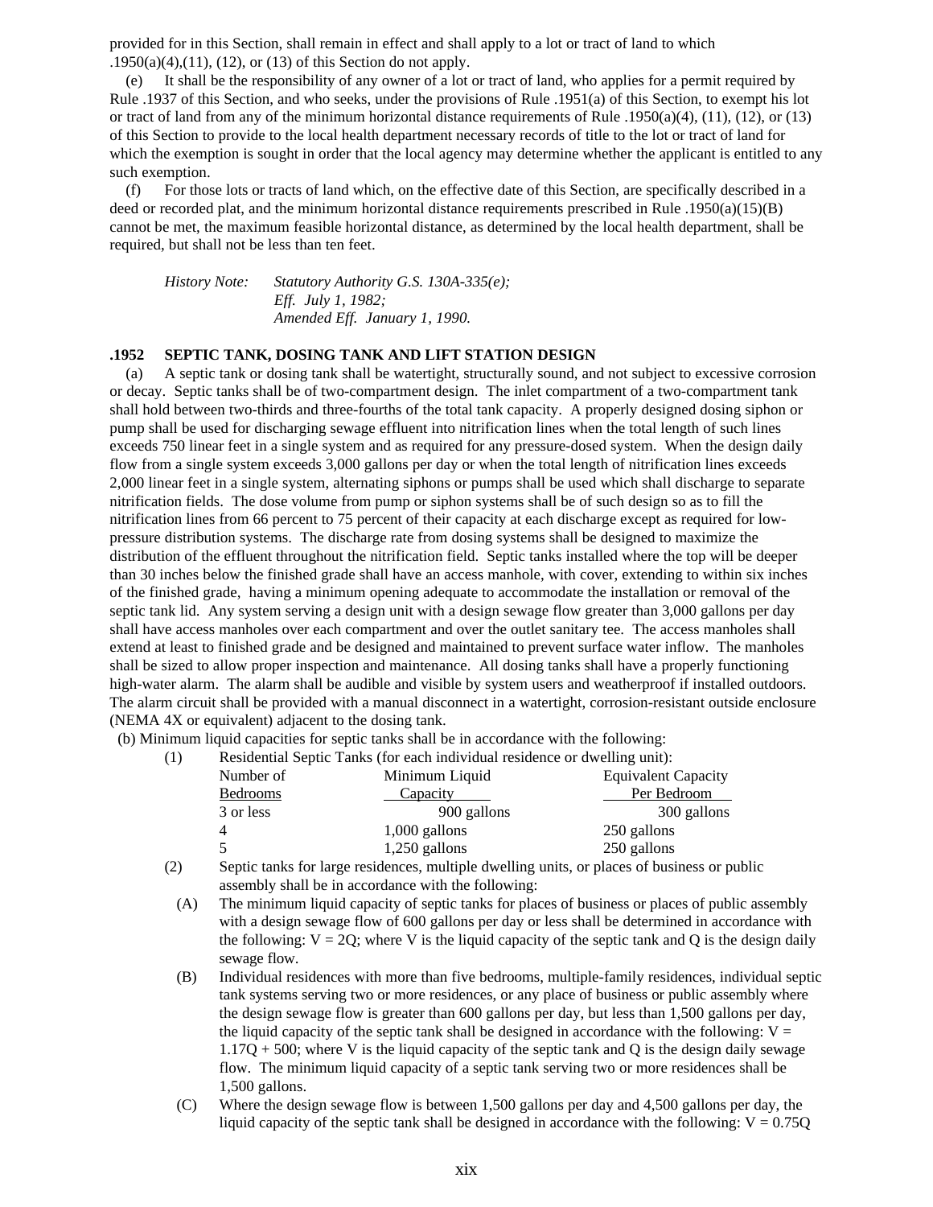provided for in this Section, shall remain in effect and shall apply to a lot or tract of land to which .1950(a)(4),(11), (12), or (13) of this Section do not apply.

(e) It shall be the responsibility of any owner of a lot or tract of land, who applies for a permit required by Rule .1937 of this Section, and who seeks, under the provisions of Rule .1951(a) of this Section, to exempt his lot or tract of land from any of the minimum horizontal distance requirements of Rule .1950(a)(4), (11), (12), or (13) of this Section to provide to the local health department necessary records of title to the lot or tract of land for which the exemption is sought in order that the local agency may determine whether the applicant is entitled to any such exemption.

(f) For those lots or tracts of land which, on the effective date of this Section, are specifically described in a deed or recorded plat, and the minimum horizontal distance requirements prescribed in Rule .1950(a)(15)(B) cannot be met, the maximum feasible horizontal distance, as determined by the local health department, shall be required, but shall not be less than ten feet.

*History Note: Statutory Authority G.S. 130A-335(e);*
*Eff. July 1, 1982;*
*Amended Eff. January 1, 1990.*

### .1952 SEPTIC TANK, DOSING TANK AND LIFT STATION DESIGN

(a) A septic tank or dosing tank shall be watertight, structurally sound, and not subject to excessive corrosion or decay. Septic tanks shall be of two-compartment design. The inlet compartment of a two-compartment tank shall hold between two-thirds and three-fourths of the total tank capacity. A properly designed dosing siphon or pump shall be used for discharging sewage effluent into nitrification lines when the total length of such lines exceeds 750 linear feet in a single system and as required for any pressure-dosed system. When the design daily flow from a single system exceeds 3,000 gallons per day or when the total length of nitrification lines exceeds 2,000 linear feet in a single system, alternating siphons or pumps shall be used which shall discharge to separate nitrification fields. The dose volume from pump or siphon systems shall be of such design so as to fill the nitrification lines from 66 percent to 75 percent of their capacity at each discharge except as required for low-pressure distribution systems. The discharge rate from dosing systems shall be designed to maximize the distribution of the effluent throughout the nitrification field. Septic tanks installed where the top will be deeper than 30 inches below the finished grade shall have an access manhole, with cover, extending to within six inches of the finished grade, having a minimum opening adequate to accommodate the installation or removal of the septic tank lid. Any system serving a design unit with a design sewage flow greater than 3,000 gallons per day shall have access manholes over each compartment and over the outlet sanitary tee. The access manholes shall extend at least to finished grade and be designed and maintained to prevent surface water inflow. The manholes shall be sized to allow proper inspection and maintenance. All dosing tanks shall have a properly functioning high-water alarm. The alarm shall be audible and visible by system users and weatherproof if installed outdoors. The alarm circuit shall be provided with a manual disconnect in a watertight, corrosion-resistant outside enclosure (NEMA 4X or equivalent) adjacent to the dosing tank.

(b) Minimum liquid capacities for septic tanks shall be in accordance with the following:

(1) Residential Septic Tanks (for each individual residence or dwelling unit):

| Number of Bedrooms | Minimum Liquid Capacity | Equivalent Capacity Per Bedroom |
|---|---|---|
| 3 or less | 900 gallons | 300 gallons |
| 4 | 1,000 gallons | 250 gallons |
| 5 | 1,250 gallons | 250 gallons |

(2) Septic tanks for large residences, multiple dwelling units, or places of business or public assembly shall be in accordance with the following:

(A) The minimum liquid capacity of septic tanks for places of business or places of public assembly with a design sewage flow of 600 gallons per day or less shall be determined in accordance with the following: $V = 2Q$; where V is the liquid capacity of the septic tank and Q is the design daily sewage flow.

(B) Individual residences with more than five bedrooms, multiple-family residences, individual septic tank systems serving two or more residences, or any place of business or public assembly where the design sewage flow is greater than 600 gallons per day, but less than 1,500 gallons per day, the liquid capacity of the septic tank shall be designed in accordance with the following: $V = 1.17Q + 500$; where V is the liquid capacity of the septic tank and Q is the design daily sewage flow. The minimum liquid capacity of a septic tank serving two or more residences shall be 1,500 gallons.

(C) Where the design sewage flow is between 1,500 gallons per day and 4,500 gallons per day, the liquid capacity of the septic tank shall be designed in accordance with the following: $V = 0.75Q$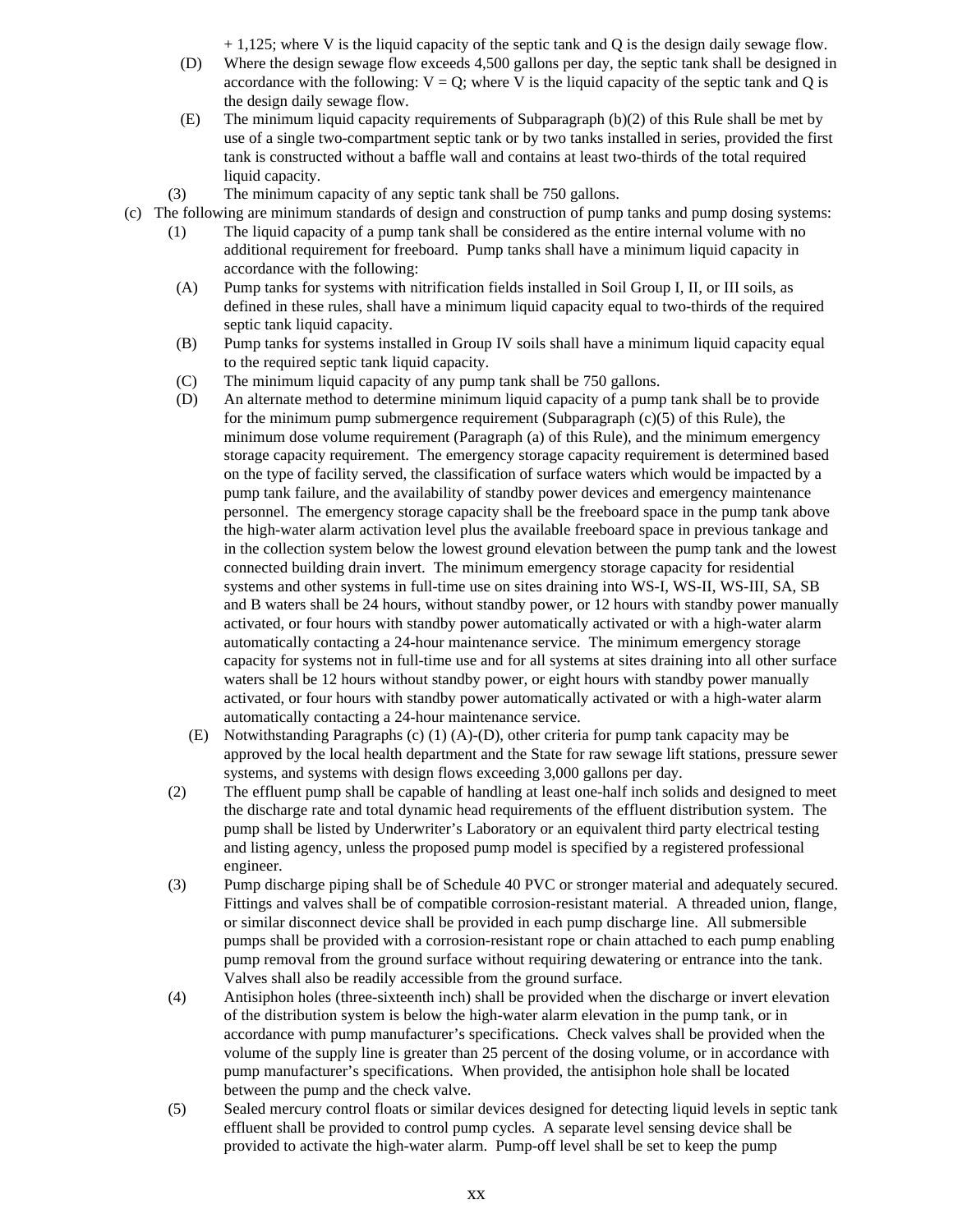+ 1,125; where V is the liquid capacity of the septic tank and Q is the design daily sewage flow.

(D) Where the design sewage flow exceeds 4,500 gallons per day, the septic tank shall be designed in accordance with the following: $V = Q$; where V is the liquid capacity of the septic tank and Q is the design daily sewage flow.

(E) The minimum liquid capacity requirements of Subparagraph (b)(2) of this Rule shall be met by use of a single two-compartment septic tank or by two tanks installed in series, provided the first tank is constructed without a baffle wall and contains at least two-thirds of the total required liquid capacity.

(3) The minimum capacity of any septic tank shall be 750 gallons.

(c) The following are minimum standards of design and construction of pump tanks and pump dosing systems:

(1) The liquid capacity of a pump tank shall be considered as the entire internal volume with no additional requirement for freeboard. Pump tanks shall have a minimum liquid capacity in accordance with the following:

(A) Pump tanks for systems with nitrification fields installed in Soil Group I, II, or III soils, as defined in these rules, shall have a minimum liquid capacity equal to two-thirds of the required septic tank liquid capacity.

(B) Pump tanks for systems installed in Group IV soils shall have a minimum liquid capacity equal to the required septic tank liquid capacity.

(C) The minimum liquid capacity of any pump tank shall be 750 gallons.

(D) An alternate method to determine minimum liquid capacity of a pump tank shall be to provide for the minimum pump submergence requirement (Subparagraph (c)(5) of this Rule), the minimum dose volume requirement (Paragraph (a) of this Rule), and the minimum emergency storage capacity requirement. The emergency storage capacity requirement is determined based on the type of facility served, the classification of surface waters which would be impacted by a pump tank failure, and the availability of standby power devices and emergency maintenance personnel. The emergency storage capacity shall be the freeboard space in the pump tank above the high-water alarm activation level plus the available freeboard space in previous tankage and in the collection system below the lowest ground elevation between the pump tank and the lowest connected building drain invert. The minimum emergency storage capacity for residential systems and other systems in full-time use on sites draining into WS-I, WS-II, WS-III, SA, SB and B waters shall be 24 hours, without standby power, or 12 hours with standby power manually activated, or four hours with standby power automatically activated or with a high-water alarm automatically contacting a 24-hour maintenance service. The minimum emergency storage capacity for systems not in full-time use and for all systems at sites draining into all other surface waters shall be 12 hours without standby power, or eight hours with standby power manually activated, or four hours with standby power automatically activated or with a high-water alarm automatically contacting a 24-hour maintenance service.

(E) Notwithstanding Paragraphs (c) (1) (A)-(D), other criteria for pump tank capacity may be approved by the local health department and the State for raw sewage lift stations, pressure sewer systems, and systems with design flows exceeding 3,000 gallons per day.

(2) The effluent pump shall be capable of handling at least one-half inch solids and designed to meet the discharge rate and total dynamic head requirements of the effluent distribution system. The pump shall be listed by Underwriter's Laboratory or an equivalent third party electrical testing and listing agency, unless the proposed pump model is specified by a registered professional engineer.

(3) Pump discharge piping shall be of Schedule 40 PVC or stronger material and adequately secured. Fittings and valves shall be of compatible corrosion-resistant material. A threaded union, flange, or similar disconnect device shall be provided in each pump discharge line. All submersible pumps shall be provided with a corrosion-resistant rope or chain attached to each pump enabling pump removal from the ground surface without requiring dewatering or entrance into the tank. Valves shall also be readily accessible from the ground surface.

(4) Antisiphon holes (three-sixteenth inch) shall be provided when the discharge or invert elevation of the distribution system is below the high-water alarm elevation in the pump tank, or in accordance with pump manufacturer's specifications. Check valves shall be provided when the volume of the supply line is greater than 25 percent of the dosing volume, or in accordance with pump manufacturer's specifications. When provided, the antisiphon hole shall be located between the pump and the check valve.

(5) Sealed mercury control floats or similar devices designed for detecting liquid levels in septic tank effluent shall be provided to control pump cycles. A separate level sensing device shall be provided to activate the high-water alarm. Pump-off level shall be set to keep the pump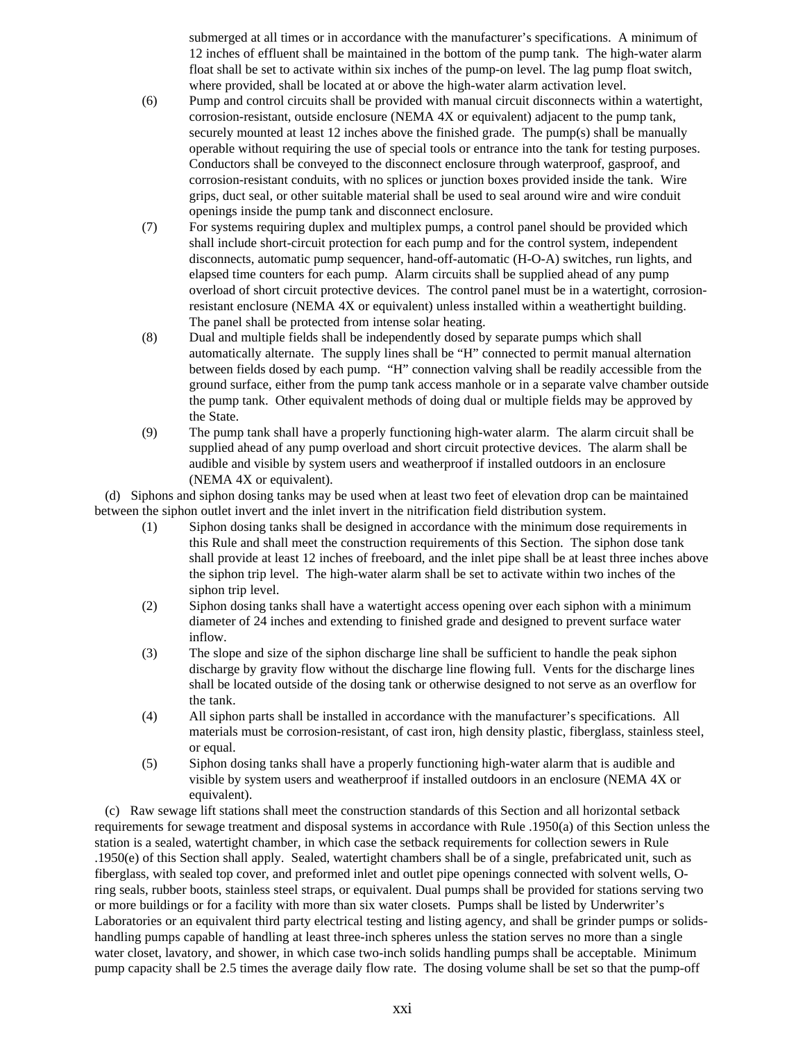submerged at all times or in accordance with the manufacturer's specifications. A minimum of 12 inches of effluent shall be maintained in the bottom of the pump tank. The high-water alarm float shall be set to activate within six inches of the pump-on level. The lag pump float switch, where provided, shall be located at or above the high-water alarm activation level.

(6) Pump and control circuits shall be provided with manual circuit disconnects within a watertight, corrosion-resistant, outside enclosure (NEMA 4X or equivalent) adjacent to the pump tank, securely mounted at least 12 inches above the finished grade. The pump(s) shall be manually operable without requiring the use of special tools or entrance into the tank for testing purposes. Conductors shall be conveyed to the disconnect enclosure through waterproof, gasproof, and corrosion-resistant conduits, with no splices or junction boxes provided inside the tank. Wire grips, duct seal, or other suitable material shall be used to seal around wire and wire conduit openings inside the pump tank and disconnect enclosure.

(7) For systems requiring duplex and multiplex pumps, a control panel should be provided which shall include short-circuit protection for each pump and for the control system, independent disconnects, automatic pump sequencer, hand-off-automatic (H-O-A) switches, run lights, and elapsed time counters for each pump. Alarm circuits shall be supplied ahead of any pump overload of short circuit protective devices. The control panel must be in a watertight, corrosion-resistant enclosure (NEMA 4X or equivalent) unless installed within a weathertight building. The panel shall be protected from intense solar heating.

(8) Dual and multiple fields shall be independently dosed by separate pumps which shall automatically alternate. The supply lines shall be "H" connected to permit manual alternation between fields dosed by each pump. "H" connection valving shall be readily accessible from the ground surface, either from the pump tank access manhole or in a separate valve chamber outside the pump tank. Other equivalent methods of doing dual or multiple fields may be approved by the State.

(9) The pump tank shall have a properly functioning high-water alarm. The alarm circuit shall be supplied ahead of any pump overload and short circuit protective devices. The alarm shall be audible and visible by system users and weatherproof if installed outdoors in an enclosure (NEMA 4X or equivalent).

(d) Siphons and siphon dosing tanks may be used when at least two feet of elevation drop can be maintained between the siphon outlet invert and the inlet invert in the nitrification field distribution system.

(1) Siphon dosing tanks shall be designed in accordance with the minimum dose requirements in this Rule and shall meet the construction requirements of this Section. The siphon dose tank shall provide at least 12 inches of freeboard, and the inlet pipe shall be at least three inches above the siphon trip level. The high-water alarm shall be set to activate within two inches of the siphon trip level.

(2) Siphon dosing tanks shall have a watertight access opening over each siphon with a minimum diameter of 24 inches and extending to finished grade and designed to prevent surface water inflow.

(3) The slope and size of the siphon discharge line shall be sufficient to handle the peak siphon discharge by gravity flow without the discharge line flowing full. Vents for the discharge lines shall be located outside of the dosing tank or otherwise designed to not serve as an overflow for the tank.

(4) All siphon parts shall be installed in accordance with the manufacturer's specifications. All materials must be corrosion-resistant, of cast iron, high density plastic, fiberglass, stainless steel, or equal.

(5) Siphon dosing tanks shall have a properly functioning high-water alarm that is audible and visible by system users and weatherproof if installed outdoors in an enclosure (NEMA 4X or equivalent).

(c) Raw sewage lift stations shall meet the construction standards of this Section and all horizontal setback requirements for sewage treatment and disposal systems in accordance with Rule .1950(a) of this Section unless the station is a sealed, watertight chamber, in which case the setback requirements for collection sewers in Rule .1950(e) of this Section shall apply. Sealed, watertight chambers shall be of a single, prefabricated unit, such as fiberglass, with sealed top cover, and preformed inlet and outlet pipe openings connected with solvent wells, O-ring seals, rubber boots, stainless steel straps, or equivalent. Dual pumps shall be provided for stations serving two or more buildings or for a facility with more than six water closets. Pumps shall be listed by Underwriter's Laboratories or an equivalent third party electrical testing and listing agency, and shall be grinder pumps or solids-handling pumps capable of handling at least three-inch spheres unless the station serves no more than a single water closet, lavatory, and shower, in which case two-inch solids handling pumps shall be acceptable. Minimum pump capacity shall be 2.5 times the average daily flow rate. The dosing volume shall be set so that the pump-off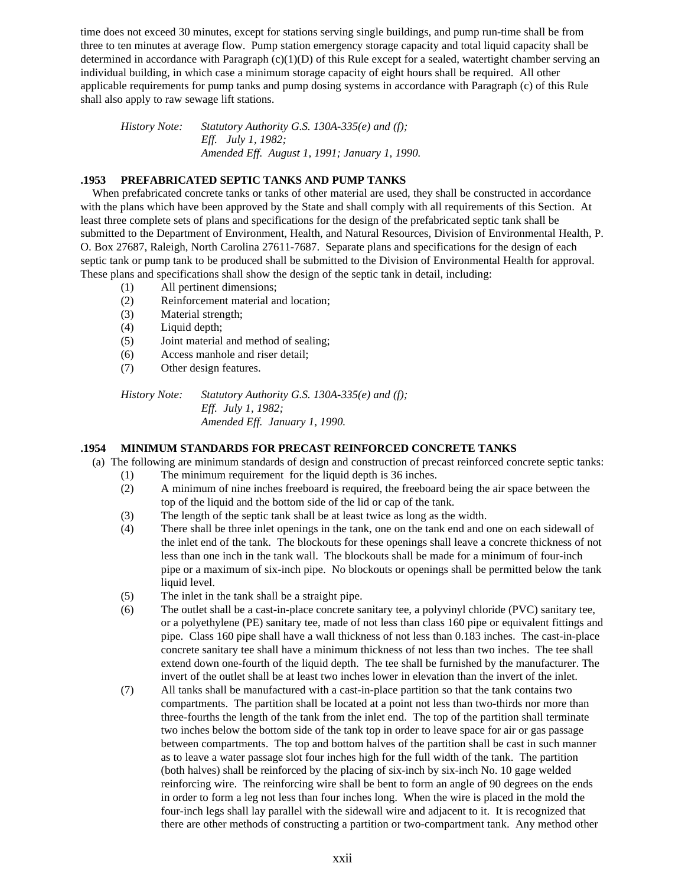time does not exceed 30 minutes, except for stations serving single buildings, and pump run-time shall be from three to ten minutes at average flow. Pump station emergency storage capacity and total liquid capacity shall be determined in accordance with Paragraph (c)(1)(D) of this Rule except for a sealed, watertight chamber serving an individual building, in which case a minimum storage capacity of eight hours shall be required. All other applicable requirements for pump tanks and pump dosing systems in accordance with Paragraph (c) of this Rule shall also apply to raw sewage lift stations.

*History Note: Statutory Authority G.S. 130A-335(e) and (f);*
*Eff. July 1, 1982;*
*Amended Eff. August 1, 1991; January 1, 1990.*

**.1953 PREFABRICATED SEPTIC TANKS AND PUMP TANKS**

When prefabricated concrete tanks or tanks of other material are used, they shall be constructed in accordance with the plans which have been approved by the State and shall comply with all requirements of this Section. At least three complete sets of plans and specifications for the design of the prefabricated septic tank shall be submitted to the Department of Environment, Health, and Natural Resources, Division of Environmental Health, P. O. Box 27687, Raleigh, North Carolina 27611-7687. Separate plans and specifications for the design of each septic tank or pump tank to be produced shall be submitted to the Division of Environmental Health for approval. These plans and specifications shall show the design of the septic tank in detail, including:

(1) All pertinent dimensions;
(2) Reinforcement material and location;
(3) Material strength;
(4) Liquid depth;
(5) Joint material and method of sealing;
(6) Access manhole and riser detail;
(7) Other design features.

*History Note: Statutory Authority G.S. 130A-335(e) and (f);*
*Eff. July 1, 1982;*
*Amended Eff. January 1, 1990.*

**.1954 MINIMUM STANDARDS FOR PRECAST REINFORCED CONCRETE TANKS**

(a) The following are minimum standards of design and construction of precast reinforced concrete septic tanks:

(1) The minimum requirement for the liquid depth is 36 inches.
(2) A minimum of nine inches freeboard is required, the freeboard being the air space between the top of the liquid and the bottom side of the lid or cap of the tank.
(3) The length of the septic tank shall be at least twice as long as the width.
(4) There shall be three inlet openings in the tank, one on the tank end and one on each sidewall of the inlet end of the tank. The blockouts for these openings shall leave a concrete thickness of not less than one inch in the tank wall. The blockouts shall be made for a minimum of four-inch pipe or a maximum of six-inch pipe. No blockouts or openings shall be permitted below the tank liquid level.
(5) The inlet in the tank shall be a straight pipe.
(6) The outlet shall be a cast-in-place concrete sanitary tee, a polyvinyl chloride (PVC) sanitary tee, or a polyethylene (PE) sanitary tee, made of not less than class 160 pipe or equivalent fittings and pipe. Class 160 pipe shall have a wall thickness of not less than 0.183 inches. The cast-in-place concrete sanitary tee shall have a minimum thickness of not less than two inches. The tee shall extend down one-fourth of the liquid depth. The tee shall be furnished by the manufacturer. The invert of the outlet shall be at least two inches lower in elevation than the invert of the inlet.
(7) All tanks shall be manufactured with a cast-in-place partition so that the tank contains two compartments. The partition shall be located at a point not less than two-thirds nor more than three-fourths the length of the tank from the inlet end. The top of the partition shall terminate two inches below the bottom side of the tank top in order to leave space for air or gas passage between compartments. The top and bottom halves of the partition shall be cast in such manner as to leave a water passage slot four inches high for the full width of the tank. The partition (both halves) shall be reinforced by the placing of six-inch by six-inch No. 10 gage welded reinforcing wire. The reinforcing wire shall be bent to form an angle of 90 degrees on the ends in order to form a leg not less than four inches long. When the wire is placed in the mold the four-inch legs shall lay parallel with the sidewall wire and adjacent to it. It is recognized that there are other methods of constructing a partition or two-compartment tank. Any method other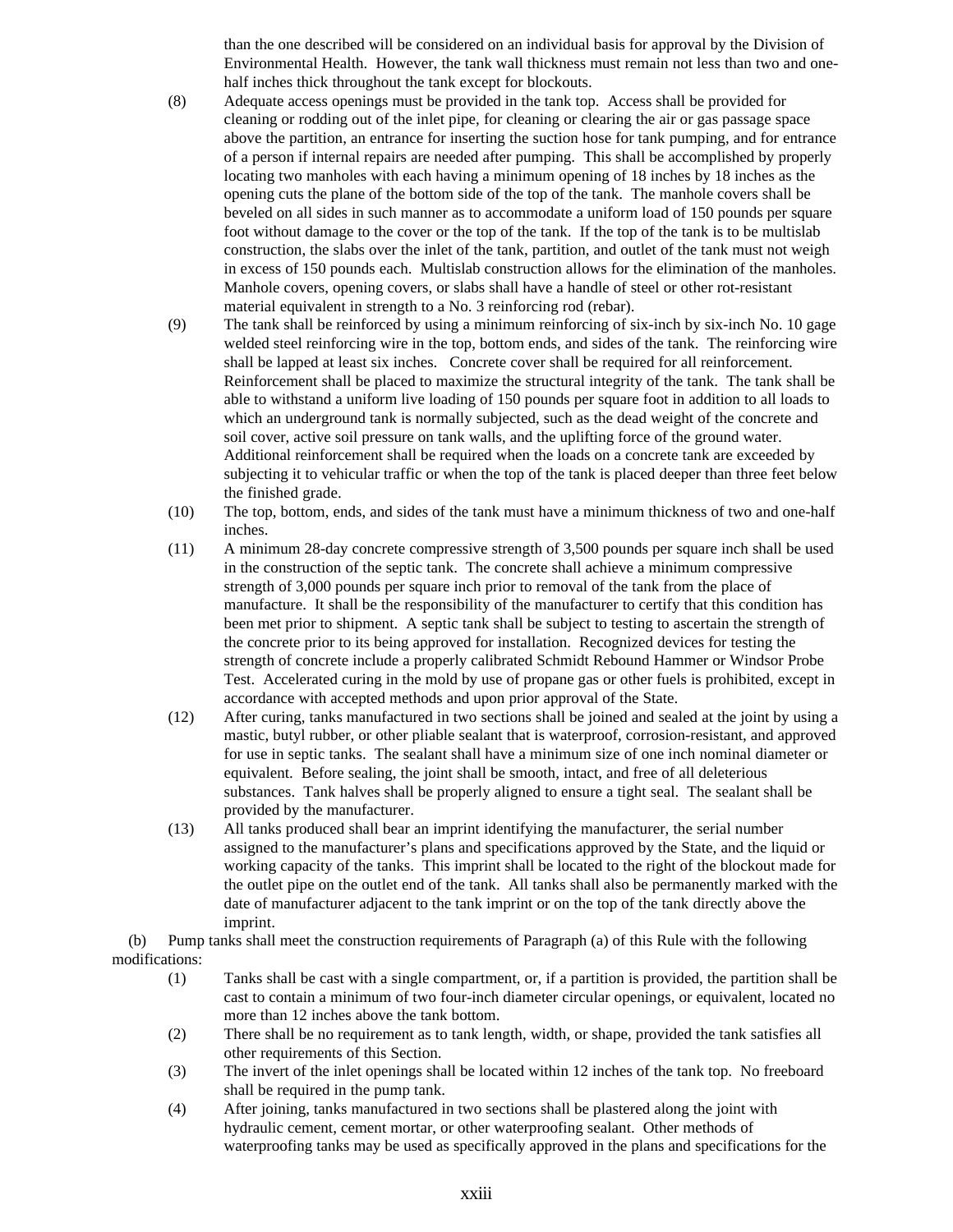than the one described will be considered on an individual basis for approval by the Division of Environmental Health. However, the tank wall thickness must remain not less than two and one-half inches thick throughout the tank except for blockouts.

(8) Adequate access openings must be provided in the tank top. Access shall be provided for cleaning or rodding out of the inlet pipe, for cleaning or clearing the air or gas passage space above the partition, an entrance for inserting the suction hose for tank pumping, and for entrance of a person if internal repairs are needed after pumping. This shall be accomplished by properly locating two manholes with each having a minimum opening of 18 inches by 18 inches as the opening cuts the plane of the bottom side of the top of the tank. The manhole covers shall be beveled on all sides in such manner as to accommodate a uniform load of 150 pounds per square foot without damage to the cover or the top of the tank. If the top of the tank is to be multislab construction, the slabs over the inlet of the tank, partition, and outlet of the tank must not weigh in excess of 150 pounds each. Multislab construction allows for the elimination of the manholes. Manhole covers, opening covers, or slabs shall have a handle of steel or other rot-resistant material equivalent in strength to a No. 3 reinforcing rod (rebar).

(9) The tank shall be reinforced by using a minimum reinforcing of six-inch by six-inch No. 10 gage welded steel reinforcing wire in the top, bottom ends, and sides of the tank. The reinforcing wire shall be lapped at least six inches. Concrete cover shall be required for all reinforcement. Reinforcement shall be placed to maximize the structural integrity of the tank. The tank shall be able to withstand a uniform live loading of 150 pounds per square foot in addition to all loads to which an underground tank is normally subjected, such as the dead weight of the concrete and soil cover, active soil pressure on tank walls, and the uplifting force of the ground water. Additional reinforcement shall be required when the loads on a concrete tank are exceeded by subjecting it to vehicular traffic or when the top of the tank is placed deeper than three feet below the finished grade.

(10) The top, bottom, ends, and sides of the tank must have a minimum thickness of two and one-half inches.

(11) A minimum 28-day concrete compressive strength of 3,500 pounds per square inch shall be used in the construction of the septic tank. The concrete shall achieve a minimum compressive strength of 3,000 pounds per square inch prior to removal of the tank from the place of manufacture. It shall be the responsibility of the manufacturer to certify that this condition has been met prior to shipment. A septic tank shall be subject to testing to ascertain the strength of the concrete prior to its being approved for installation. Recognized devices for testing the strength of concrete include a properly calibrated Schmidt Rebound Hammer or Windsor Probe Test. Accelerated curing in the mold by use of propane gas or other fuels is prohibited, except in accordance with accepted methods and upon prior approval of the State.

(12) After curing, tanks manufactured in two sections shall be joined and sealed at the joint by using a mastic, butyl rubber, or other pliable sealant that is waterproof, corrosion-resistant, and approved for use in septic tanks. The sealant shall have a minimum size of one inch nominal diameter or equivalent. Before sealing, the joint shall be smooth, intact, and free of all deleterious substances. Tank halves shall be properly aligned to ensure a tight seal. The sealant shall be provided by the manufacturer.

(13) All tanks produced shall bear an imprint identifying the manufacturer, the serial number assigned to the manufacturer's plans and specifications approved by the State, and the liquid or working capacity of the tanks. This imprint shall be located to the right of the blockout made for the outlet pipe on the outlet end of the tank. All tanks shall also be permanently marked with the date of manufacturer adjacent to the tank imprint or on the top of the tank directly above the imprint.

(b) Pump tanks shall meet the construction requirements of Paragraph (a) of this Rule with the following modifications:

(1) Tanks shall be cast with a single compartment, or, if a partition is provided, the partition shall be cast to contain a minimum of two four-inch diameter circular openings, or equivalent, located no more than 12 inches above the tank bottom.

(2) There shall be no requirement as to tank length, width, or shape, provided the tank satisfies all other requirements of this Section.

(3) The invert of the inlet openings shall be located within 12 inches of the tank top. No freeboard shall be required in the pump tank.

(4) After joining, tanks manufactured in two sections shall be plastered along the joint with hydraulic cement, cement mortar, or other waterproofing sealant. Other methods of waterproofing tanks may be used as specifically approved in the plans and specifications for the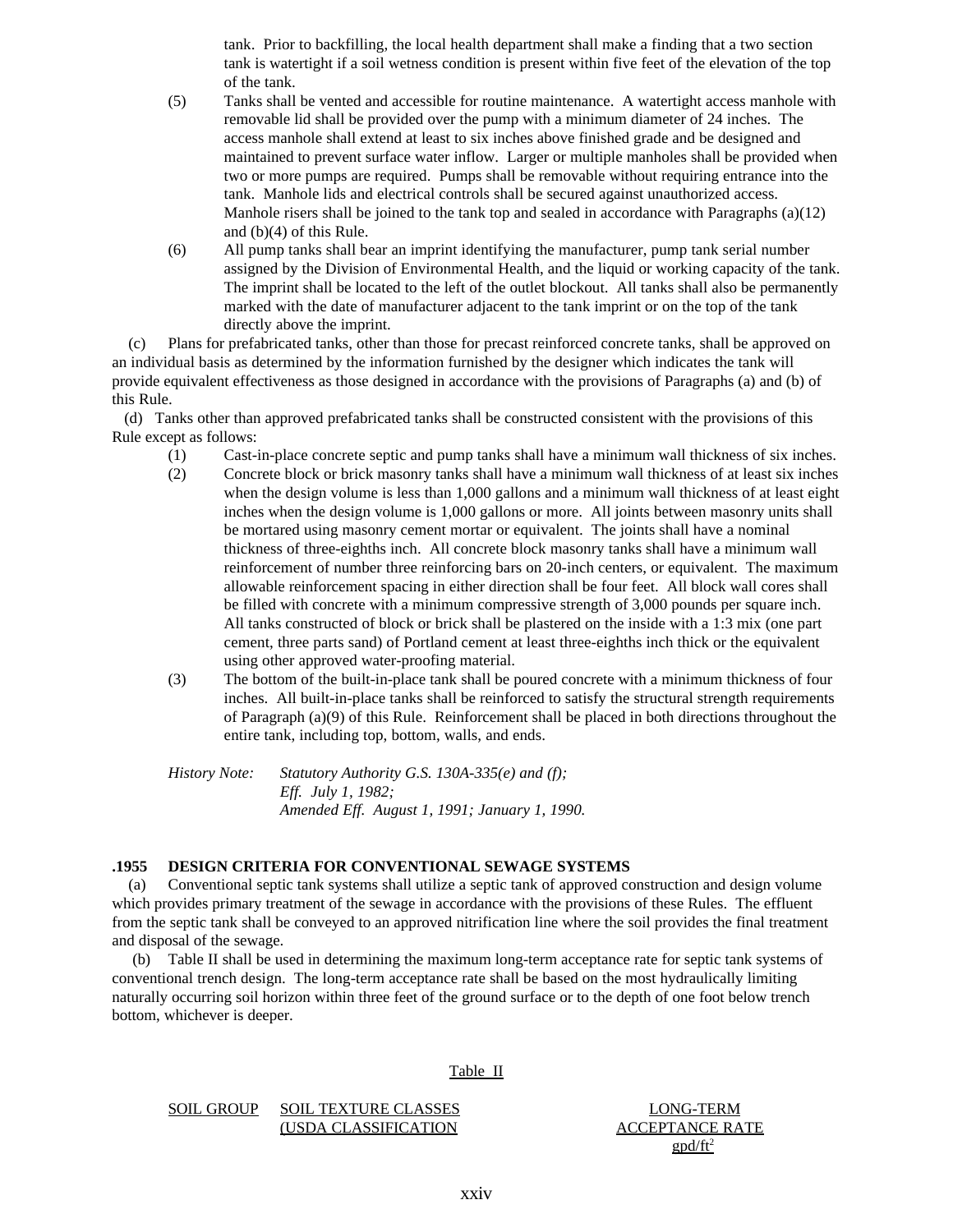tank. Prior to backfilling, the local health department shall make a finding that a two section tank is watertight if a soil wetness condition is present within five feet of the elevation of the top of the tank.

(5) Tanks shall be vented and accessible for routine maintenance. A watertight access manhole with removable lid shall be provided over the pump with a minimum diameter of 24 inches. The access manhole shall extend at least to six inches above finished grade and be designed and maintained to prevent surface water inflow. Larger or multiple manholes shall be provided when two or more pumps are required. Pumps shall be removable without requiring entrance into the tank. Manhole lids and electrical controls shall be secured against unauthorized access. Manhole risers shall be joined to the tank top and sealed in accordance with Paragraphs (a)(12) and (b)(4) of this Rule.

(6) All pump tanks shall bear an imprint identifying the manufacturer, pump tank serial number assigned by the Division of Environmental Health, and the liquid or working capacity of the tank. The imprint shall be located to the left of the outlet blockout. All tanks shall also be permanently marked with the date of manufacturer adjacent to the tank imprint or on the top of the tank directly above the imprint.

(c) Plans for prefabricated tanks, other than those for precast reinforced concrete tanks, shall be approved on an individual basis as determined by the information furnished by the designer which indicates the tank will provide equivalent effectiveness as those designed in accordance with the provisions of Paragraphs (a) and (b) of this Rule.

(d) Tanks other than approved prefabricated tanks shall be constructed consistent with the provisions of this Rule except as follows:

(1) Cast-in-place concrete septic and pump tanks shall have a minimum wall thickness of six inches.

(2) Concrete block or brick masonry tanks shall have a minimum wall thickness of at least six inches when the design volume is less than 1,000 gallons and a minimum wall thickness of at least eight inches when the design volume is 1,000 gallons or more. All joints between masonry units shall be mortared using masonry cement mortar or equivalent. The joints shall have a nominal thickness of three-eighths inch. All concrete block masonry tanks shall have a minimum wall reinforcement of number three reinforcing bars on 20-inch centers, or equivalent. The maximum allowable reinforcement spacing in either direction shall be four feet. All block wall cores shall be filled with concrete with a minimum compressive strength of 3,000 pounds per square inch. All tanks constructed of block or brick shall be plastered on the inside with a 1:3 mix (one part cement, three parts sand) of Portland cement at least three-eighths inch thick or the equivalent using other approved water-proofing material.

(3) The bottom of the built-in-place tank shall be poured concrete with a minimum thickness of four inches. All built-in-place tanks shall be reinforced to satisfy the structural strength requirements of Paragraph (a)(9) of this Rule. Reinforcement shall be placed in both directions throughout the entire tank, including top, bottom, walls, and ends.

*History Note: Statutory Authority G.S. 130A-335(e) and (f);*
*Eff. July 1, 1982;*
*Amended Eff. August 1, 1991; January 1, 1990.*

### .1955 DESIGN CRITERIA FOR CONVENTIONAL SEWAGE SYSTEMS

(a) Conventional septic tank systems shall utilize a septic tank of approved construction and design volume which provides primary treatment of the sewage in accordance with the provisions of these Rules. The effluent from the septic tank shall be conveyed to an approved nitrification line where the soil provides the final treatment and disposal of the sewage.

(b) Table II shall be used in determining the maximum long-term acceptance rate for septic tank systems of conventional trench design. The long-term acceptance rate shall be based on the most hydraulically limiting naturally occurring soil horizon within three feet of the ground surface or to the depth of one foot below trench bottom, whichever is deeper.

Table II

| SOIL GROUP | SOIL TEXTURE CLASSES (USDA CLASSIFICATION | LONG-TERM ACCEPTANCE RATE $gpd/ft^2$ |
|---|---|---|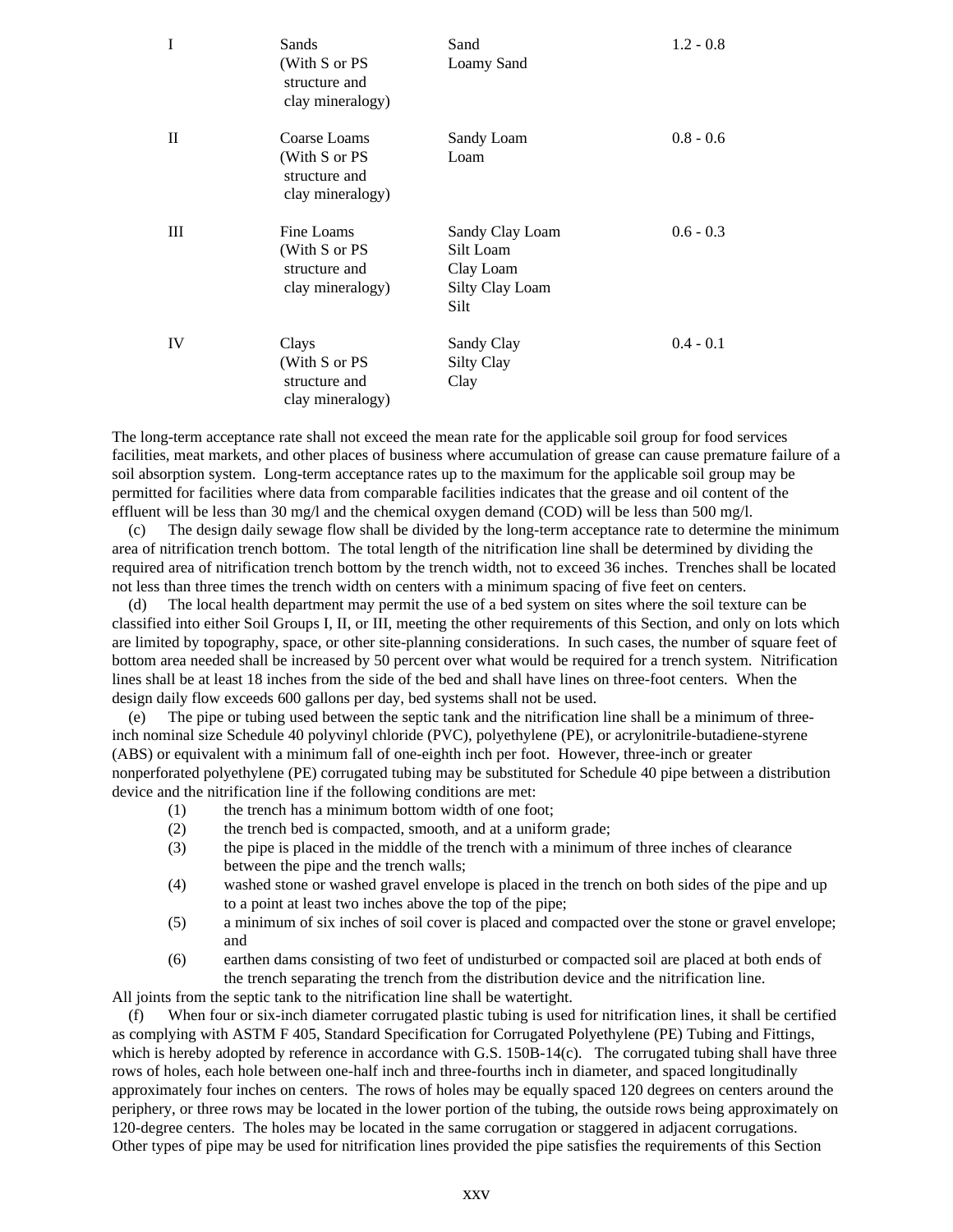| I | Sands (With S or PS structure and clay mineralogy) | Sand<br>Loamy Sand | 1.2 - 0.8 |
|---|---|---|---|
| II | Coarse Loams (With S or PS structure and clay mineralogy) | Sandy Loam<br>Loam | 0.8 - 0.6 |
| III | Fine Loams (With S or PS structure and clay mineralogy) | Sandy Clay Loam<br>Silt Loam<br>Clay Loam<br>Silty Clay Loam<br>Silt | 0.6 - 0.3 |
| IV | Clays (With S or PS structure and clay mineralogy) | Sandy Clay<br>Silty Clay<br>Clay | 0.4 - 0.1 |

The long-term acceptance rate shall not exceed the mean rate for the applicable soil group for food services facilities, meat markets, and other places of business where accumulation of grease can cause premature failure of a soil absorption system. Long-term acceptance rates up to the maximum for the applicable soil group may be permitted for facilities where data from comparable facilities indicates that the grease and oil content of the effluent will be less than 30 mg/l and the chemical oxygen demand (COD) will be less than 500 mg/l.

(c) The design daily sewage flow shall be divided by the long-term acceptance rate to determine the minimum area of nitrification trench bottom. The total length of the nitrification line shall be determined by dividing the required area of nitrification trench bottom by the trench width, not to exceed 36 inches. Trenches shall be located not less than three times the trench width on centers with a minimum spacing of five feet on centers.

(d) The local health department may permit the use of a bed system on sites where the soil texture can be classified into either Soil Groups I, II, or III, meeting the other requirements of this Section, and only on lots which are limited by topography, space, or other site-planning considerations. In such cases, the number of square feet of bottom area needed shall be increased by 50 percent over what would be required for a trench system. Nitrification lines shall be at least 18 inches from the side of the bed and shall have lines on three-foot centers. When the design daily flow exceeds 600 gallons per day, bed systems shall not be used.

(e) The pipe or tubing used between the septic tank and the nitrification line shall be a minimum of three-inch nominal size Schedule 40 polyvinyl chloride (PVC), polyethylene (PE), or acrylonitrile-butadiene-styrene (ABS) or equivalent with a minimum fall of one-eighth inch per foot. However, three-inch or greater nonperforated polyethylene (PE) corrugated tubing may be substituted for Schedule 40 pipe between a distribution device and the nitrification line if the following conditions are met:

(1) the trench has a minimum bottom width of one foot;

(2) the trench bed is compacted, smooth, and at a uniform grade;

(3) the pipe is placed in the middle of the trench with a minimum of three inches of clearance between the pipe and the trench walls;

(4) washed stone or washed gravel envelope is placed in the trench on both sides of the pipe and up to a point at least two inches above the top of the pipe;

(5) a minimum of six inches of soil cover is placed and compacted over the stone or gravel envelope; and

(6) earthen dams consisting of two feet of undisturbed or compacted soil are placed at both ends of the trench separating the trench from the distribution device and the nitrification line.

All joints from the septic tank to the nitrification line shall be watertight.

(f) When four or six-inch diameter corrugated plastic tubing is used for nitrification lines, it shall be certified as complying with ASTM F 405, Standard Specification for Corrugated Polyethylene (PE) Tubing and Fittings, which is hereby adopted by reference in accordance with G.S. 150B-14(c). The corrugated tubing shall have three rows of holes, each hole between one-half inch and three-fourths inch in diameter, and spaced longitudinally approximately four inches on centers. The rows of holes may be equally spaced 120 degrees on centers around the periphery, or three rows may be located in the lower portion of the tubing, the outside rows being approximately on 120-degree centers. The holes may be located in the same corrugation or staggered in adjacent corrugations. Other types of pipe may be used for nitrification lines provided the pipe satisfies the requirements of this Section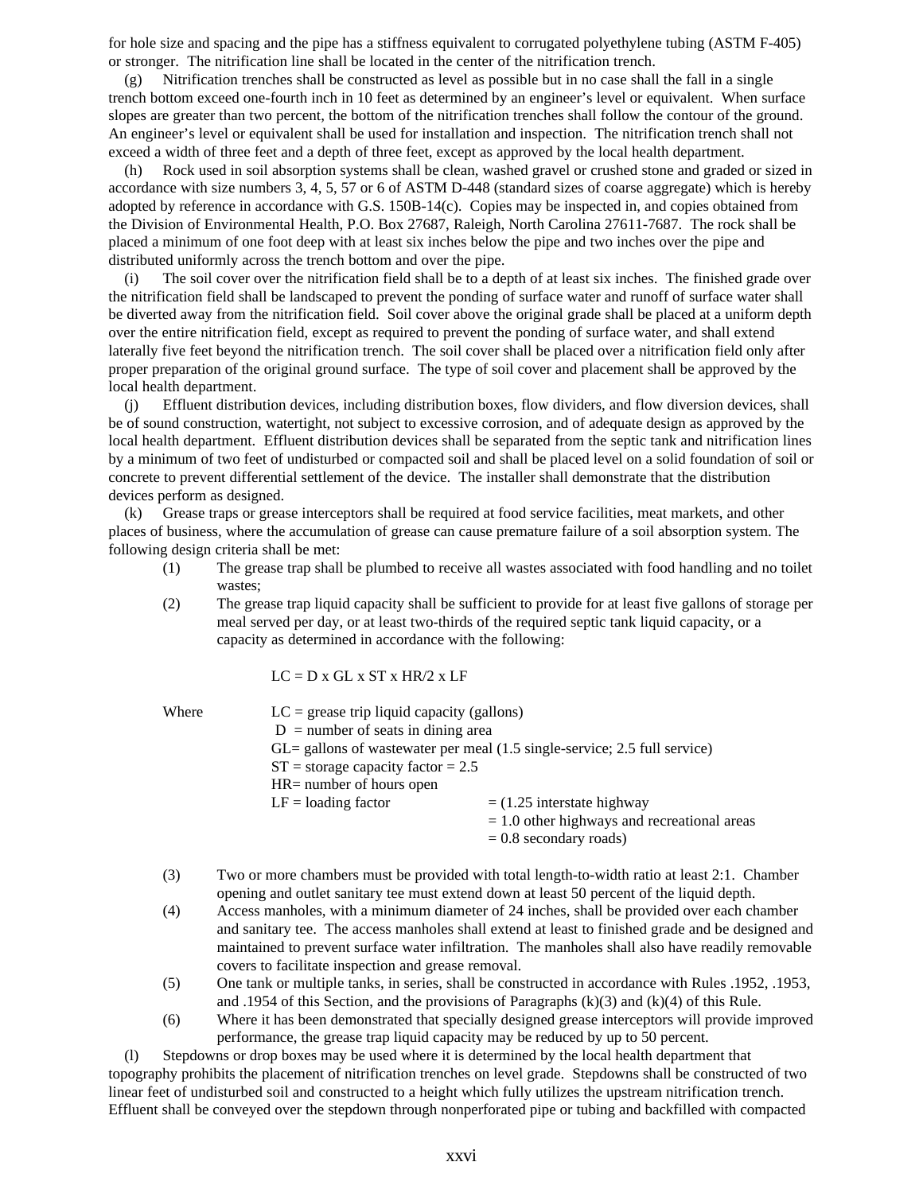for hole size and spacing and the pipe has a stiffness equivalent to corrugated polyethylene tubing (ASTM F-405) or stronger. The nitrification line shall be located in the center of the nitrification trench.

(g) Nitrification trenches shall be constructed as level as possible but in no case shall the fall in a single trench bottom exceed one-fourth inch in 10 feet as determined by an engineer's level or equivalent. When surface slopes are greater than two percent, the bottom of the nitrification trenches shall follow the contour of the ground. An engineer's level or equivalent shall be used for installation and inspection. The nitrification trench shall not exceed a width of three feet and a depth of three feet, except as approved by the local health department.

(h) Rock used in soil absorption systems shall be clean, washed gravel or crushed stone and graded or sized in accordance with size numbers 3, 4, 5, 57 or 6 of ASTM D-448 (standard sizes of coarse aggregate) which is hereby adopted by reference in accordance with G.S. 150B-14(c). Copies may be inspected in, and copies obtained from the Division of Environmental Health, P.O. Box 27687, Raleigh, North Carolina 27611-7687. The rock shall be placed a minimum of one foot deep with at least six inches below the pipe and two inches over the pipe and distributed uniformly across the trench bottom and over the pipe.

(i) The soil cover over the nitrification field shall be to a depth of at least six inches. The finished grade over the nitrification field shall be landscaped to prevent the ponding of surface water and runoff of surface water shall be diverted away from the nitrification field. Soil cover above the original grade shall be placed at a uniform depth over the entire nitrification field, except as required to prevent the ponding of surface water, and shall extend laterally five feet beyond the nitrification trench. The soil cover shall be placed over a nitrification field only after proper preparation of the original ground surface. The type of soil cover and placement shall be approved by the local health department.

(j) Effluent distribution devices, including distribution boxes, flow dividers, and flow diversion devices, shall be of sound construction, watertight, not subject to excessive corrosion, and of adequate design as approved by the local health department. Effluent distribution devices shall be separated from the septic tank and nitrification lines by a minimum of two feet of undisturbed or compacted soil and shall be placed level on a solid foundation of soil or concrete to prevent differential settlement of the device. The installer shall demonstrate that the distribution devices perform as designed.

(k) Grease traps or grease interceptors shall be required at food service facilities, meat markets, and other places of business, where the accumulation of grease can cause premature failure of a soil absorption system. The following design criteria shall be met:

(1) The grease trap shall be plumbed to receive all wastes associated with food handling and no toilet wastes;

(2) The grease trap liquid capacity shall be sufficient to provide for at least five gallons of storage per meal served per day, or at least two-thirds of the required septic tank liquid capacity, or a capacity as determined in accordance with the following:

$$LC = D \times GL \times ST \times HR/2 \times LF$$

Where
- LC = grease trip liquid capacity (gallons)
- D = number of seats in dining area
- GL= gallons of wastewater per meal (1.5 single-service; 2.5 full service)
- ST = storage capacity factor = 2.5
- HR= number of hours open
- LF = loading factor = (1.25 interstate highway
  = 1.0 other highways and recreational areas
  = 0.8 secondary roads)

(3) Two or more chambers must be provided with total length-to-width ratio at least 2:1. Chamber opening and outlet sanitary tee must extend down at least 50 percent of the liquid depth.

(4) Access manholes, with a minimum diameter of 24 inches, shall be provided over each chamber and sanitary tee. The access manholes shall extend at least to finished grade and be designed and maintained to prevent surface water infiltration. The manholes shall also have readily removable covers to facilitate inspection and grease removal.

(5) One tank or multiple tanks, in series, shall be constructed in accordance with Rules .1952, .1953, and .1954 of this Section, and the provisions of Paragraphs (k)(3) and (k)(4) of this Rule.

(6) Where it has been demonstrated that specially designed grease interceptors will provide improved performance, the grease trap liquid capacity may be reduced by up to 50 percent.

(l) Stepdowns or drop boxes may be used where it is determined by the local health department that topography prohibits the placement of nitrification trenches on level grade. Stepdowns shall be constructed of two linear feet of undisturbed soil and constructed to a height which fully utilizes the upstream nitrification trench. Effluent shall be conveyed over the stepdown through nonperforated pipe or tubing and backfilled with compacted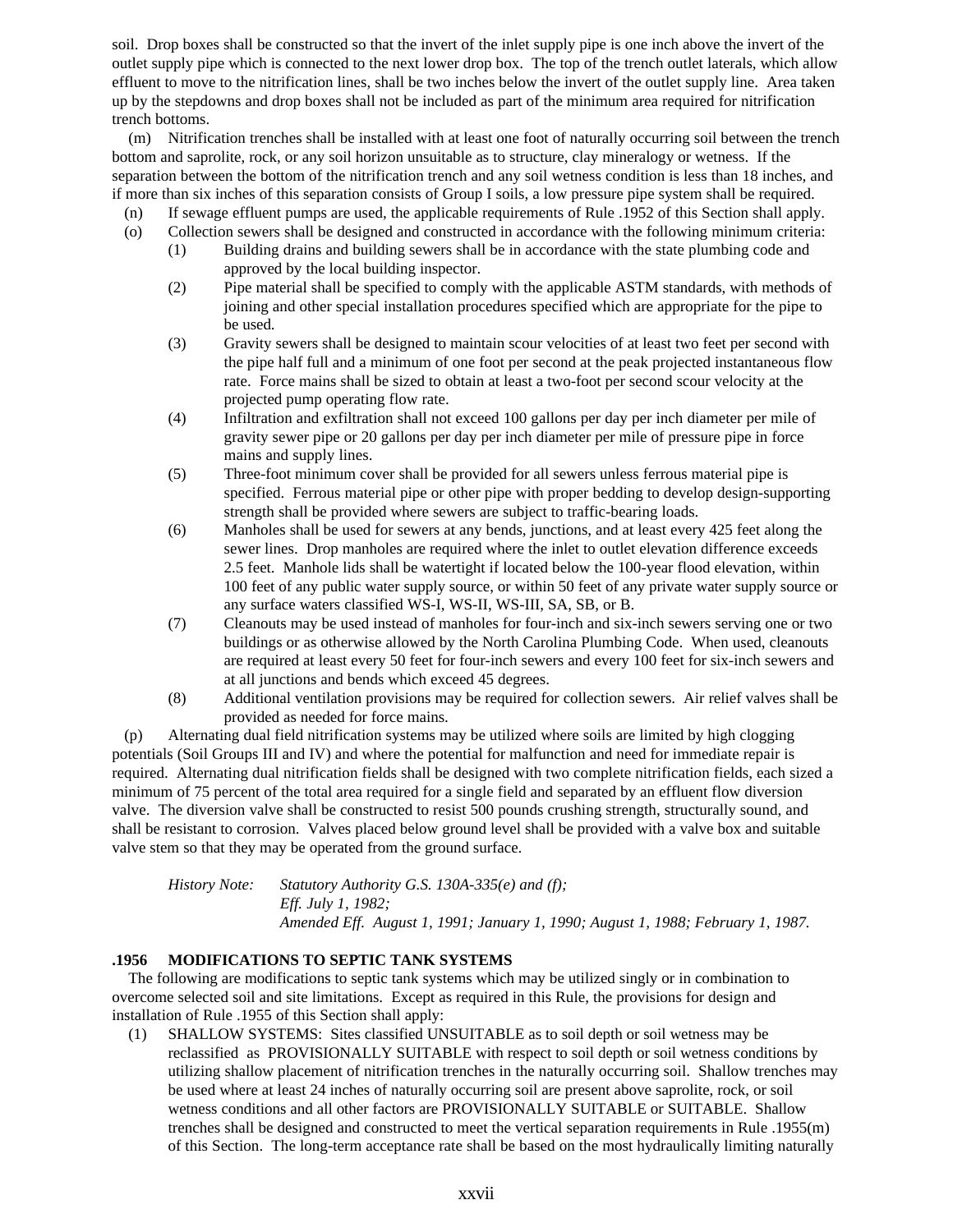soil. Drop boxes shall be constructed so that the invert of the inlet supply pipe is one inch above the invert of the outlet supply pipe which is connected to the next lower drop box. The top of the trench outlet laterals, which allow effluent to move to the nitrification lines, shall be two inches below the invert of the outlet supply line. Area taken up by the stepdowns and drop boxes shall not be included as part of the minimum area required for nitrification trench bottoms.

(m) Nitrification trenches shall be installed with at least one foot of naturally occurring soil between the trench bottom and saprolite, rock, or any soil horizon unsuitable as to structure, clay mineralogy or wetness. If the separation between the bottom of the nitrification trench and any soil wetness condition is less than 18 inches, and if more than six inches of this separation consists of Group I soils, a low pressure pipe system shall be required.

(n) If sewage effluent pumps are used, the applicable requirements of Rule .1952 of this Section shall apply.

(o) Collection sewers shall be designed and constructed in accordance with the following minimum criteria:

- (1) Building drains and building sewers shall be in accordance with the state plumbing code and approved by the local building inspector.
- (2) Pipe material shall be specified to comply with the applicable ASTM standards, with methods of joining and other special installation procedures specified which are appropriate for the pipe to be used.
- (3) Gravity sewers shall be designed to maintain scour velocities of at least two feet per second with the pipe half full and a minimum of one foot per second at the peak projected instantaneous flow rate. Force mains shall be sized to obtain at least a two-foot per second scour velocity at the projected pump operating flow rate.
- (4) Infiltration and exfiltration shall not exceed 100 gallons per day per inch diameter per mile of gravity sewer pipe or 20 gallons per day per inch diameter per mile of pressure pipe in force mains and supply lines.
- (5) Three-foot minimum cover shall be provided for all sewers unless ferrous material pipe is specified. Ferrous material pipe or other pipe with proper bedding to develop design-supporting strength shall be provided where sewers are subject to traffic-bearing loads.
- (6) Manholes shall be used for sewers at any bends, junctions, and at least every 425 feet along the sewer lines. Drop manholes are required where the inlet to outlet elevation difference exceeds 2.5 feet. Manhole lids shall be watertight if located below the 100-year flood elevation, within 100 feet of any public water supply source, or within 50 feet of any private water supply source or any surface waters classified WS-I, WS-II, WS-III, SA, SB, or B.
- (7) Cleanouts may be used instead of manholes for four-inch and six-inch sewers serving one or two buildings or as otherwise allowed by the North Carolina Plumbing Code. When used, cleanouts are required at least every 50 feet for four-inch sewers and every 100 feet for six-inch sewers and at all junctions and bends which exceed 45 degrees.
- (8) Additional ventilation provisions may be required for collection sewers. Air relief valves shall be provided as needed for force mains.

(p) Alternating dual field nitrification systems may be utilized where soils are limited by high clogging potentials (Soil Groups III and IV) and where the potential for malfunction and need for immediate repair is required. Alternating dual nitrification fields shall be designed with two complete nitrification fields, each sized a minimum of 75 percent of the total area required for a single field and separated by an effluent flow diversion valve. The diversion valve shall be constructed to resist 500 pounds crushing strength, structurally sound, and shall be resistant to corrosion. Valves placed below ground level shall be provided with a valve box and suitable valve stem so that they may be operated from the ground surface.

*History Note: Statutory Authority G.S. 130A-335(e) and (f);*
*Eff. July 1, 1982;*
*Amended Eff. August 1, 1991; January 1, 1990; August 1, 1988; February 1, 1987.*

### .1956 MODIFICATIONS TO SEPTIC TANK SYSTEMS

The following are modifications to septic tank systems which may be utilized singly or in combination to overcome selected soil and site limitations. Except as required in this Rule, the provisions for design and installation of Rule .1955 of this Section shall apply:

(1) SHALLOW SYSTEMS: Sites classified UNSUITABLE as to soil depth or soil wetness may be reclassified as PROVISIONALLY SUITABLE with respect to soil depth or soil wetness conditions by utilizing shallow placement of nitrification trenches in the naturally occurring soil. Shallow trenches may be used where at least 24 inches of naturally occurring soil are present above saprolite, rock, or soil wetness conditions and all other factors are PROVISIONALLY SUITABLE or SUITABLE. Shallow trenches shall be designed and constructed to meet the vertical separation requirements in Rule .1955(m) of this Section. The long-term acceptance rate shall be based on the most hydraulically limiting naturally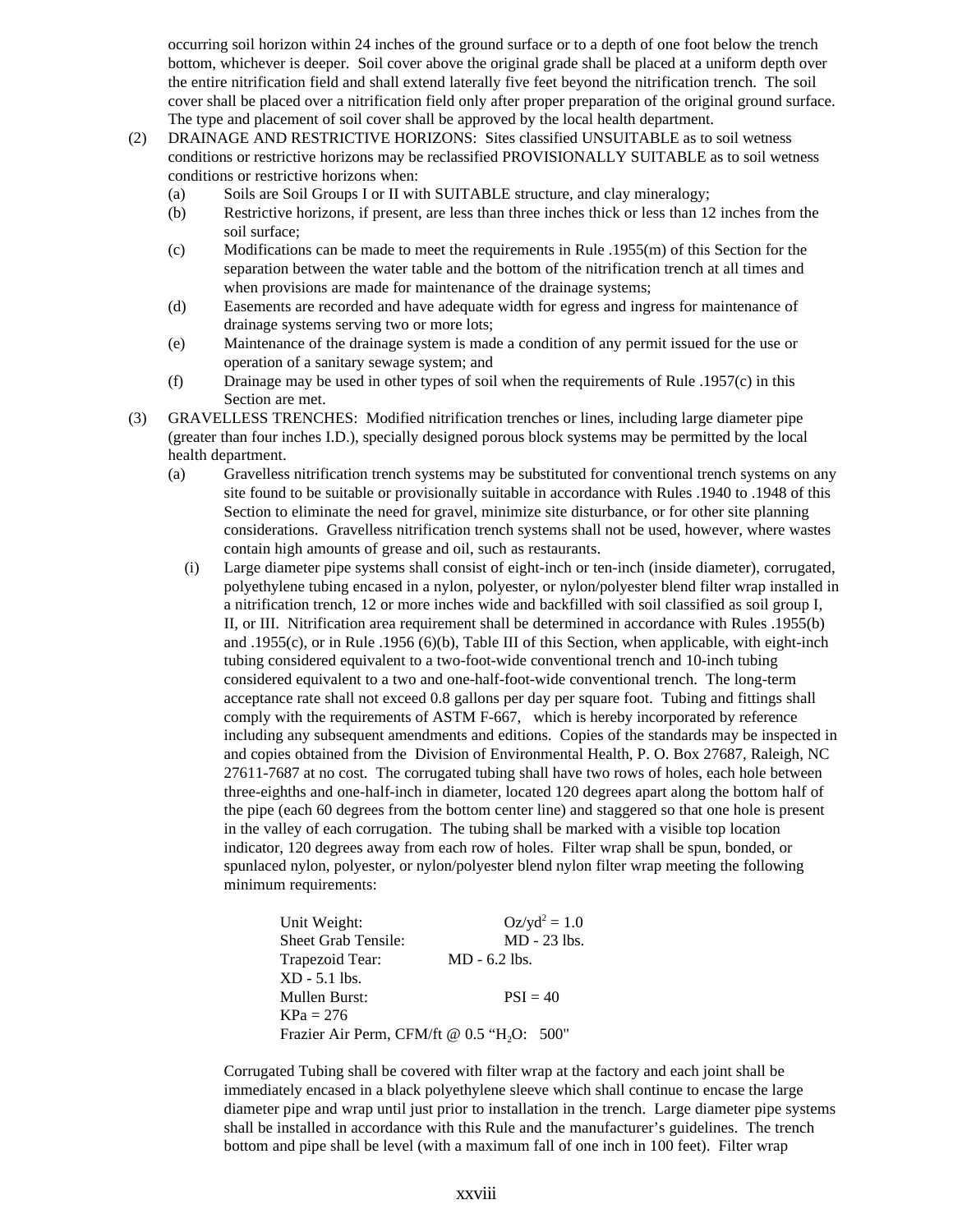occurring soil horizon within 24 inches of the ground surface or to a depth of one foot below the trench bottom, whichever is deeper. Soil cover above the original grade shall be placed at a uniform depth over the entire nitrification field and shall extend laterally five feet beyond the nitrification trench. The soil cover shall be placed over a nitrification field only after proper preparation of the original ground surface. The type and placement of soil cover shall be approved by the local health department.

(2) DRAINAGE AND RESTRICTIVE HORIZONS: Sites classified UNSUITABLE as to soil wetness conditions or restrictive horizons may be reclassified PROVISIONALLY SUITABLE as to soil wetness conditions or restrictive horizons when:

  - (a) Soils are Soil Groups I or II with SUITABLE structure, and clay mineralogy;
  - (b) Restrictive horizons, if present, are less than three inches thick or less than 12 inches from the soil surface;
  - (c) Modifications can be made to meet the requirements in Rule .1955(m) of this Section for the separation between the water table and the bottom of the nitrification trench at all times and when provisions are made for maintenance of the drainage systems;
  - (d) Easements are recorded and have adequate width for egress and ingress for maintenance of drainage systems serving two or more lots;
  - (e) Maintenance of the drainage system is made a condition of any permit issued for the use or operation of a sanitary sewage system; and
  - (f) Drainage may be used in other types of soil when the requirements of Rule .1957(c) in this Section are met.

(3) GRAVELLESS TRENCHES: Modified nitrification trenches or lines, including large diameter pipe (greater than four inches I.D.), specially designed porous block systems may be permitted by the local health department.

  - (a) Gravelless nitrification trench systems may be substituted for conventional trench systems on any site found to be suitable or provisionally suitable in accordance with Rules .1940 to .1948 of this Section to eliminate the need for gravel, minimize site disturbance, or for other site planning considerations. Gravelless nitrification trench systems shall not be used, however, where wastes contain high amounts of grease and oil, such as restaurants.
    - (i) Large diameter pipe systems shall consist of eight-inch or ten-inch (inside diameter), corrugated, polyethylene tubing encased in a nylon, polyester, or nylon/polyester blend filter wrap installed in a nitrification trench, 12 or more inches wide and backfilled with soil classified as soil group I, II, or III. Nitrification area requirement shall be determined in accordance with Rules .1955(b) and .1955(c), or in Rule .1956 (6)(b), Table III of this Section, when applicable, with eight-inch tubing considered equivalent to a two-foot-wide conventional trench and 10-inch tubing considered equivalent to a two and one-half-foot-wide conventional trench. The long-term acceptance rate shall not exceed 0.8 gallons per day per square foot. Tubing and fittings shall comply with the requirements of ASTM F-667, which is hereby incorporated by reference including any subsequent amendments and editions. Copies of the standards may be inspected in and copies obtained from the Division of Environmental Health, P. O. Box 27687, Raleigh, NC 27611-7687 at no cost. The corrugated tubing shall have two rows of holes, each hole between three-eighths and one-half-inch in diameter, located 120 degrees apart along the bottom half of the pipe (each 60 degrees from the bottom center line) and staggered so that one hole is present in the valley of each corrugation. The tubing shall be marked with a visible top location indicator, 120 degrees away from each row of holes. Filter wrap shall be spun, bonded, or spunlaced nylon, polyester, or nylon/polyester blend nylon filter wrap meeting the following minimum requirements:

      Unit Weight: $Oz/yd^2$ = 1.0
      Sheet Grab Tensile: MD - 23 lbs.
      Trapezoid Tear: MD - 6.2 lbs.
      XD - 5.1 lbs.
      Mullen Burst: PSI = 40
      KPa = 276
      Frazier Air Perm, CFM/ft @ 0.5 "$H_2O$: 500"

      Corrugated Tubing shall be covered with filter wrap at the factory and each joint shall be immediately encased in a black polyethylene sleeve which shall continue to encase the large diameter pipe and wrap until just prior to installation in the trench. Large diameter pipe systems shall be installed in accordance with this Rule and the manufacturer's guidelines. The trench bottom and pipe shall be level (with a maximum fall of one inch in 100 feet). Filter wrap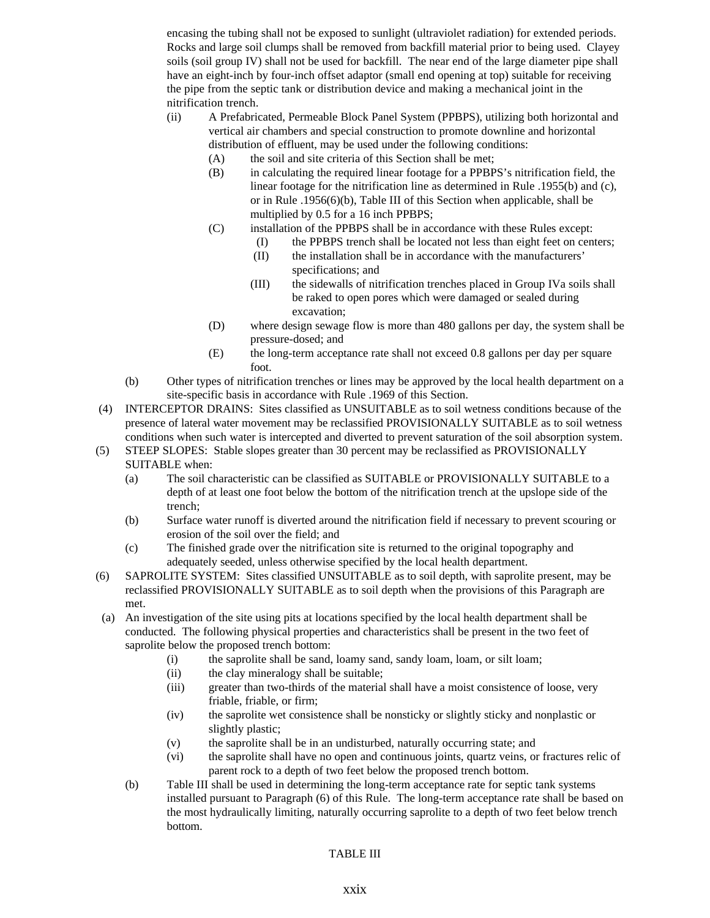encasing the tubing shall not be exposed to sunlight (ultraviolet radiation) for extended periods. Rocks and large soil clumps shall be removed from backfill material prior to being used. Clayey soils (soil group IV) shall not be used for backfill. The near end of the large diameter pipe shall have an eight-inch by four-inch offset adaptor (small end opening at top) suitable for receiving the pipe from the septic tank or distribution device and making a mechanical joint in the nitrification trench.

(ii) A Prefabricated, Permeable Block Panel System (PPBPS), utilizing both horizontal and vertical air chambers and special construction to promote downline and horizontal distribution of effluent, may be used under the following conditions:

(A) the soil and site criteria of this Section shall be met;

(B) in calculating the required linear footage for a PPBPS's nitrification field, the linear footage for the nitrification line as determined in Rule .1955(b) and (c), or in Rule .1956(6)(b), Table III of this Section when applicable, shall be multiplied by 0.5 for a 16 inch PPBPS;

(C) installation of the PPBPS shall be in accordance with these Rules except:

(I) the PPBPS trench shall be located not less than eight feet on centers;

(II) the installation shall be in accordance with the manufacturers' specifications; and

(III) the sidewalls of nitrification trenches placed in Group IVa soils shall be raked to open pores which were damaged or sealed during excavation;

(D) where design sewage flow is more than 480 gallons per day, the system shall be pressure-dosed; and

(E) the long-term acceptance rate shall not exceed 0.8 gallons per day per square foot.

(b) Other types of nitrification trenches or lines may be approved by the local health department on a site-specific basis in accordance with Rule .1969 of this Section.

(4) INTERCEPTOR DRAINS: Sites classified as UNSUITABLE as to soil wetness conditions because of the presence of lateral water movement may be reclassified PROVISIONALLY SUITABLE as to soil wetness conditions when such water is intercepted and diverted to prevent saturation of the soil absorption system.

(5) STEEP SLOPES: Stable slopes greater than 30 percent may be reclassified as PROVISIONALLY SUITABLE when:

(a) The soil characteristic can be classified as SUITABLE or PROVISIONALLY SUITABLE to a depth of at least one foot below the bottom of the nitrification trench at the upslope side of the trench;

(b) Surface water runoff is diverted around the nitrification field if necessary to prevent scouring or erosion of the soil over the field; and

(c) The finished grade over the nitrification site is returned to the original topography and adequately seeded, unless otherwise specified by the local health department.

(6) SAPROLITE SYSTEM: Sites classified UNSUITABLE as to soil depth, with saprolite present, may be reclassified PROVISIONALLY SUITABLE as to soil depth when the provisions of this Paragraph are met.

(a) An investigation of the site using pits at locations specified by the local health department shall be conducted. The following physical properties and characteristics shall be present in the two feet of saprolite below the proposed trench bottom:

(i) the saprolite shall be sand, loamy sand, sandy loam, loam, or silt loam;

(ii) the clay mineralogy shall be suitable;

(iii) greater than two-thirds of the material shall have a moist consistence of loose, very friable, friable, or firm;

(iv) the saprolite wet consistence shall be nonsticky or slightly sticky and nonplastic or slightly plastic;

(v) the saprolite shall be in an undisturbed, naturally occurring state; and

(vi) the saprolite shall have no open and continuous joints, quartz veins, or fractures relic of parent rock to a depth of two feet below the proposed trench bottom.

(b) Table III shall be used in determining the long-term acceptance rate for septic tank systems installed pursuant to Paragraph (6) of this Rule. The long-term acceptance rate shall be based on the most hydraulically limiting, naturally occurring saprolite to a depth of two feet below trench bottom.

TABLE III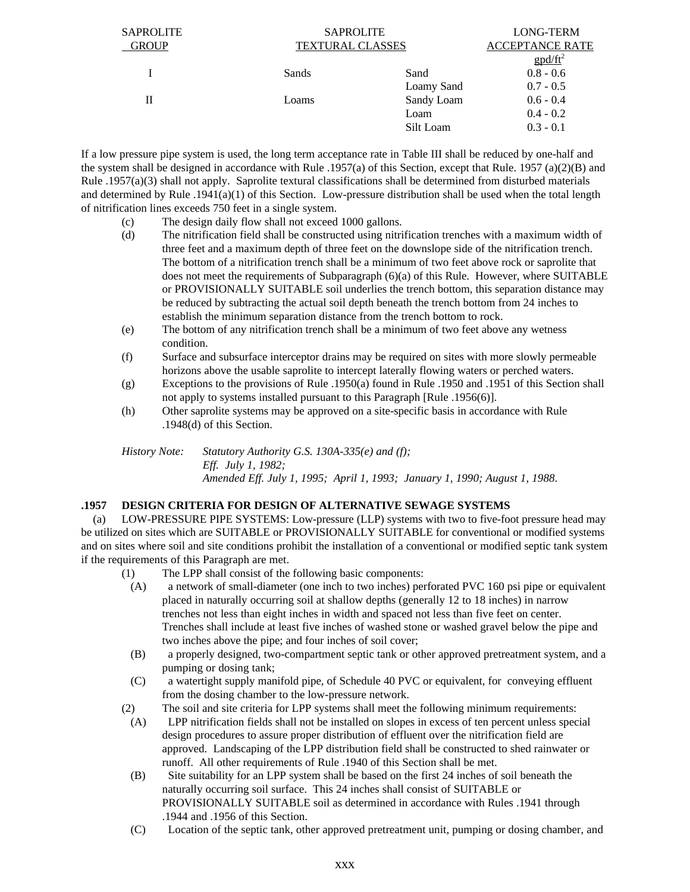| SAPROLITE GROUP | SAPROLITE TEXTURAL CLASSES | | LONG-TERM ACCEPTANCE RATE gpd/ft$^2$ |
|---|---|---|---|
| I | Sands | Sand | 0.8 - 0.6 |
| | | Loamy Sand | 0.7 - 0.5 |
| II | Loams | Sandy Loam | 0.6 - 0.4 |
| | | Loam | 0.4 - 0.2 |
| | | Silt Loam | 0.3 - 0.1 |

If a low pressure pipe system is used, the long term acceptance rate in Table III shall be reduced by one-half and the system shall be designed in accordance with Rule .1957(a) of this Section, except that Rule. 1957 (a)(2)(B) and Rule .1957(a)(3) shall not apply. Saprolite textural classifications shall be determined from disturbed materials and determined by Rule .1941(a)(1) of this Section. Low-pressure distribution shall be used when the total length of nitrification lines exceeds 750 feet in a single system.

(c) The design daily flow shall not exceed 1000 gallons.

(d) The nitrification field shall be constructed using nitrification trenches with a maximum width of three feet and a maximum depth of three feet on the downslope side of the nitrification trench. The bottom of a nitrification trench shall be a minimum of two feet above rock or saprolite that does not meet the requirements of Subparagraph (6)(a) of this Rule. However, where SUITABLE or PROVISIONALLY SUITABLE soil underlies the trench bottom, this separation distance may be reduced by subtracting the actual soil depth beneath the trench bottom from 24 inches to establish the minimum separation distance from the trench bottom to rock.

(e) The bottom of any nitrification trench shall be a minimum of two feet above any wetness condition.

(f) Surface and subsurface interceptor drains may be required on sites with more slowly permeable horizons above the usable saprolite to intercept laterally flowing waters or perched waters.

(g) Exceptions to the provisions of Rule .1950(a) found in Rule .1950 and .1951 of this Section shall not apply to systems installed pursuant to this Paragraph [Rule .1956(6)].

(h) Other saprolite systems may be approved on a site-specific basis in accordance with Rule .1948(d) of this Section.

*History Note: Statutory Authority G.S. 130A-335(e) and (f);*
*Eff. July 1, 1982;*
*Amended Eff. July 1, 1995; April 1, 1993; January 1, 1990; August 1, 1988.*

**.1957 DESIGN CRITERIA FOR DESIGN OF ALTERNATIVE SEWAGE SYSTEMS**

(a) LOW-PRESSURE PIPE SYSTEMS: Low-pressure (LLP) systems with two to five-foot pressure head may be utilized on sites which are SUITABLE or PROVISIONALLY SUITABLE for conventional or modified systems and on sites where soil and site conditions prohibit the installation of a conventional or modified septic tank system if the requirements of this Paragraph are met.

(1) The LPP shall consist of the following basic components:

(A) a network of small-diameter (one inch to two inches) perforated PVC 160 psi pipe or equivalent placed in naturally occurring soil at shallow depths (generally 12 to 18 inches) in narrow trenches not less than eight inches in width and spaced not less than five feet on center. Trenches shall include at least five inches of washed stone or washed gravel below the pipe and two inches above the pipe; and four inches of soil cover;

(B) a properly designed, two-compartment septic tank or other approved pretreatment system, and a pumping or dosing tank;

(C) a watertight supply manifold pipe, of Schedule 40 PVC or equivalent, for conveying effluent from the dosing chamber to the low-pressure network.

(2) The soil and site criteria for LPP systems shall meet the following minimum requirements:

(A) LPP nitrification fields shall not be installed on slopes in excess of ten percent unless special design procedures to assure proper distribution of effluent over the nitrification field are approved. Landscaping of the LPP distribution field shall be constructed to shed rainwater or runoff. All other requirements of Rule .1940 of this Section shall be met.

(B) Site suitability for an LPP system shall be based on the first 24 inches of soil beneath the naturally occurring soil surface. This 24 inches shall consist of SUITABLE or PROVISIONALLY SUITABLE soil as determined in accordance with Rules .1941 through .1944 and .1956 of this Section.

(C) Location of the septic tank, other approved pretreatment unit, pumping or dosing chamber, and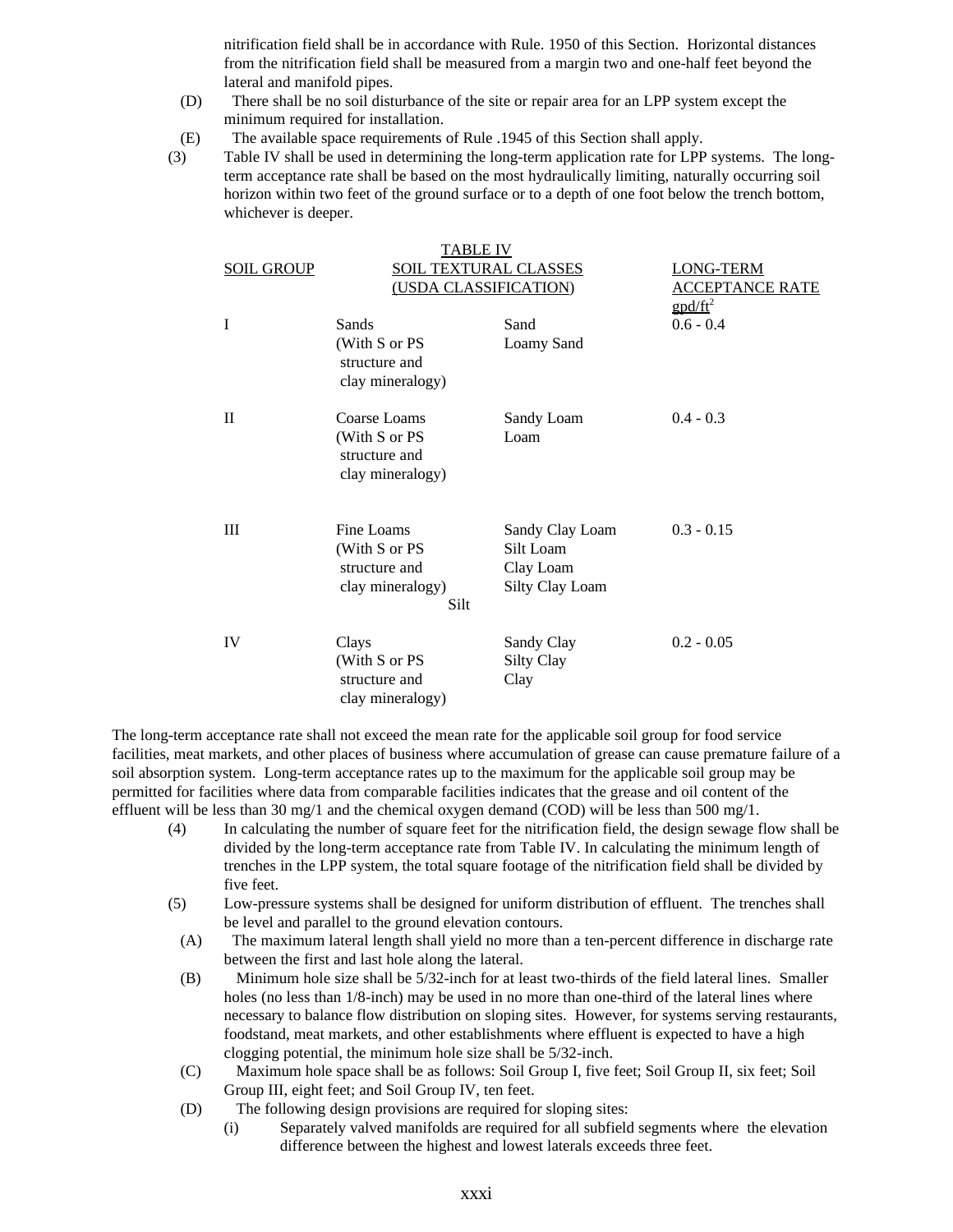nitrification field shall be in accordance with Rule. 1950 of this Section. Horizontal distances from the nitrification field shall be measured from a margin two and one-half feet beyond the lateral and manifold pipes.

(D) There shall be no soil disturbance of the site or repair area for an LPP system except the minimum required for installation.

(E) The available space requirements of Rule .1945 of this Section shall apply.

(3) Table IV shall be used in determining the long-term application rate for LPP systems. The long-term acceptance rate shall be based on the most hydraulically limiting, naturally occurring soil horizon within two feet of the ground surface or to a depth of one foot below the trench bottom, whichever is deeper.

TABLE IV

| SOIL GROUP | SOIL TEXTURAL CLASSES (USDA CLASSIFICATION) | | LONG-TERM ACCEPTANCE RATE gpd/ft$^2$ |
|---|---|---|---|
| I | Sands (With S or PS structure and clay mineralogy) | Sand<br>Loamy Sand | 0.6 - 0.4 |
| II | Coarse Loams (With S or PS structure and clay mineralogy) | Sandy Loam<br>Loam | 0.4 - 0.3 |
| III | Fine Loams (With S or PS structure and clay mineralogy) | Sandy Clay Loam<br>Silt Loam<br>Clay Loam<br>Silty Clay Loam<br>Silt | 0.3 - 0.15 |
| IV | Clays (With S or PS structure and clay mineralogy) | Sandy Clay<br>Silty Clay<br>Clay | 0.2 - 0.05 |

The long-term acceptance rate shall not exceed the mean rate for the applicable soil group for food service facilities, meat markets, and other places of business where accumulation of grease can cause premature failure of a soil absorption system. Long-term acceptance rates up to the maximum for the applicable soil group may be permitted for facilities where data from comparable facilities indicates that the grease and oil content of the effluent will be less than 30 mg/1 and the chemical oxygen demand (COD) will be less than 500 mg/1.

(4) In calculating the number of square feet for the nitrification field, the design sewage flow shall be divided by the long-term acceptance rate from Table IV. In calculating the minimum length of trenches in the LPP system, the total square footage of the nitrification field shall be divided by five feet.

(5) Low-pressure systems shall be designed for uniform distribution of effluent. The trenches shall be level and parallel to the ground elevation contours.

(A) The maximum lateral length shall yield no more than a ten-percent difference in discharge rate between the first and last hole along the lateral.

(B) Minimum hole size shall be 5/32-inch for at least two-thirds of the field lateral lines. Smaller holes (no less than 1/8-inch) may be used in no more than one-third of the lateral lines where necessary to balance flow distribution on sloping sites. However, for systems serving restaurants, foodstand, meat markets, and other establishments where effluent is expected to have a high clogging potential, the minimum hole size shall be 5/32-inch.

(C) Maximum hole space shall be as follows: Soil Group I, five feet; Soil Group II, six feet; Soil Group III, eight feet; and Soil Group IV, ten feet.

(D) The following design provisions are required for sloping sites:

(i) Separately valved manifolds are required for all subfield segments where the elevation difference between the highest and lowest laterals exceeds three feet.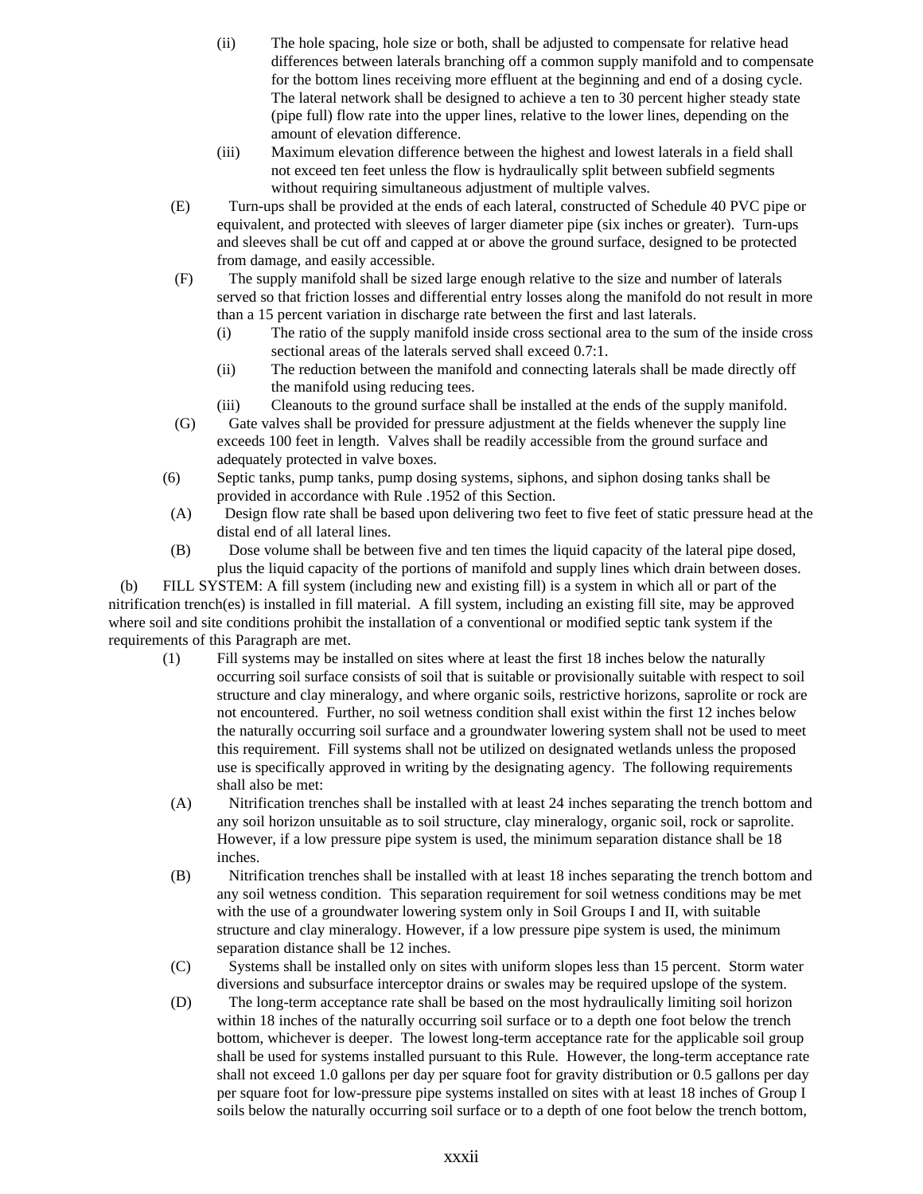(ii) The hole spacing, hole size or both, shall be adjusted to compensate for relative head differences between laterals branching off a common supply manifold and to compensate for the bottom lines receiving more effluent at the beginning and end of a dosing cycle. The lateral network shall be designed to achieve a ten to 30 percent higher steady state (pipe full) flow rate into the upper lines, relative to the lower lines, depending on the amount of elevation difference.

(iii) Maximum elevation difference between the highest and lowest laterals in a field shall not exceed ten feet unless the flow is hydraulically split between subfield segments without requiring simultaneous adjustment of multiple valves.

(E) Turn-ups shall be provided at the ends of each lateral, constructed of Schedule 40 PVC pipe or equivalent, and protected with sleeves of larger diameter pipe (six inches or greater). Turn-ups and sleeves shall be cut off and capped at or above the ground surface, designed to be protected from damage, and easily accessible.

(F) The supply manifold shall be sized large enough relative to the size and number of laterals served so that friction losses and differential entry losses along the manifold do not result in more than a 15 percent variation in discharge rate between the first and last laterals.

(i) The ratio of the supply manifold inside cross sectional area to the sum of the inside cross sectional areas of the laterals served shall exceed 0.7:1.

(ii) The reduction between the manifold and connecting laterals shall be made directly off the manifold using reducing tees.

(iii) Cleanouts to the ground surface shall be installed at the ends of the supply manifold.

(G) Gate valves shall be provided for pressure adjustment at the fields whenever the supply line exceeds 100 feet in length. Valves shall be readily accessible from the ground surface and adequately protected in valve boxes.

(6) Septic tanks, pump tanks, pump dosing systems, siphons, and siphon dosing tanks shall be provided in accordance with Rule .1952 of this Section.

(A) Design flow rate shall be based upon delivering two feet to five feet of static pressure head at the distal end of all lateral lines.

(B) Dose volume shall be between five and ten times the liquid capacity of the lateral pipe dosed, plus the liquid capacity of the portions of manifold and supply lines which drain between doses.

(b) FILL SYSTEM: A fill system (including new and existing fill) is a system in which all or part of the nitrification trench(es) is installed in fill material. A fill system, including an existing fill site, may be approved where soil and site conditions prohibit the installation of a conventional or modified septic tank system if the requirements of this Paragraph are met.

(1) Fill systems may be installed on sites where at least the first 18 inches below the naturally occurring soil surface consists of soil that is suitable or provisionally suitable with respect to soil structure and clay mineralogy, and where organic soils, restrictive horizons, saprolite or rock are not encountered. Further, no soil wetness condition shall exist within the first 12 inches below the naturally occurring soil surface and a groundwater lowering system shall not be used to meet this requirement. Fill systems shall not be utilized on designated wetlands unless the proposed use is specifically approved in writing by the designating agency. The following requirements shall also be met:

(A) Nitrification trenches shall be installed with at least 24 inches separating the trench bottom and any soil horizon unsuitable as to soil structure, clay mineralogy, organic soil, rock or saprolite. However, if a low pressure pipe system is used, the minimum separation distance shall be 18 inches.

(B) Nitrification trenches shall be installed with at least 18 inches separating the trench bottom and any soil wetness condition. This separation requirement for soil wetness conditions may be met with the use of a groundwater lowering system only in Soil Groups I and II, with suitable structure and clay mineralogy. However, if a low pressure pipe system is used, the minimum separation distance shall be 12 inches.

(C) Systems shall be installed only on sites with uniform slopes less than 15 percent. Storm water diversions and subsurface interceptor drains or swales may be required upslope of the system.

(D) The long-term acceptance rate shall be based on the most hydraulically limiting soil horizon within 18 inches of the naturally occurring soil surface or to a depth one foot below the trench bottom, whichever is deeper. The lowest long-term acceptance rate for the applicable soil group shall be used for systems installed pursuant to this Rule. However, the long-term acceptance rate shall not exceed 1.0 gallons per day per square foot for gravity distribution or 0.5 gallons per day per square foot for low-pressure pipe systems installed on sites with at least 18 inches of Group I soils below the naturally occurring soil surface or to a depth of one foot below the trench bottom,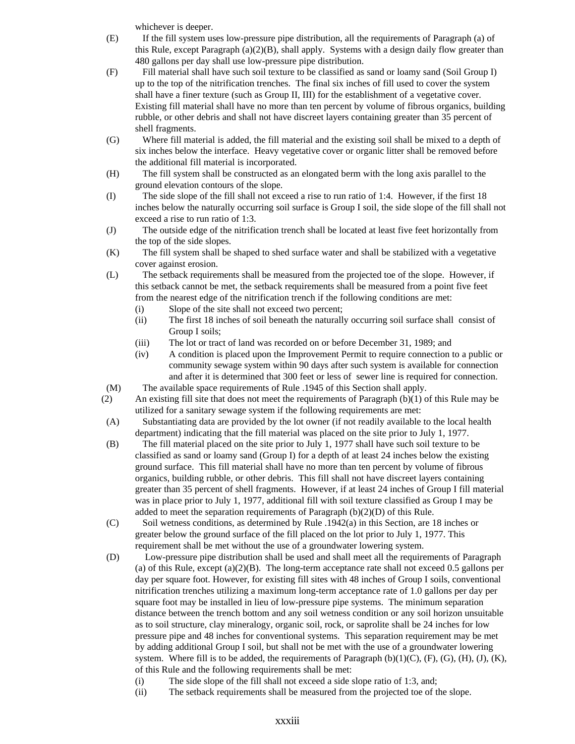whichever is deeper.

(E) If the fill system uses low-pressure pipe distribution, all the requirements of Paragraph (a) of this Rule, except Paragraph (a)(2)(B), shall apply. Systems with a design daily flow greater than 480 gallons per day shall use low-pressure pipe distribution.

(F) Fill material shall have such soil texture to be classified as sand or loamy sand (Soil Group I) up to the top of the nitrification trenches. The final six inches of fill used to cover the system shall have a finer texture (such as Group II, III) for the establishment of a vegetative cover. Existing fill material shall have no more than ten percent by volume of fibrous organics, building rubble, or other debris and shall not have discreet layers containing greater than 35 percent of shell fragments.

(G) Where fill material is added, the fill material and the existing soil shall be mixed to a depth of six inches below the interface. Heavy vegetative cover or organic litter shall be removed before the additional fill material is incorporated.

(H) The fill system shall be constructed as an elongated berm with the long axis parallel to the ground elevation contours of the slope.

(I) The side slope of the fill shall not exceed a rise to run ratio of 1:4. However, if the first 18 inches below the naturally occurring soil surface is Group I soil, the side slope of the fill shall not exceed a rise to run ratio of 1:3.

(J) The outside edge of the nitrification trench shall be located at least five feet horizontally from the top of the side slopes.

(K) The fill system shall be shaped to shed surface water and shall be stabilized with a vegetative cover against erosion.

(L) The setback requirements shall be measured from the projected toe of the slope. However, if this setback cannot be met, the setback requirements shall be measured from a point five feet from the nearest edge of the nitrification trench if the following conditions are met:

(i) Slope of the site shall not exceed two percent;

(ii) The first 18 inches of soil beneath the naturally occurring soil surface shall consist of Group I soils;

(iii) The lot or tract of land was recorded on or before December 31, 1989; and

(iv) A condition is placed upon the Improvement Permit to require connection to a public or community sewage system within 90 days after such system is available for connection and after it is determined that 300 feet or less of sewer line is required for connection.

(M) The available space requirements of Rule .1945 of this Section shall apply.

(2) An existing fill site that does not meet the requirements of Paragraph (b)(1) of this Rule may be utilized for a sanitary sewage system if the following requirements are met:

(A) Substantiating data are provided by the lot owner (if not readily available to the local health department) indicating that the fill material was placed on the site prior to July 1, 1977.

(B) The fill material placed on the site prior to July 1, 1977 shall have such soil texture to be classified as sand or loamy sand (Group I) for a depth of at least 24 inches below the existing ground surface. This fill material shall have no more than ten percent by volume of fibrous organics, building rubble, or other debris. This fill shall not have discreet layers containing greater than 35 percent of shell fragments. However, if at least 24 inches of Group I fill material was in place prior to July 1, 1977, additional fill with soil texture classified as Group I may be added to meet the separation requirements of Paragraph (b)(2)(D) of this Rule.

(C) Soil wetness conditions, as determined by Rule .1942(a) in this Section, are 18 inches or greater below the ground surface of the fill placed on the lot prior to July 1, 1977. This requirement shall be met without the use of a groundwater lowering system.

(D) Low-pressure pipe distribution shall be used and shall meet all the requirements of Paragraph (a) of this Rule, except (a)(2)(B). The long-term acceptance rate shall not exceed 0.5 gallons per day per square foot. However, for existing fill sites with 48 inches of Group I soils, conventional nitrification trenches utilizing a maximum long-term acceptance rate of 1.0 gallons per day per square foot may be installed in lieu of low-pressure pipe systems. The minimum separation distance between the trench bottom and any soil wetness condition or any soil horizon unsuitable as to soil structure, clay mineralogy, organic soil, rock, or saprolite shall be 24 inches for low pressure pipe and 48 inches for conventional systems. This separation requirement may be met by adding additional Group I soil, but shall not be met with the use of a groundwater lowering system. Where fill is to be added, the requirements of Paragraph (b)(1)(C), (F), (G), (H), (J), (K), of this Rule and the following requirements shall be met:

(i) The side slope of the fill shall not exceed a side slope ratio of 1:3, and;

(ii) The setback requirements shall be measured from the projected toe of the slope.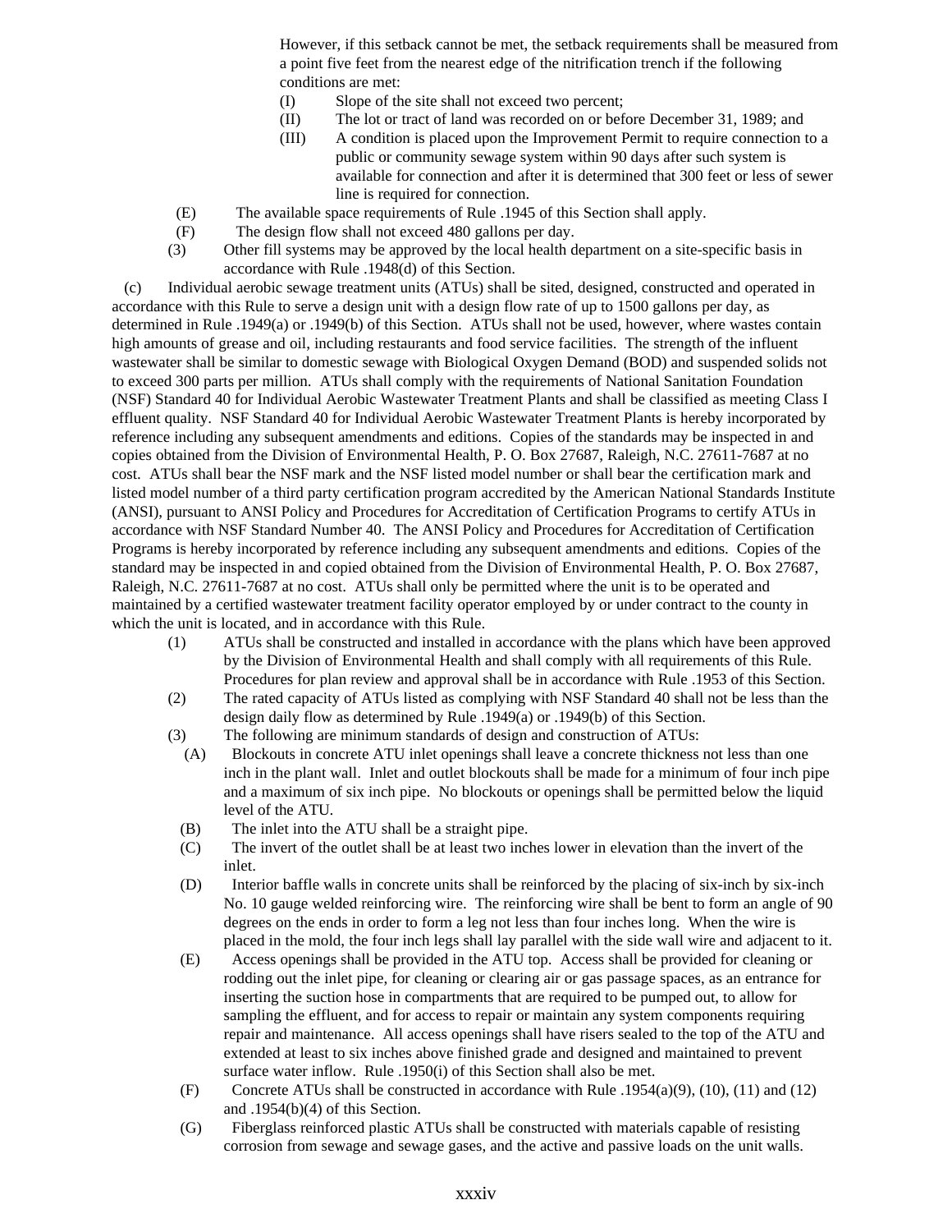However, if this setback cannot be met, the setback requirements shall be measured from a point five feet from the nearest edge of the nitrification trench if the following conditions are met:

(I) Slope of the site shall not exceed two percent;

(II) The lot or tract of land was recorded on or before December 31, 1989; and

(III) A condition is placed upon the Improvement Permit to require connection to a public or community sewage system within 90 days after such system is available for connection and after it is determined that 300 feet or less of sewer line is required for connection.

(E) The available space requirements of Rule .1945 of this Section shall apply.

(F) The design flow shall not exceed 480 gallons per day.

(3) Other fill systems may be approved by the local health department on a site-specific basis in accordance with Rule .1948(d) of this Section.

(c) Individual aerobic sewage treatment units (ATUs) shall be sited, designed, constructed and operated in accordance with this Rule to serve a design unit with a design flow rate of up to 1500 gallons per day, as determined in Rule .1949(a) or .1949(b) of this Section. ATUs shall not be used, however, where wastes contain high amounts of grease and oil, including restaurants and food service facilities. The strength of the influent wastewater shall be similar to domestic sewage with Biological Oxygen Demand (BOD) and suspended solids not to exceed 300 parts per million. ATUs shall comply with the requirements of National Sanitation Foundation (NSF) Standard 40 for Individual Aerobic Wastewater Treatment Plants and shall be classified as meeting Class I effluent quality. NSF Standard 40 for Individual Aerobic Wastewater Treatment Plants is hereby incorporated by reference including any subsequent amendments and editions. Copies of the standards may be inspected in and copies obtained from the Division of Environmental Health, P. O. Box 27687, Raleigh, N.C. 27611-7687 at no cost. ATUs shall bear the NSF mark and the NSF listed model number or shall bear the certification mark and listed model number of a third party certification program accredited by the American National Standards Institute (ANSI), pursuant to ANSI Policy and Procedures for Accreditation of Certification Programs to certify ATUs in accordance with NSF Standard Number 40. The ANSI Policy and Procedures for Accreditation of Certification Programs is hereby incorporated by reference including any subsequent amendments and editions. Copies of the standard may be inspected in and copied obtained from the Division of Environmental Health, P. O. Box 27687, Raleigh, N.C. 27611-7687 at no cost. ATUs shall only be permitted where the unit is to be operated and maintained by a certified wastewater treatment facility operator employed by or under contract to the county in which the unit is located, and in accordance with this Rule.

(1) ATUs shall be constructed and installed in accordance with the plans which have been approved by the Division of Environmental Health and shall comply with all requirements of this Rule. Procedures for plan review and approval shall be in accordance with Rule .1953 of this Section.

(2) The rated capacity of ATUs listed as complying with NSF Standard 40 shall not be less than the design daily flow as determined by Rule .1949(a) or .1949(b) of this Section.

(3) The following are minimum standards of design and construction of ATUs:

(A) Blockouts in concrete ATU inlet openings shall leave a concrete thickness not less than one inch in the plant wall. Inlet and outlet blockouts shall be made for a minimum of four inch pipe and a maximum of six inch pipe. No blockouts or openings shall be permitted below the liquid level of the ATU.

(B) The inlet into the ATU shall be a straight pipe.

(C) The invert of the outlet shall be at least two inches lower in elevation than the invert of the inlet.

(D) Interior baffle walls in concrete units shall be reinforced by the placing of six-inch by six-inch No. 10 gauge welded reinforcing wire. The reinforcing wire shall be bent to form an angle of 90 degrees on the ends in order to form a leg not less than four inches long. When the wire is placed in the mold, the four inch legs shall lay parallel with the side wall wire and adjacent to it.

(E) Access openings shall be provided in the ATU top. Access shall be provided for cleaning or rodding out the inlet pipe, for cleaning or clearing air or gas passage spaces, as an entrance for inserting the suction hose in compartments that are required to be pumped out, to allow for sampling the effluent, and for access to repair or maintain any system components requiring repair and maintenance. All access openings shall have risers sealed to the top of the ATU and extended at least to six inches above finished grade and designed and maintained to prevent surface water inflow. Rule .1950(i) of this Section shall also be met.

(F) Concrete ATUs shall be constructed in accordance with Rule .1954(a)(9), (10), (11) and (12) and .1954(b)(4) of this Section.

(G) Fiberglass reinforced plastic ATUs shall be constructed with materials capable of resisting corrosion from sewage and sewage gases, and the active and passive loads on the unit walls.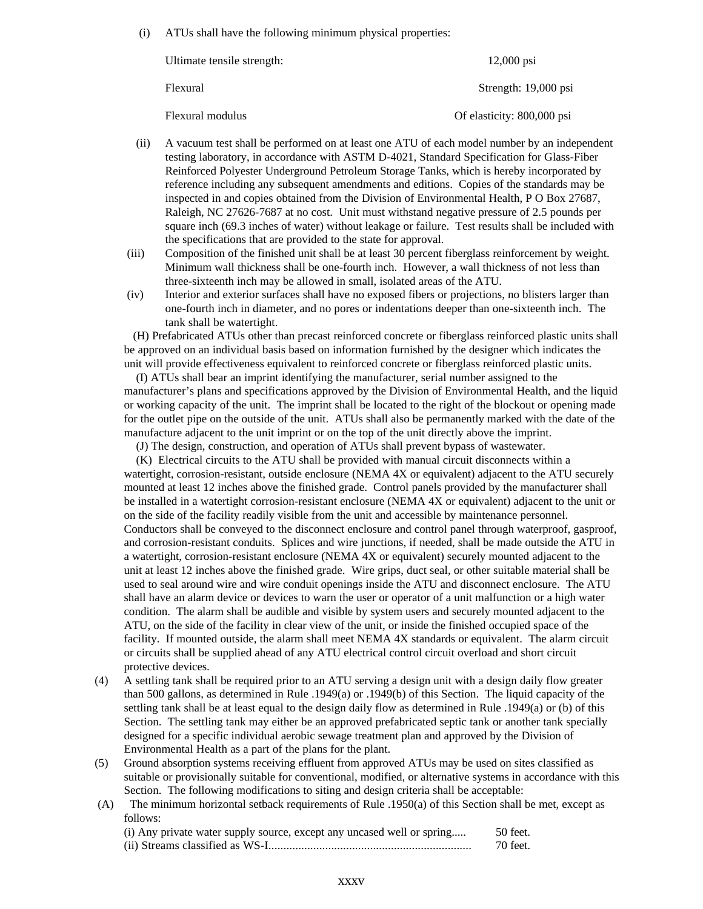(i) ATUs shall have the following minimum physical properties:

| | |
|---|---|
| Ultimate tensile strength: | 12,000 psi |
| Flexural | Strength: 19,000 psi |
| Flexural modulus | Of elasticity: 800,000 psi |

(ii) A vacuum test shall be performed on at least one ATU of each model number by an independent testing laboratory, in accordance with ASTM D-4021, Standard Specification for Glass-Fiber Reinforced Polyester Underground Petroleum Storage Tanks, which is hereby incorporated by reference including any subsequent amendments and editions. Copies of the standards may be inspected in and copies obtained from the Division of Environmental Health, P O Box 27687, Raleigh, NC 27626-7687 at no cost. Unit must withstand negative pressure of 2.5 pounds per square inch (69.3 inches of water) without leakage or failure. Test results shall be included with the specifications that are provided to the state for approval.

(iii) Composition of the finished unit shall be at least 30 percent fiberglass reinforcement by weight. Minimum wall thickness shall be one-fourth inch. However, a wall thickness of not less than three-sixteenth inch may be allowed in small, isolated areas of the ATU.

(iv) Interior and exterior surfaces shall have no exposed fibers or projections, no blisters larger than one-fourth inch in diameter, and no pores or indentations deeper than one-sixteenth inch. The tank shall be watertight.

(H) Prefabricated ATUs other than precast reinforced concrete or fiberglass reinforced plastic units shall be approved on an individual basis based on information furnished by the designer which indicates the unit will provide effectiveness equivalent to reinforced concrete or fiberglass reinforced plastic units.

(I) ATUs shall bear an imprint identifying the manufacturer, serial number assigned to the manufacturer's plans and specifications approved by the Division of Environmental Health, and the liquid or working capacity of the unit. The imprint shall be located to the right of the blockout or opening made for the outlet pipe on the outside of the unit. ATUs shall also be permanently marked with the date of the manufacture adjacent to the unit imprint or on the top of the unit directly above the imprint.

(J) The design, construction, and operation of ATUs shall prevent bypass of wastewater.

(K) Electrical circuits to the ATU shall be provided with manual circuit disconnects within a watertight, corrosion-resistant, outside enclosure (NEMA 4X or equivalent) adjacent to the ATU securely mounted at least 12 inches above the finished grade. Control panels provided by the manufacturer shall be installed in a watertight corrosion-resistant enclosure (NEMA 4X or equivalent) adjacent to the unit or on the side of the facility readily visible from the unit and accessible by maintenance personnel. Conductors shall be conveyed to the disconnect enclosure and control panel through waterproof, gasproof, and corrosion-resistant conduits. Splices and wire junctions, if needed, shall be made outside the ATU in a watertight, corrosion-resistant enclosure (NEMA 4X or equivalent) securely mounted adjacent to the unit at least 12 inches above the finished grade. Wire grips, duct seal, or other suitable material shall be used to seal around wire and wire conduit openings inside the ATU and disconnect enclosure. The ATU shall have an alarm device or devices to warn the user or operator of a unit malfunction or a high water condition. The alarm shall be audible and visible by system users and securely mounted adjacent to the ATU, on the side of the facility in clear view of the unit, or inside the finished occupied space of the facility. If mounted outside, the alarm shall meet NEMA 4X standards or equivalent. The alarm circuit or circuits shall be supplied ahead of any ATU electrical control circuit overload and short circuit protective devices.

(4) A settling tank shall be required prior to an ATU serving a design unit with a design daily flow greater than 500 gallons, as determined in Rule .1949(a) or .1949(b) of this Section. The liquid capacity of the settling tank shall be at least equal to the design daily flow as determined in Rule .1949(a) or (b) of this Section. The settling tank may either be an approved prefabricated septic tank or another tank specially designed for a specific individual aerobic sewage treatment plan and approved by the Division of Environmental Health as a part of the plans for the plant.

(5) Ground absorption systems receiving effluent from approved ATUs may be used on sites classified as suitable or provisionally suitable for conventional, modified, or alternative systems in accordance with this Section. The following modifications to siting and design criteria shall be acceptable:

(A) The minimum horizontal setback requirements of Rule .1950(a) of this Section shall be met, except as follows:

(i) Any private water supply source, except any uncased well or spring..... 50 feet.

(ii) Streams classified as WS-I.................................................................... 70 feet.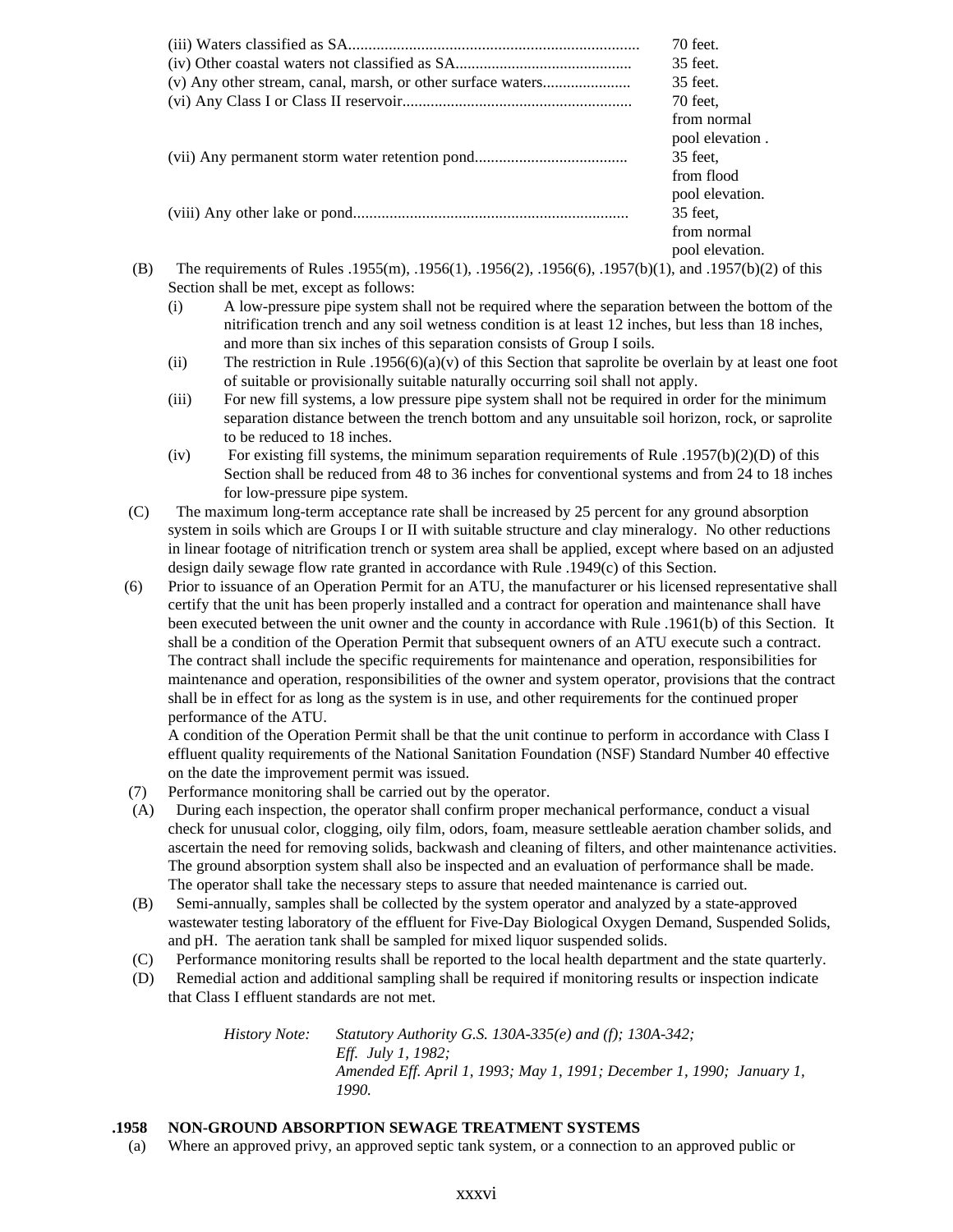(iii) Waters classified as SA........................................................................ 70 feet.
(iv) Other coastal waters not classified as SA............................................ 35 feet.
(v) Any other stream, canal, marsh, or other surface waters...................... 35 feet.
(vi) Any Class I or Class II reservoir......................................................... 70 feet, from normal pool elevation .
(vii) Any permanent storm water retention pond...................................... 35 feet, from flood pool elevation.
(viii) Any other lake or pond.................................................................... 35 feet, from normal pool elevation.

(B) The requirements of Rules .1955(m), .1956(1), .1956(2), .1956(6), .1957(b)(1), and .1957(b)(2) of this Section shall be met, except as follows:

- (i) A low-pressure pipe system shall not be required where the separation between the bottom of the nitrification trench and any soil wetness condition is at least 12 inches, but less than 18 inches, and more than six inches of this separation consists of Group I soils.
- (ii) The restriction in Rule .1956(6)(a)(v) of this Section that saprolite be overlain by at least one foot of suitable or provisionally suitable naturally occurring soil shall not apply.
- (iii) For new fill systems, a low pressure pipe system shall not be required in order for the minimum separation distance between the trench bottom and any unsuitable soil horizon, rock, or saprolite to be reduced to 18 inches.
- (iv) For existing fill systems, the minimum separation requirements of Rule .1957(b)(2)(D) of this Section shall be reduced from 48 to 36 inches for conventional systems and from 24 to 18 inches for low-pressure pipe system.

(C) The maximum long-term acceptance rate shall be increased by 25 percent for any ground absorption system in soils which are Groups I or II with suitable structure and clay mineralogy. No other reductions in linear footage of nitrification trench or system area shall be applied, except where based on an adjusted design daily sewage flow rate granted in accordance with Rule .1949(c) of this Section.

(6) Prior to issuance of an Operation Permit for an ATU, the manufacturer or his licensed representative shall certify that the unit has been properly installed and a contract for operation and maintenance shall have been executed between the unit owner and the county in accordance with Rule .1961(b) of this Section. It shall be a condition of the Operation Permit that subsequent owners of an ATU execute such a contract. The contract shall include the specific requirements for maintenance and operation, responsibilities for maintenance and operation, responsibilities of the owner and system operator, provisions that the contract shall be in effect for as long as the system is in use, and other requirements for the continued proper performance of the ATU.

A condition of the Operation Permit shall be that the unit continue to perform in accordance with Class I effluent quality requirements of the National Sanitation Foundation (NSF) Standard Number 40 effective on the date the improvement permit was issued.

(7) Performance monitoring shall be carried out by the operator.

(A) During each inspection, the operator shall confirm proper mechanical performance, conduct a visual check for unusual color, clogging, oily film, odors, foam, measure settleable aeration chamber solids, and ascertain the need for removing solids, backwash and cleaning of filters, and other maintenance activities. The ground absorption system shall also be inspected and an evaluation of performance shall be made. The operator shall take the necessary steps to assure that needed maintenance is carried out.

(B) Semi-annually, samples shall be collected by the system operator and analyzed by a state-approved wastewater testing laboratory of the effluent for Five-Day Biological Oxygen Demand, Suspended Solids, and pH. The aeration tank shall be sampled for mixed liquor suspended solids.

(C) Performance monitoring results shall be reported to the local health department and the state quarterly.

(D) Remedial action and additional sampling shall be required if monitoring results or inspection indicate that Class I effluent standards are not met.

*History Note: Statutory Authority G.S. 130A-335(e) and (f); 130A-342;*
*Eff. July 1, 1982;*
*Amended Eff. April 1, 1993; May 1, 1991; December 1, 1990; January 1, 1990.*

### .1958 NON-GROUND ABSORPTION SEWAGE TREATMENT SYSTEMS

(a) Where an approved privy, an approved septic tank system, or a connection to an approved public or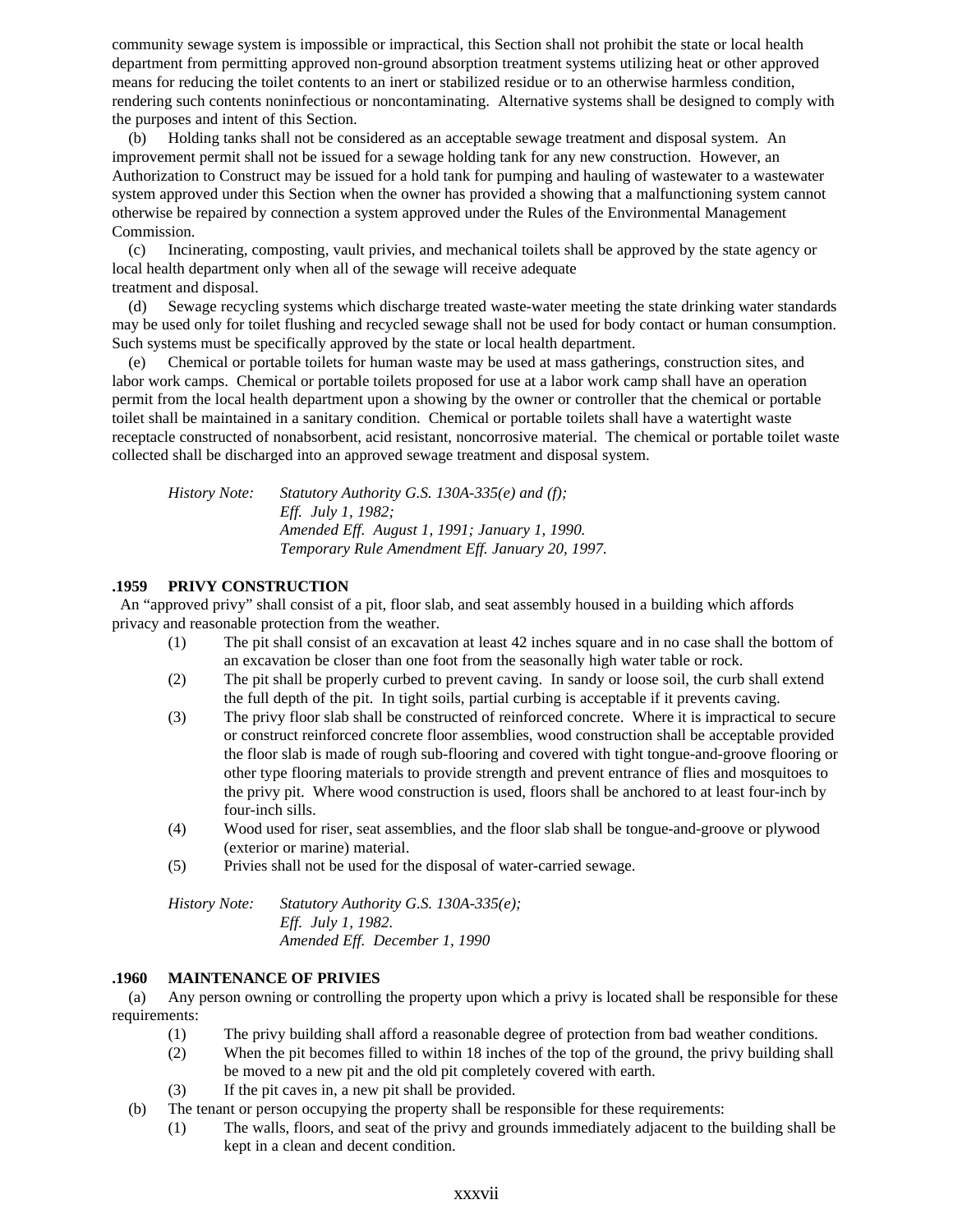community sewage system is impossible or impractical, this Section shall not prohibit the state or local health department from permitting approved non-ground absorption treatment systems utilizing heat or other approved means for reducing the toilet contents to an inert or stabilized residue or to an otherwise harmless condition, rendering such contents noninfectious or noncontaminating. Alternative systems shall be designed to comply with the purposes and intent of this Section.

(b) Holding tanks shall not be considered as an acceptable sewage treatment and disposal system. An improvement permit shall not be issued for a sewage holding tank for any new construction. However, an Authorization to Construct may be issued for a hold tank for pumping and hauling of wastewater to a wastewater system approved under this Section when the owner has provided a showing that a malfunctioning system cannot otherwise be repaired by connection a system approved under the Rules of the Environmental Management Commission.

(c) Incinerating, composting, vault privies, and mechanical toilets shall be approved by the state agency or local health department only when all of the sewage will receive adequate treatment and disposal.

(d) Sewage recycling systems which discharge treated waste-water meeting the state drinking water standards may be used only for toilet flushing and recycled sewage shall not be used for body contact or human consumption. Such systems must be specifically approved by the state or local health department.

(e) Chemical or portable toilets for human waste may be used at mass gatherings, construction sites, and labor work camps. Chemical or portable toilets proposed for use at a labor work camp shall have an operation permit from the local health department upon a showing by the owner or controller that the chemical or portable toilet shall be maintained in a sanitary condition. Chemical or portable toilets shall have a watertight waste receptacle constructed of nonabsorbent, acid resistant, noncorrosive material. The chemical or portable toilet waste collected shall be discharged into an approved sewage treatment and disposal system.

*History Note: Statutory Authority G.S. 130A-335(e) and (f);*
*Eff. July 1, 1982;*
*Amended Eff. August 1, 1991; January 1, 1990.*
*Temporary Rule Amendment Eff. January 20, 1997.*

### .1959 PRIVY CONSTRUCTION

An "approved privy" shall consist of a pit, floor slab, and seat assembly housed in a building which affords privacy and reasonable protection from the weather.

(1) The pit shall consist of an excavation at least 42 inches square and in no case shall the bottom of an excavation be closer than one foot from the seasonally high water table or rock.
(2) The pit shall be properly curbed to prevent caving. In sandy or loose soil, the curb shall extend the full depth of the pit. In tight soils, partial curbing is acceptable if it prevents caving.
(3) The privy floor slab shall be constructed of reinforced concrete. Where it is impractical to secure or construct reinforced concrete floor assemblies, wood construction shall be acceptable provided the floor slab is made of rough sub-flooring and covered with tight tongue-and-groove flooring or other type flooring materials to provide strength and prevent entrance of flies and mosquitoes to the privy pit. Where wood construction is used, floors shall be anchored to at least four-inch by four-inch sills.
(4) Wood used for riser, seat assemblies, and the floor slab shall be tongue-and-groove or plywood (exterior or marine) material.
(5) Privies shall not be used for the disposal of water-carried sewage.

*History Note: Statutory Authority G.S. 130A-335(e);*
*Eff. July 1, 1982.*
*Amended Eff. December 1, 1990*

### .1960 MAINTENANCE OF PRIVIES

(a) Any person owning or controlling the property upon which a privy is located shall be responsible for these requirements:

(1) The privy building shall afford a reasonable degree of protection from bad weather conditions.
(2) When the pit becomes filled to within 18 inches of the top of the ground, the privy building shall be moved to a new pit and the old pit completely covered with earth.
(3) If the pit caves in, a new pit shall be provided.

(b) The tenant or person occupying the property shall be responsible for these requirements:

(1) The walls, floors, and seat of the privy and grounds immediately adjacent to the building shall be kept in a clean and decent condition.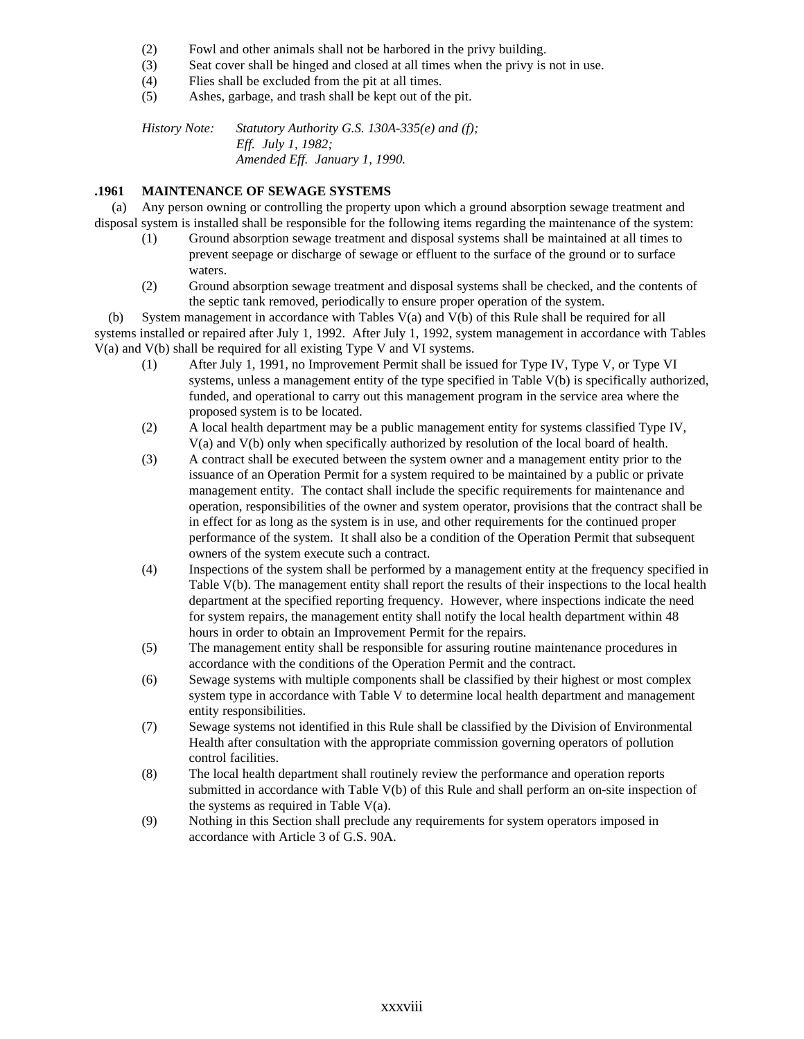(2) Fowl and other animals shall not be harbored in the privy building.
(3) Seat cover shall be hinged and closed at all times when the privy is not in use.
(4) Flies shall be excluded from the pit at all times.
(5) Ashes, garbage, and trash shall be kept out of the pit.

*History Note: Statutory Authority G.S. 130A-335(e) and (f);*
*Eff. July 1, 1982;*
*Amended Eff. January 1, 1990.*

**.1961 MAINTENANCE OF SEWAGE SYSTEMS**

(a) Any person owning or controlling the property upon which a ground absorption sewage treatment and disposal system is installed shall be responsible for the following items regarding the maintenance of the system:

(1) Ground absorption sewage treatment and disposal systems shall be maintained at all times to prevent seepage or discharge of sewage or effluent to the surface of the ground or to surface waters.
(2) Ground absorption sewage treatment and disposal systems shall be checked, and the contents of the septic tank removed, periodically to ensure proper operation of the system.

(b) System management in accordance with Tables V(a) and V(b) of this Rule shall be required for all systems installed or repaired after July 1, 1992. After July 1, 1992, system management in accordance with Tables V(a) and V(b) shall be required for all existing Type V and VI systems.

(1) After July 1, 1991, no Improvement Permit shall be issued for Type IV, Type V, or Type VI systems, unless a management entity of the type specified in Table V(b) is specifically authorized, funded, and operational to carry out this management program in the service area where the proposed system is to be located.
(2) A local health department may be a public management entity for systems classified Type IV, V(a) and V(b) only when specifically authorized by resolution of the local board of health.
(3) A contract shall be executed between the system owner and a management entity prior to the issuance of an Operation Permit for a system required to be maintained by a public or private management entity. The contact shall include the specific requirements for maintenance and operation, responsibilities of the owner and system operator, provisions that the contract shall be in effect for as long as the system is in use, and other requirements for the continued proper performance of the system. It shall also be a condition of the Operation Permit that subsequent owners of the system execute such a contract.
(4) Inspections of the system shall be performed by a management entity at the frequency specified in Table V(b). The management entity shall report the results of their inspections to the local health department at the specified reporting frequency. However, where inspections indicate the need for system repairs, the management entity shall notify the local health department within 48 hours in order to obtain an Improvement Permit for the repairs.
(5) The management entity shall be responsible for assuring routine maintenance procedures in accordance with the conditions of the Operation Permit and the contract.
(6) Sewage systems with multiple components shall be classified by their highest or most complex system type in accordance with Table V to determine local health department and management entity responsibilities.
(7) Sewage systems not identified in this Rule shall be classified by the Division of Environmental Health after consultation with the appropriate commission governing operators of pollution control facilities.
(8) The local health department shall routinely review the performance and operation reports submitted in accordance with Table V(b) of this Rule and shall perform an on-site inspection of the systems as required in Table V(a).
(9) Nothing in this Section shall preclude any requirements for system operators imposed in accordance with Article 3 of G.S. 90A.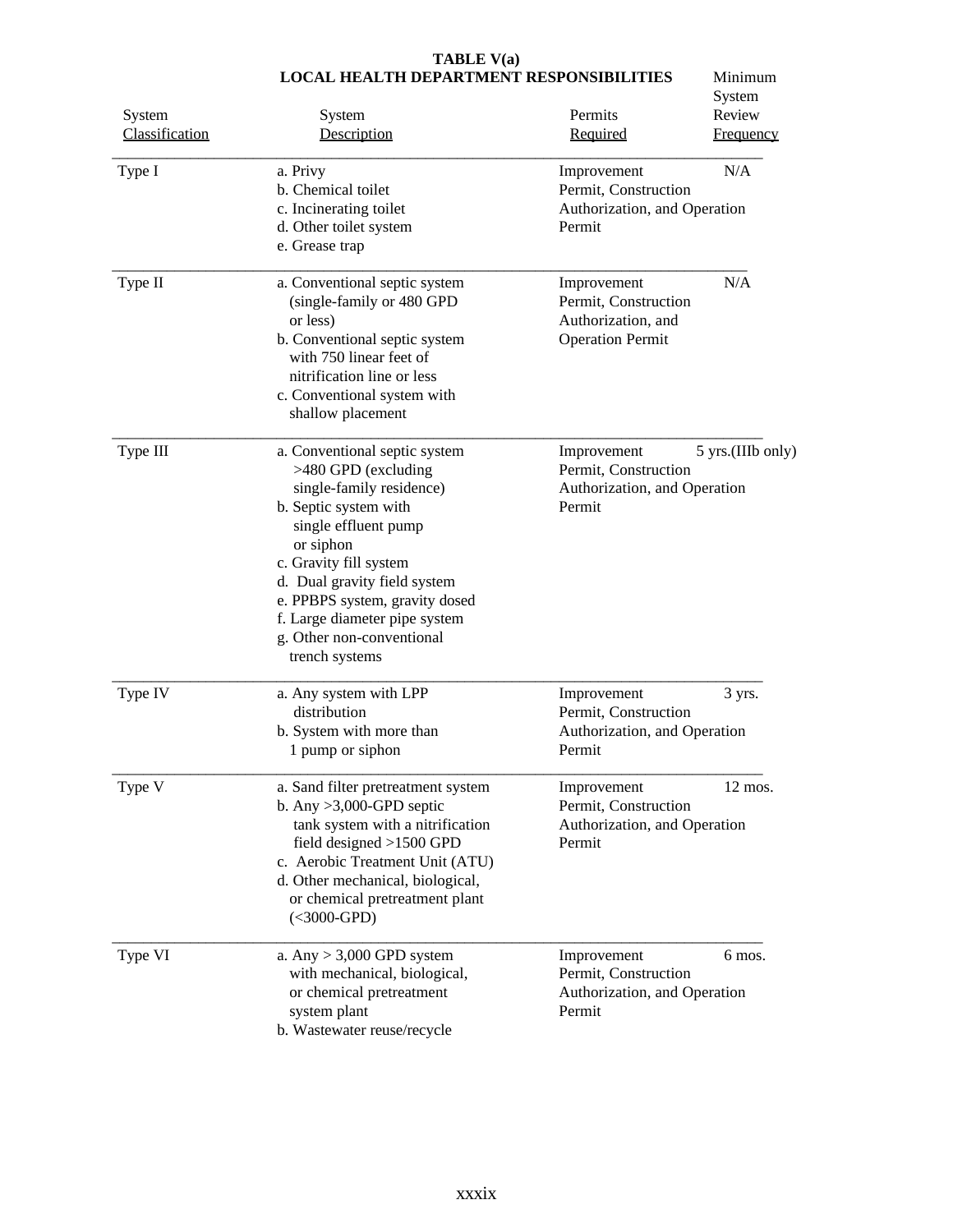# TABLE V(a)
## LOCAL HEALTH DEPARTMENT RESPONSIBILITIES

| System Classification | System Description | Permits Required | Minimum System Review Frequency |
|---|---|---|---|
| Type I | a. Privy<br>b. Chemical toilet<br>c. Incinerating toilet<br>d. Other toilet system<br>e. Grease trap | Improvement Permit, Construction Authorization, and Operation Permit | N/A |
| Type II | a. Conventional septic system (single-family or 480 GPD or less)<br>b. Conventional septic system with 750 linear feet of nitrification line or less<br>c. Conventional system with shallow placement | Improvement Permit, Construction Authorization, and Operation Permit | N/A |
| Type III | a. Conventional septic system >480 GPD (excluding single-family residence)<br>b. Septic system with single effluent pump or siphon<br>c. Gravity fill system<br>d. Dual gravity field system<br>e. PPBPS system, gravity dosed<br>f. Large diameter pipe system<br>g. Other non-conventional trench systems | Improvement Permit, Construction Authorization, and Operation Permit | 5 yrs.(IIIb only) |
| Type IV | a. Any system with LPP distribution<br>b. System with more than 1 pump or siphon | Improvement Permit, Construction Authorization, and Operation Permit | 3 yrs. |
| Type V | a. Sand filter pretreatment system<br>b. Any >3,000-GPD septic tank system with a nitrification field designed >1500 GPD<br>c. Aerobic Treatment Unit (ATU)<br>d. Other mechanical, biological, or chemical pretreatment plant (<3000-GPD) | Improvement Permit, Construction Authorization, and Operation Permit | 12 mos. |
| Type VI | a. Any > 3,000 GPD system with mechanical, biological, or chemical pretreatment system plant<br>b. Wastewater reuse/recycle | Improvement Permit, Construction Authorization, and Operation Permit | 6 mos. |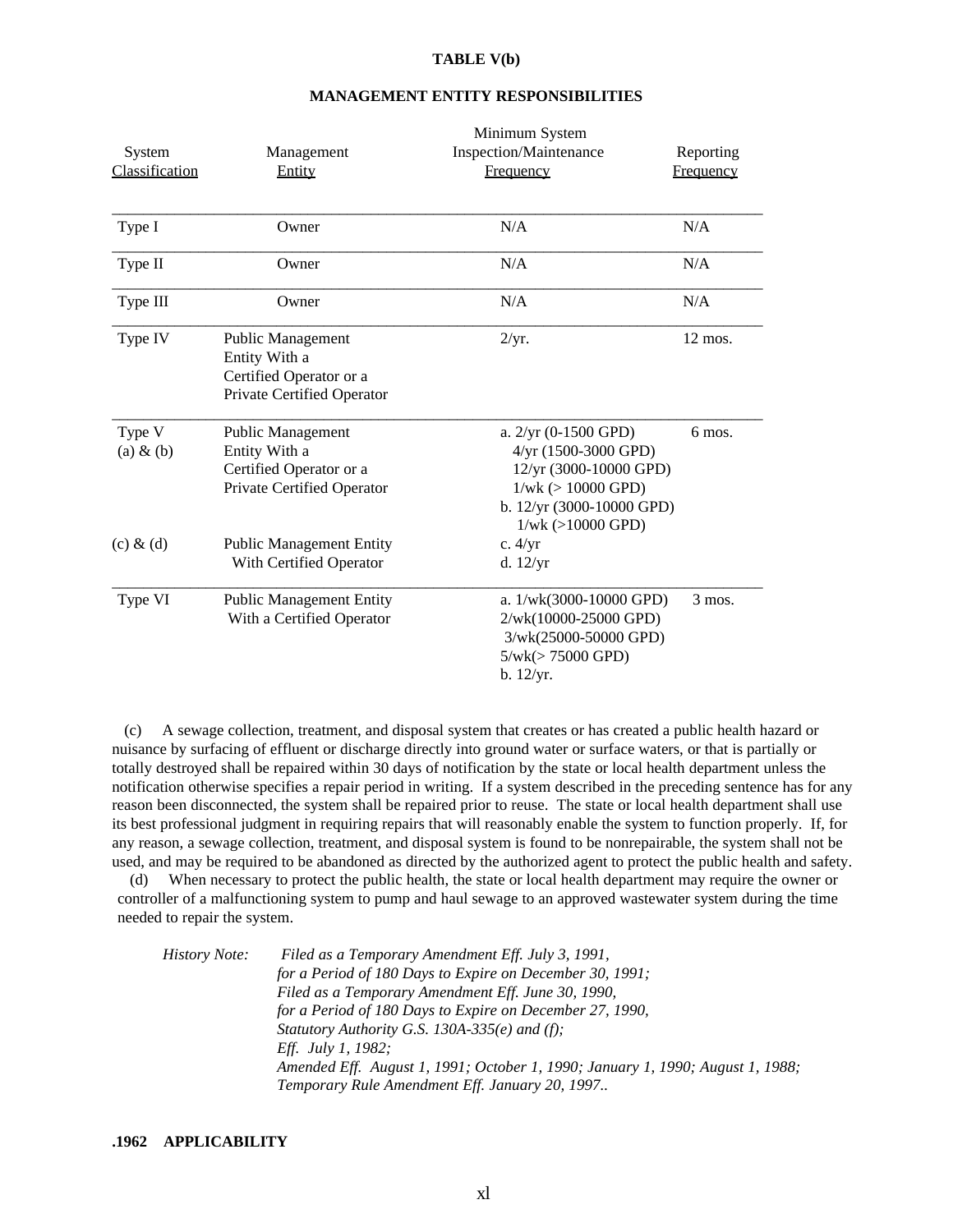**TABLE V(b)**

**MANAGEMENT ENTITY RESPONSIBILITIES**

| System Classification | Management Entity | Minimum System Inspection/Maintenance Frequency | Reporting Frequency |
|---|---|---|---|
| Type I | Owner | N/A | N/A |
| Type II | Owner | N/A | N/A |
| Type III | Owner | N/A | N/A |
| Type IV | Public Management Entity With a Certified Operator or a Private Certified Operator | 2/yr. | 12 mos. |
| Type V (a) & (b) | Public Management Entity With a Certified Operator or a Private Certified Operator | a. 2/yr (0-1500 GPD) 4/yr (1500-3000 GPD) 12/yr (3000-10000 GPD) 1/wk (> 10000 GPD) b. 12/yr (3000-10000 GPD) 1/wk (>10000 GPD) | 6 mos. |
| (c) & (d) | Public Management Entity With Certified Operator | c. 4/yr d. 12/yr | |
| Type VI | Public Management Entity With a Certified Operator | a. 1/wk(3000-10000 GPD) 2/wk(10000-25000 GPD) 3/wk(25000-50000 GPD) 5/wk(> 75000 GPD) b. 12/yr. | 3 mos. |

(c) A sewage collection, treatment, and disposal system that creates or has created a public health hazard or nuisance by surfacing of effluent or discharge directly into ground water or surface waters, or that is partially or totally destroyed shall be repaired within 30 days of notification by the state or local health department unless the notification otherwise specifies a repair period in writing. If a system described in the preceding sentence has for any reason been disconnected, the system shall be repaired prior to reuse. The state or local health department shall use its best professional judgment in requiring repairs that will reasonably enable the system to function properly. If, for any reason, a sewage collection, treatment, and disposal system is found to be nonrepairable, the system shall not be used, and may be required to be abandoned as directed by the authorized agent to protect the public health and safety.

(d) When necessary to protect the public health, the state or local health department may require the owner or controller of a malfunctioning system to pump and haul sewage to an approved wastewater system during the time needed to repair the system.

*History Note: Filed as a Temporary Amendment Eff. July 3, 1991,*
*for a Period of 180 Days to Expire on December 30, 1991;*
*Filed as a Temporary Amendment Eff. June 30, 1990,*
*for a Period of 180 Days to Expire on December 27, 1990,*
*Statutory Authority G.S. 130A-335(e) and (f);*
*Eff. July 1, 1982;*
*Amended Eff. August 1, 1991; October 1, 1990; January 1, 1990; August 1, 1988;*
*Temporary Rule Amendment Eff. January 20, 1997..*

**.1962 APPLICABILITY**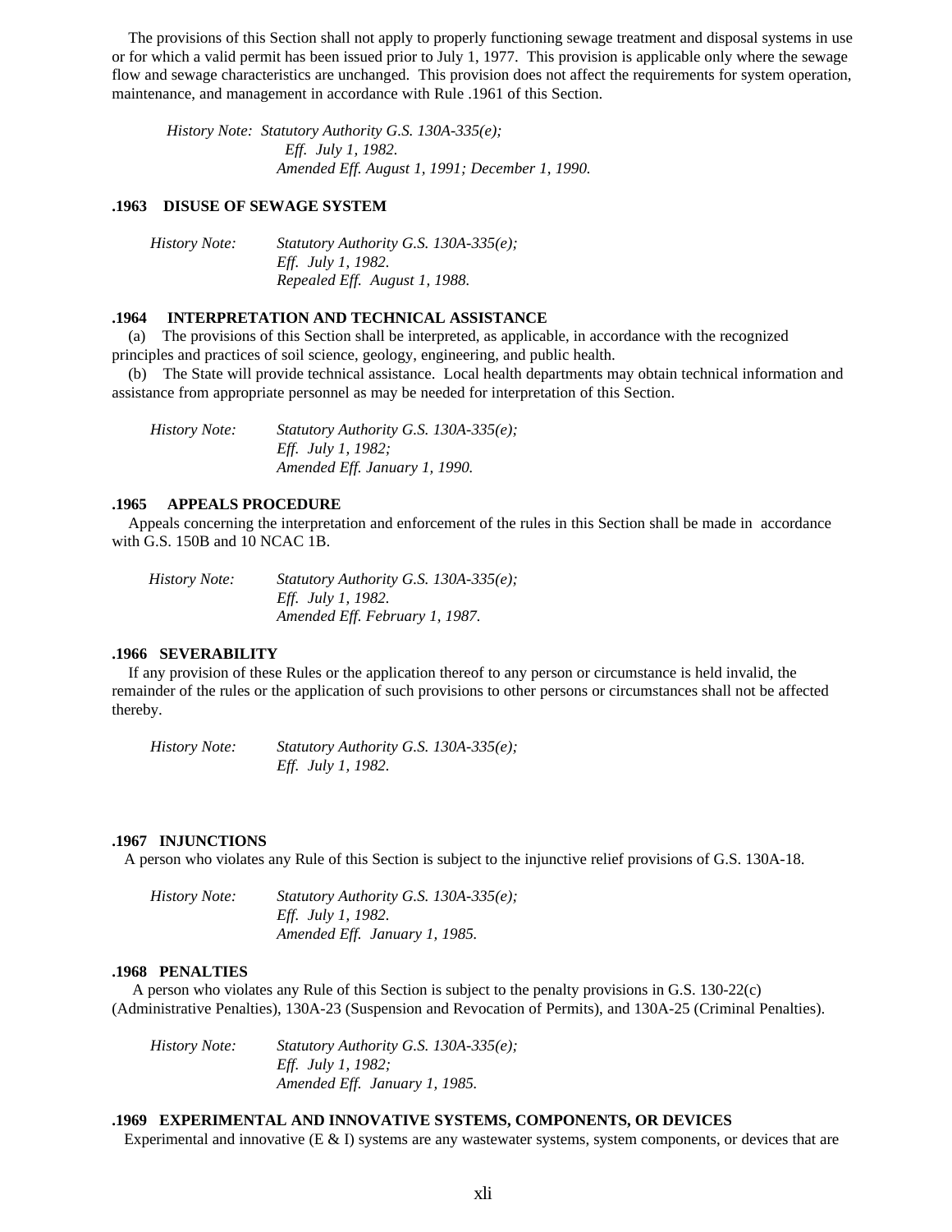The provisions of this Section shall not apply to properly functioning sewage treatment and disposal systems in use or for which a valid permit has been issued prior to July 1, 1977. This provision is applicable only where the sewage flow and sewage characteristics are unchanged. This provision does not affect the requirements for system operation, maintenance, and management in accordance with Rule .1961 of this Section.

*History Note: Statutory Authority G.S. 130A-335(e);*
*Eff. July 1, 1982.*
*Amended Eff. August 1, 1991; December 1, 1990.*

**.1963 DISUSE OF SEWAGE SYSTEM**

*History Note: Statutory Authority G.S. 130A-335(e);*
*Eff. July 1, 1982.*
*Repealed Eff. August 1, 1988.*

**.1964 INTERPRETATION AND TECHNICAL ASSISTANCE**

(a) The provisions of this Section shall be interpreted, as applicable, in accordance with the recognized principles and practices of soil science, geology, engineering, and public health.

(b) The State will provide technical assistance. Local health departments may obtain technical information and assistance from appropriate personnel as may be needed for interpretation of this Section.

*History Note: Statutory Authority G.S. 130A-335(e);*
*Eff. July 1, 1982;*
*Amended Eff. January 1, 1990.*

**.1965 APPEALS PROCEDURE**

Appeals concerning the interpretation and enforcement of the rules in this Section shall be made in accordance with G.S. 150B and 10 NCAC 1B.

*History Note: Statutory Authority G.S. 130A-335(e);*
*Eff. July 1, 1982.*
*Amended Eff. February 1, 1987.*

**.1966 SEVERABILITY**

If any provision of these Rules or the application thereof to any person or circumstance is held invalid, the remainder of the rules or the application of such provisions to other persons or circumstances shall not be affected thereby.

*History Note: Statutory Authority G.S. 130A-335(e);*
*Eff. July 1, 1982.*

**.1967 INJUNCTIONS**

A person who violates any Rule of this Section is subject to the injunctive relief provisions of G.S. 130A-18.

*History Note: Statutory Authority G.S. 130A-335(e);*
*Eff. July 1, 1982.*
*Amended Eff. January 1, 1985.*

**.1968 PENALTIES**

A person who violates any Rule of this Section is subject to the penalty provisions in G.S. 130-22(c) (Administrative Penalties), 130A-23 (Suspension and Revocation of Permits), and 130A-25 (Criminal Penalties).

*History Note: Statutory Authority G.S. 130A-335(e);*
*Eff. July 1, 1982;*
*Amended Eff. January 1, 1985.*

**.1969 EXPERIMENTAL AND INNOVATIVE SYSTEMS, COMPONENTS, OR DEVICES**

Experimental and innovative (E & I) systems are any wastewater systems, system components, or devices that are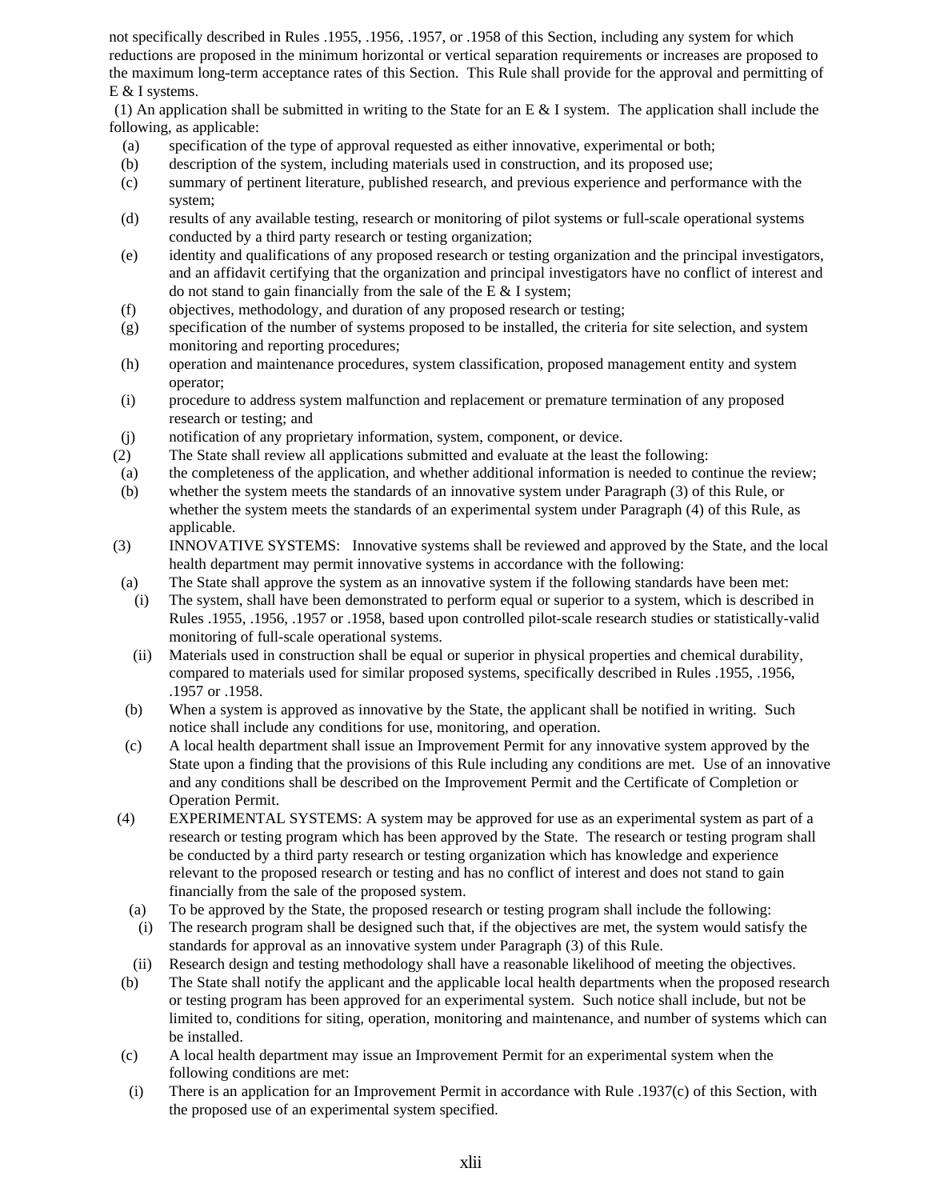not specifically described in Rules .1955, .1956, .1957, or .1958 of this Section, including any system for which reductions are proposed in the minimum horizontal or vertical separation requirements or increases are proposed to the maximum long-term acceptance rates of this Section. This Rule shall provide for the approval and permitting of E & I systems.

(1) An application shall be submitted in writing to the State for an E & I system. The application shall include the following, as applicable:

- (a) specification of the type of approval requested as either innovative, experimental or both;
- (b) description of the system, including materials used in construction, and its proposed use;
- (c) summary of pertinent literature, published research, and previous experience and performance with the system;
- (d) results of any available testing, research or monitoring of pilot systems or full-scale operational systems conducted by a third party research or testing organization;
- (e) identity and qualifications of any proposed research or testing organization and the principal investigators, and an affidavit certifying that the organization and principal investigators have no conflict of interest and do not stand to gain financially from the sale of the E & I system;
- (f) objectives, methodology, and duration of any proposed research or testing;
- (g) specification of the number of systems proposed to be installed, the criteria for site selection, and system monitoring and reporting procedures;
- (h) operation and maintenance procedures, system classification, proposed management entity and system operator;
- (i) procedure to address system malfunction and replacement or premature termination of any proposed research or testing; and
- (j) notification of any proprietary information, system, component, or device.

(2) The State shall review all applications submitted and evaluate at the least the following:

- (a) the completeness of the application, and whether additional information is needed to continue the review;
- (b) whether the system meets the standards of an innovative system under Paragraph (3) of this Rule, or whether the system meets the standards of an experimental system under Paragraph (4) of this Rule, as applicable.

(3) INNOVATIVE SYSTEMS: Innovative systems shall be reviewed and approved by the State, and the local health department may permit innovative systems in accordance with the following:

- (a) The State shall approve the system as an innovative system if the following standards have been met:
  - (i) The system, shall have been demonstrated to perform equal or superior to a system, which is described in Rules .1955, .1956, .1957 or .1958, based upon controlled pilot-scale research studies or statistically-valid monitoring of full-scale operational systems.
  - (ii) Materials used in construction shall be equal or superior in physical properties and chemical durability, compared to materials used for similar proposed systems, specifically described in Rules .1955, .1956, .1957 or .1958.
- (b) When a system is approved as innovative by the State, the applicant shall be notified in writing. Such notice shall include any conditions for use, monitoring, and operation.
- (c) A local health department shall issue an Improvement Permit for any innovative system approved by the State upon a finding that the provisions of this Rule including any conditions are met. Use of an innovative and any conditions shall be described on the Improvement Permit and the Certificate of Completion or Operation Permit.

(4) EXPERIMENTAL SYSTEMS: A system may be approved for use as an experimental system as part of a research or testing program which has been approved by the State. The research or testing program shall be conducted by a third party research or testing organization which has knowledge and experience relevant to the proposed research or testing and has no conflict of interest and does not stand to gain financially from the sale of the proposed system.

- (a) To be approved by the State, the proposed research or testing program shall include the following:
  - (i) The research program shall be designed such that, if the objectives are met, the system would satisfy the standards for approval as an innovative system under Paragraph (3) of this Rule.
  - (ii) Research design and testing methodology shall have a reasonable likelihood of meeting the objectives.
- (b) The State shall notify the applicant and the applicable local health departments when the proposed research or testing program has been approved for an experimental system. Such notice shall include, but not be limited to, conditions for siting, operation, monitoring and maintenance, and number of systems which can be installed.
- (c) A local health department may issue an Improvement Permit for an experimental system when the following conditions are met:
  - (i) There is an application for an Improvement Permit in accordance with Rule .1937(c) of this Section, with the proposed use of an experimental system specified.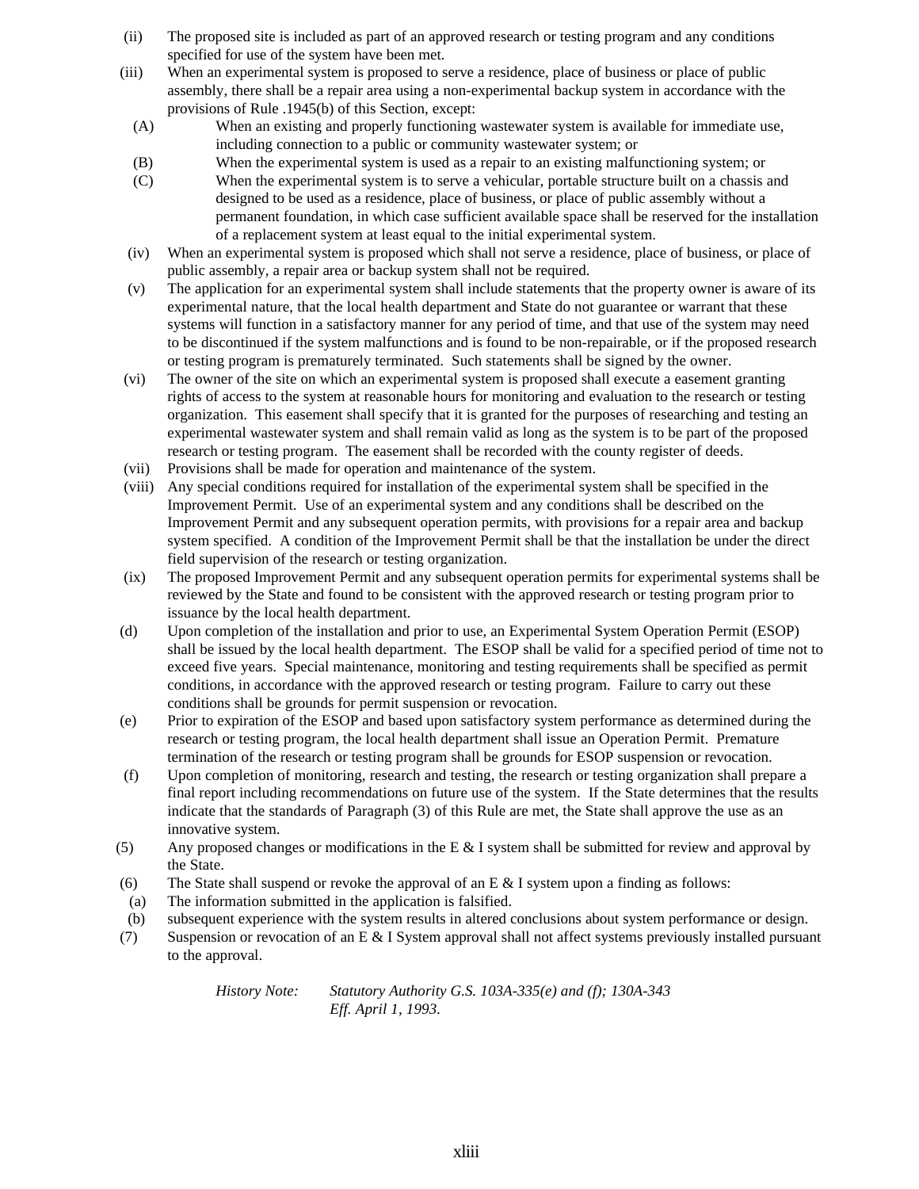(ii) The proposed site is included as part of an approved research or testing program and any conditions specified for use of the system have been met.

(iii) When an experimental system is proposed to serve a residence, place of business or place of public assembly, there shall be a repair area using a non-experimental backup system in accordance with the provisions of Rule .1945(b) of this Section, except:

(A) When an existing and properly functioning wastewater system is available for immediate use, including connection to a public or community wastewater system; or

(B) When the experimental system is used as a repair to an existing malfunctioning system; or

(C) When the experimental system is to serve a vehicular, portable structure built on a chassis and designed to be used as a residence, place of business, or place of public assembly without a permanent foundation, in which case sufficient available space shall be reserved for the installation of a replacement system at least equal to the initial experimental system.

(iv) When an experimental system is proposed which shall not serve a residence, place of business, or place of public assembly, a repair area or backup system shall not be required.

(v) The application for an experimental system shall include statements that the property owner is aware of its experimental nature, that the local health department and State do not guarantee or warrant that these systems will function in a satisfactory manner for any period of time, and that use of the system may need to be discontinued if the system malfunctions and is found to be non-repairable, or if the proposed research or testing program is prematurely terminated. Such statements shall be signed by the owner.

(vi) The owner of the site on which an experimental system is proposed shall execute a easement granting rights of access to the system at reasonable hours for monitoring and evaluation to the research or testing organization. This easement shall specify that it is granted for the purposes of researching and testing an experimental wastewater system and shall remain valid as long as the system is to be part of the proposed research or testing program. The easement shall be recorded with the county register of deeds.

(vii) Provisions shall be made for operation and maintenance of the system.

(viii) Any special conditions required for installation of the experimental system shall be specified in the Improvement Permit. Use of an experimental system and any conditions shall be described on the Improvement Permit and any subsequent operation permits, with provisions for a repair area and backup system specified. A condition of the Improvement Permit shall be that the installation be under the direct field supervision of the research or testing organization.

(ix) The proposed Improvement Permit and any subsequent operation permits for experimental systems shall be reviewed by the State and found to be consistent with the approved research or testing program prior to issuance by the local health department.

(d) Upon completion of the installation and prior to use, an Experimental System Operation Permit (ESOP) shall be issued by the local health department. The ESOP shall be valid for a specified period of time not to exceed five years. Special maintenance, monitoring and testing requirements shall be specified as permit conditions, in accordance with the approved research or testing program. Failure to carry out these conditions shall be grounds for permit suspension or revocation.

(e) Prior to expiration of the ESOP and based upon satisfactory system performance as determined during the research or testing program, the local health department shall issue an Operation Permit. Premature termination of the research or testing program shall be grounds for ESOP suspension or revocation.

(f) Upon completion of monitoring, research and testing, the research or testing organization shall prepare a final report including recommendations on future use of the system. If the State determines that the results indicate that the standards of Paragraph (3) of this Rule are met, the State shall approve the use as an innovative system.

(5) Any proposed changes or modifications in the E & I system shall be submitted for review and approval by the State.

(6) The State shall suspend or revoke the approval of an E & I system upon a finding as follows:

(a) The information submitted in the application is falsified.

(b) subsequent experience with the system results in altered conclusions about system performance or design.

(7) Suspension or revocation of an E & I System approval shall not affect systems previously installed pursuant to the approval.

*History Note: Statutory Authority G.S. 103A-335(e) and (f); 130A-343*
*Eff. April 1, 1993.*